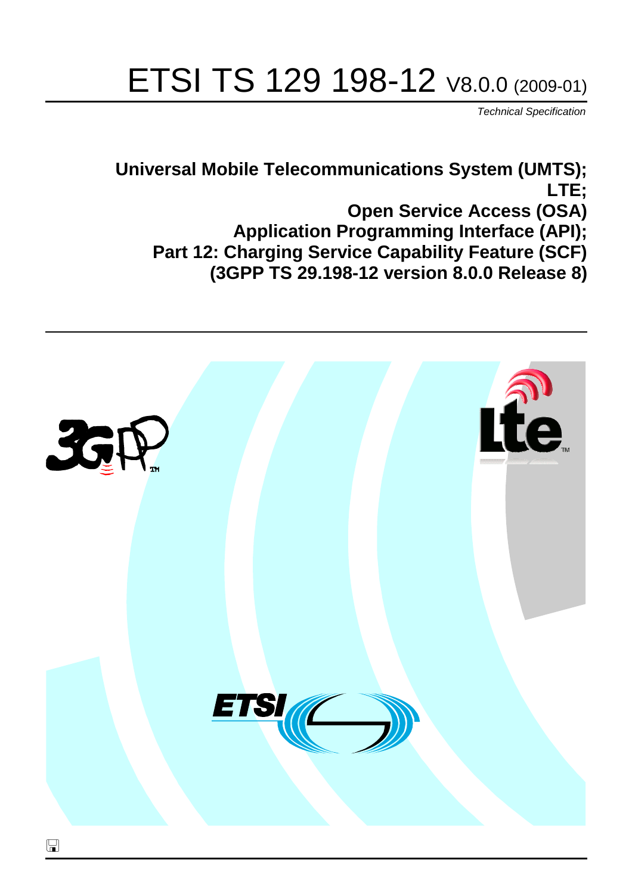# ETSI TS 129 198-12 V8.0.0 (2009-01)

*Technical Specification*

**Universal Mobile Telecommunications System (UMTS);**
**LTE;**
**Open Service Access (OSA)**
**Application Programming Interface (API);**
**Part 12: Charging Service Capability Feature (SCF)**
**(3GPP TS 29.198-12 version 8.0.0 Release 8)**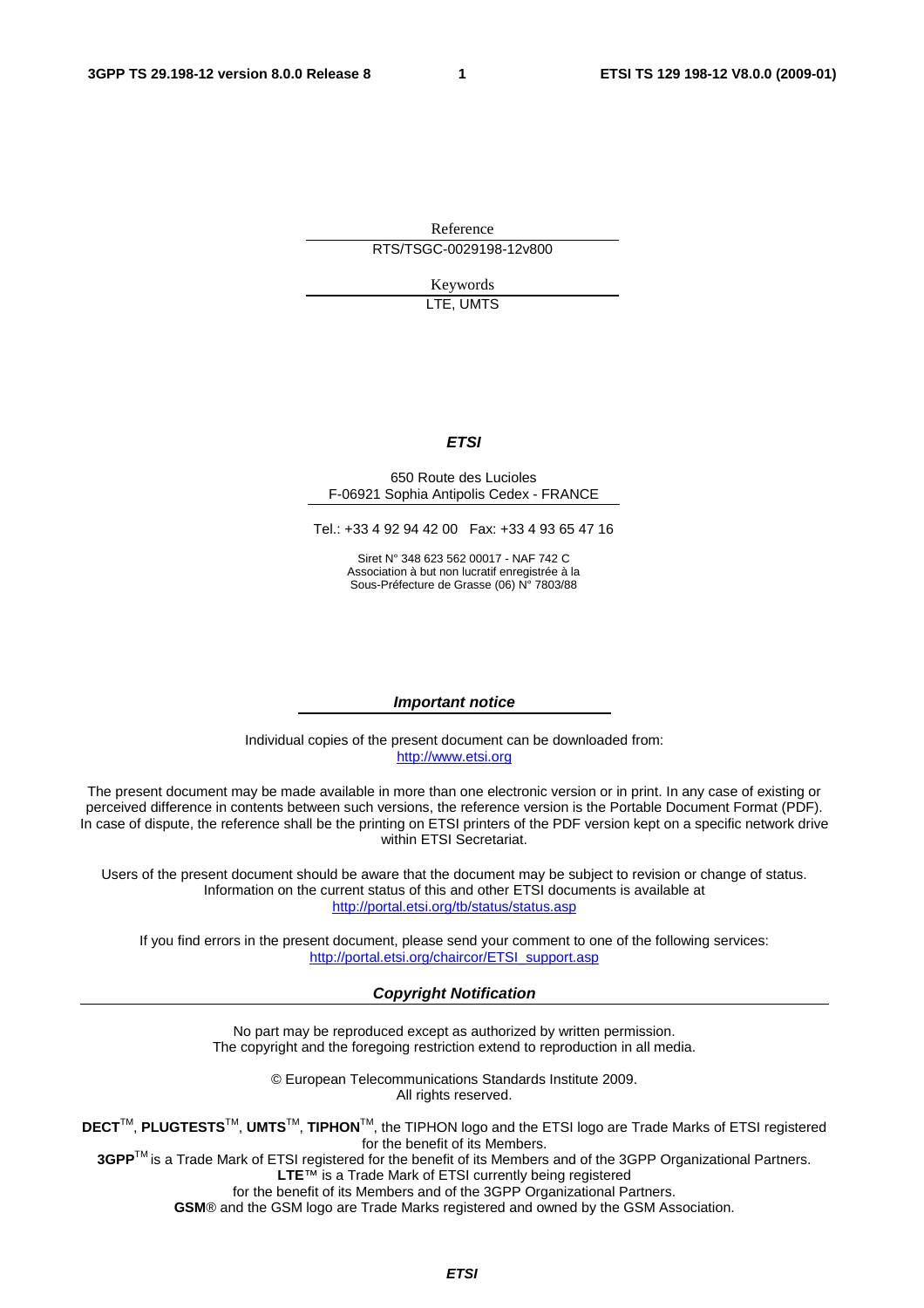Reference

RTS/TSGC-0029198-12v800

Keywords

LTE, UMTS

***ETSI***

650 Route des Lucioles
F-06921 Sophia Antipolis Cedex - FRANCE

Tel.: +33 4 92 94 42 00 Fax: +33 4 93 65 47 16

Siret N° 348 623 562 00017 - NAF 742 C
Association à but non lucratif enregistrée à la
Sous-Préfecture de Grasse (06) N° 7803/88

***Important notice***

Individual copies of the present document can be downloaded from:
http://www.etsi.org

The present document may be made available in more than one electronic version or in print. In any case of existing or perceived difference in contents between such versions, the reference version is the Portable Document Format (PDF). In case of dispute, the reference shall be the printing on ETSI printers of the PDF version kept on a specific network drive within ETSI Secretariat.

Users of the present document should be aware that the document may be subject to revision or change of status. Information on the current status of this and other ETSI documents is available at
http://portal.etsi.org/tb/status/status.asp

If you find errors in the present document, please send your comment to one of the following services:
http://portal.etsi.org/chaircor/ETSI_support.asp

***Copyright Notification***

No part may be reproduced except as authorized by written permission.
The copyright and the foregoing restriction extend to reproduction in all media.

© European Telecommunications Standards Institute 2009.
All rights reserved.

**DECT**™, **PLUGTESTS**™, **UMTS**™, **TIPHON**™, the TIPHON logo and the ETSI logo are Trade Marks of ETSI registered for the benefit of its Members.
**3GPP**™ is a Trade Mark of ETSI registered for the benefit of its Members and of the 3GPP Organizational Partners.
**LTE**™ is a Trade Mark of ETSI currently being registered
for the benefit of its Members and of the 3GPP Organizational Partners.
**GSM**® and the GSM logo are Trade Marks registered and owned by the GSM Association.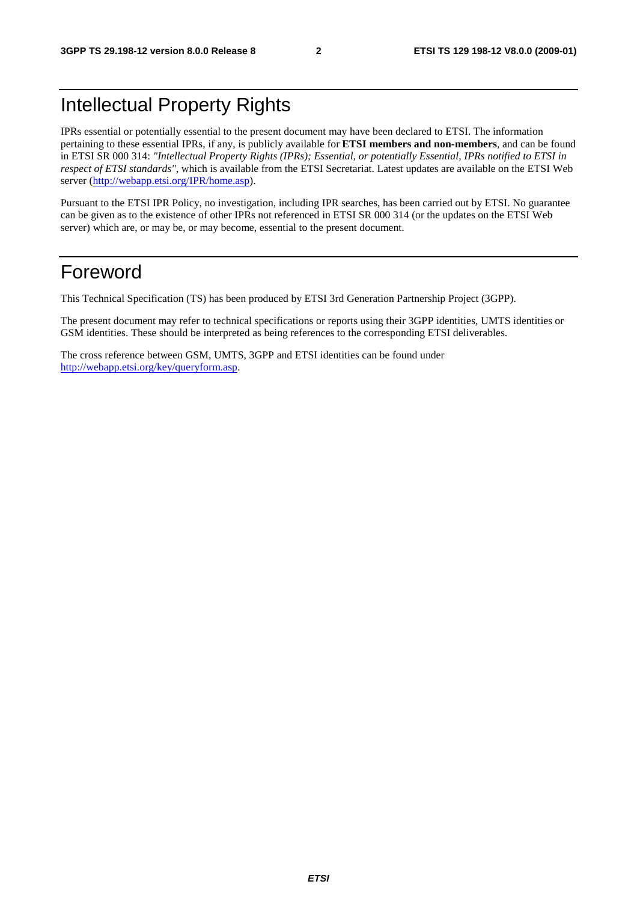# Intellectual Property Rights

IPRs essential or potentially essential to the present document may have been declared to ETSI. The information pertaining to these essential IPRs, if any, is publicly available for **ETSI members and non-members**, and can be found in ETSI SR 000 314: *"Intellectual Property Rights (IPRs); Essential, or potentially Essential, IPRs notified to ETSI in respect of ETSI standards"*, which is available from the ETSI Secretariat. Latest updates are available on the ETSI Web server (http://webapp.etsi.org/IPR/home.asp).

Pursuant to the ETSI IPR Policy, no investigation, including IPR searches, has been carried out by ETSI. No guarantee can be given as to the existence of other IPRs not referenced in ETSI SR 000 314 (or the updates on the ETSI Web server) which are, or may be, or may become, essential to the present document.

# Foreword

This Technical Specification (TS) has been produced by ETSI 3rd Generation Partnership Project (3GPP).

The present document may refer to technical specifications or reports using their 3GPP identities, UMTS identities or GSM identities. These should be interpreted as being references to the corresponding ETSI deliverables.

The cross reference between GSM, UMTS, 3GPP and ETSI identities can be found under http://webapp.etsi.org/key/queryform.asp.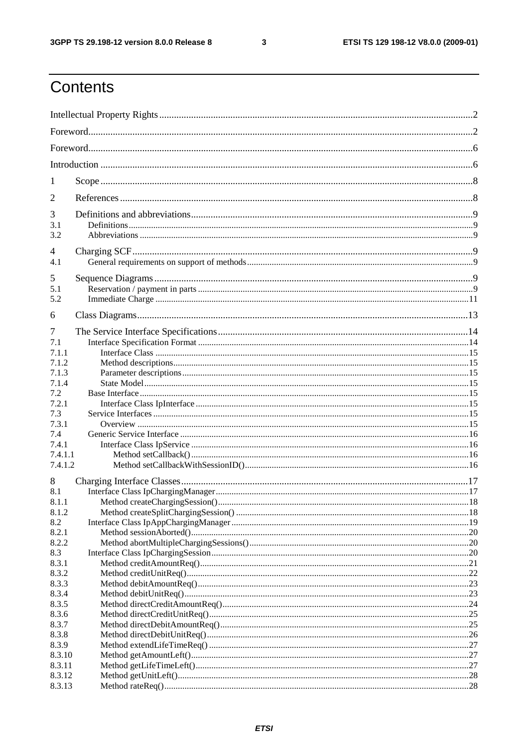# Contents

Intellectual Property Rights ... 2

Foreword ... 2

Foreword ... 6

Introduction ... 6

1 Scope ... 8

2 References ... 8

3 Definitions and abbreviations ... 9
- 3.1 Definitions ... 9
- 3.2 Abbreviations ... 9

4 Charging SCF ... 9
- 4.1 General requirements on support of methods ... 9

5 Sequence Diagrams ... 9
- 5.1 Reservation / payment in parts ... 9
- 5.2 Immediate Charge ... 11

6 Class Diagrams ... 13

7 The Service Interface Specifications ... 14
- 7.1 Interface Specification Format ... 14
- 7.1.1 Interface Class ... 15
- 7.1.2 Method descriptions ... 15
- 7.1.3 Parameter descriptions ... 15
- 7.1.4 State Model ... 15
- 7.2 Base Interface ... 15
- 7.2.1 Interface Class IpInterface ... 15
- 7.3 Service Interfaces ... 15
- 7.3.1 Overview ... 15
- 7.4 Generic Service Interface ... 16
- 7.4.1 Interface Class IpService ... 16
- 7.4.1.1 Method setCallback() ... 16
- 7.4.1.2 Method setCallbackWithSessionID() ... 16

8 Charging Interface Classes ... 17
- 8.1 Interface Class IpChargingManager ... 17
- 8.1.1 Method createChargingSession() ... 18
- 8.1.2 Method createSplitChargingSession() ... 18
- 8.2 Interface Class IpAppChargingManager ... 19
- 8.2.1 Method sessionAborted() ... 20
- 8.2.2 Method abortMultipleChargingSessions() ... 20
- 8.3 Interface Class IpChargingSession ... 20
- 8.3.1 Method creditAmountReq() ... 21
- 8.3.2 Method creditUnitReq() ... 22
- 8.3.3 Method debitAmountReq() ... 23
- 8.3.4 Method debitUnitReq() ... 23
- 8.3.5 Method directCreditAmountReq() ... 24
- 8.3.6 Method directCreditUnitReq() ... 25
- 8.3.7 Method directDebitAmountReq() ... 25
- 8.3.8 Method directDebitUnitReq() ... 26
- 8.3.9 Method extendLifeTimeReq() ... 27
- 8.3.10 Method getAmountLeft() ... 27
- 8.3.11 Method getLifeTimeLeft() ... 27
- 8.3.12 Method getUnitLeft() ... 28
- 8.3.13 Method rateReq() ... 28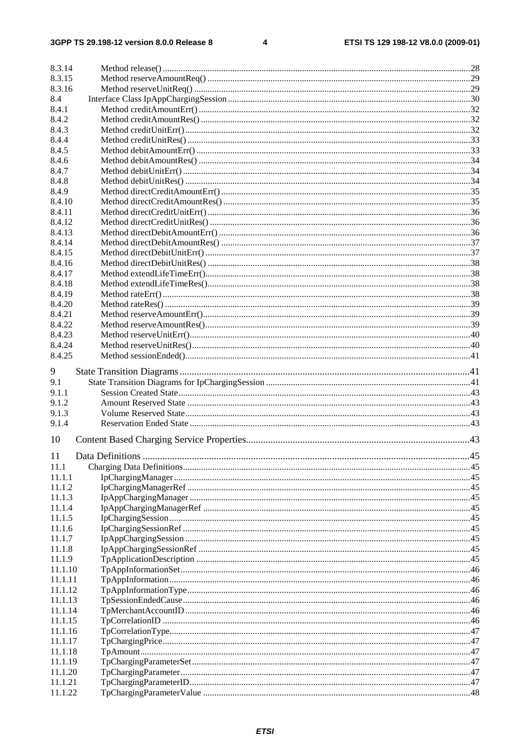8.3.14 Method release() ....................................................................................................................................28
8.3.15 Method reserveAmountReq() ....................................................................................................................29
8.3.16 Method reserveUnitReq() ..........................................................................................................................29
8.4 Interface Class IpAppChargingSession ...........................................................................................................30
8.4.1 Method creditAmountErr() ........................................................................................................................32
8.4.2 Method creditAmountRes() .......................................................................................................................32
8.4.3 Method creditUnitErr() ..............................................................................................................................32
8.4.4 Method creditUnitRes() .............................................................................................................................33
8.4.5 Method debitAmountErr() .........................................................................................................................33
8.4.6 Method debitAmountRes() ........................................................................................................................34
8.4.7 Method debitUnitErr() ...............................................................................................................................34
8.4.8 Method debitUnitRes() ..............................................................................................................................34
8.4.9 Method directCreditAmountErr() ..............................................................................................................35
8.4.10 Method directCreditAmountRes() .............................................................................................................35
8.4.11 Method directCreditUnitErr() ....................................................................................................................36
8.4.12 Method directCreditUnitRes() ...................................................................................................................36
8.4.13 Method directDebitAmountErr() ...............................................................................................................36
8.4.14 Method directDebitAmountRes() ..............................................................................................................37
8.4.15 Method directDebitUnitErr() .....................................................................................................................37
8.4.16 Method directDebitUnitRes() ....................................................................................................................38
8.4.17 Method extendLifeTimeErr().....................................................................................................................38
8.4.18 Method extendLifeTimeRes()....................................................................................................................38
8.4.19 Method rateErr() ........................................................................................................................................38
8.4.20 Method rateRes() .......................................................................................................................................39
8.4.21 Method reserveAmountErr()......................................................................................................................39
8.4.22 Method reserveAmountRes().....................................................................................................................39
8.4.23 Method reserveUnitErr()............................................................................................................................40
8.4.24 Method reserveUnitRes()...........................................................................................................................40
8.4.25 Method sessionEnded()..............................................................................................................................41

9 State Transition Diagrams .....................................................................................................................41
9.1 State Transition Diagrams for IpChargingSession ...........................................................................................41
9.1.1 Session Created State.................................................................................................................................43
9.1.2 Amount Reserved State .............................................................................................................................43
9.1.3 Volume Reserved State..............................................................................................................................43
9.1.4 Reservation Ended State ............................................................................................................................43

10 Content Based Charging Service Properties..........................................................................................43

11 Data Definitions .....................................................................................................................................45
11.1 Charging Data Definitions...............................................................................................................................45
11.1.1 IpChargingManager ..................................................................................................................................45
11.1.2 IpChargingManagerRef .............................................................................................................................45
11.1.3 IpAppChargingManager ............................................................................................................................45
11.1.4 IpAppChargingManagerRef ......................................................................................................................45
11.1.5 IpChargingSession.....................................................................................................................................45
11.1.6 IpChargingSessionRef ...............................................................................................................................45
11.1.7 IpAppChargingSession ..............................................................................................................................45
11.1.8 IpAppChargingSessionRef ........................................................................................................................45
11.1.9 TpApplicationDescription .........................................................................................................................45
11.1.10 TpAppInformationSet................................................................................................................................46
11.1.11 TpAppInformation.....................................................................................................................................46
11.1.12 TpAppInformationType.............................................................................................................................46
11.1.13 TpSessionEndedCause...............................................................................................................................46
11.1.14 TpMerchantAccountID..............................................................................................................................46
11.1.15 TpCorrelationID ........................................................................................................................................46
11.1.16 TpCorrelationType.....................................................................................................................................47
11.1.17 TpChargingPrice........................................................................................................................................47
11.1.18 TpAmount..................................................................................................................................................47
11.1.19 TpChargingParameterSet...........................................................................................................................47
11.1.20 TpChargingParameter................................................................................................................................47
11.1.21 TpChargingParameterID............................................................................................................................47
11.1.22 TpChargingParameterValue ......................................................................................................................48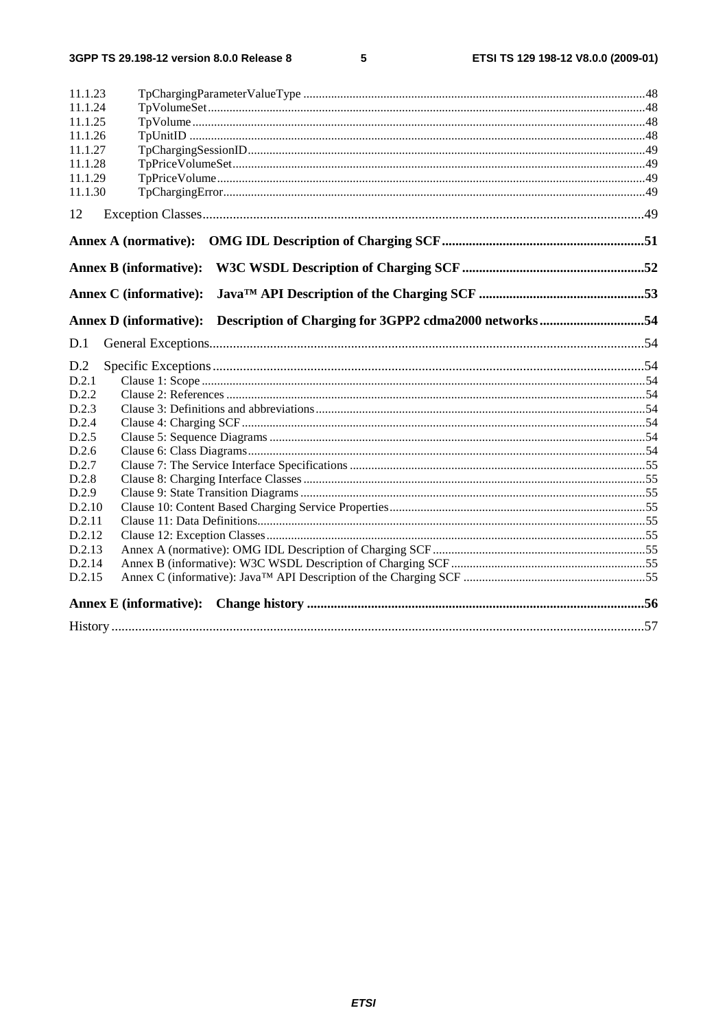11.1.23 TpChargingParameterValueType ..... 48
11.1.24 TpVolumeSet ..... 48
11.1.25 TpVolume ..... 48
11.1.26 TpUnitID ..... 48
11.1.27 TpChargingSessionID ..... 49
11.1.28 TpPriceVolumeSet ..... 49
11.1.29 TpPriceVolume ..... 49
11.1.30 TpChargingError ..... 49

12 Exception Classes ..... 49

**Annex A (normative): OMG IDL Description of Charging SCF ..... 51**

**Annex B (informative): W3C WSDL Description of Charging SCF ..... 52**

**Annex C (informative): Java™ API Description of the Charging SCF ..... 53**

**Annex D (informative): Description of Charging for 3GPP2 cdma2000 networks ..... 54**

D.1 General Exceptions ..... 54

D.2 Specific Exceptions ..... 54
D.2.1 Clause 1: Scope ..... 54
D.2.2 Clause 2: References ..... 54
D.2.3 Clause 3: Definitions and abbreviations ..... 54
D.2.4 Clause 4: Charging SCF ..... 54
D.2.5 Clause 5: Sequence Diagrams ..... 54
D.2.6 Clause 6: Class Diagrams ..... 54
D.2.7 Clause 7: The Service Interface Specifications ..... 55
D.2.8 Clause 8: Charging Interface Classes ..... 55
D.2.9 Clause 9: State Transition Diagrams ..... 55
D.2.10 Clause 10: Content Based Charging Service Properties ..... 55
D.2.11 Clause 11: Data Definitions ..... 55
D.2.12 Clause 12: Exception Classes ..... 55
D.2.13 Annex A (normative): OMG IDL Description of Charging SCF ..... 55
D.2.14 Annex B (informative): W3C WSDL Description of Charging SCF ..... 55
D.2.15 Annex C (informative): Java™ API Description of the Charging SCF ..... 55

**Annex E (informative): Change history ..... 56**

History ..... 57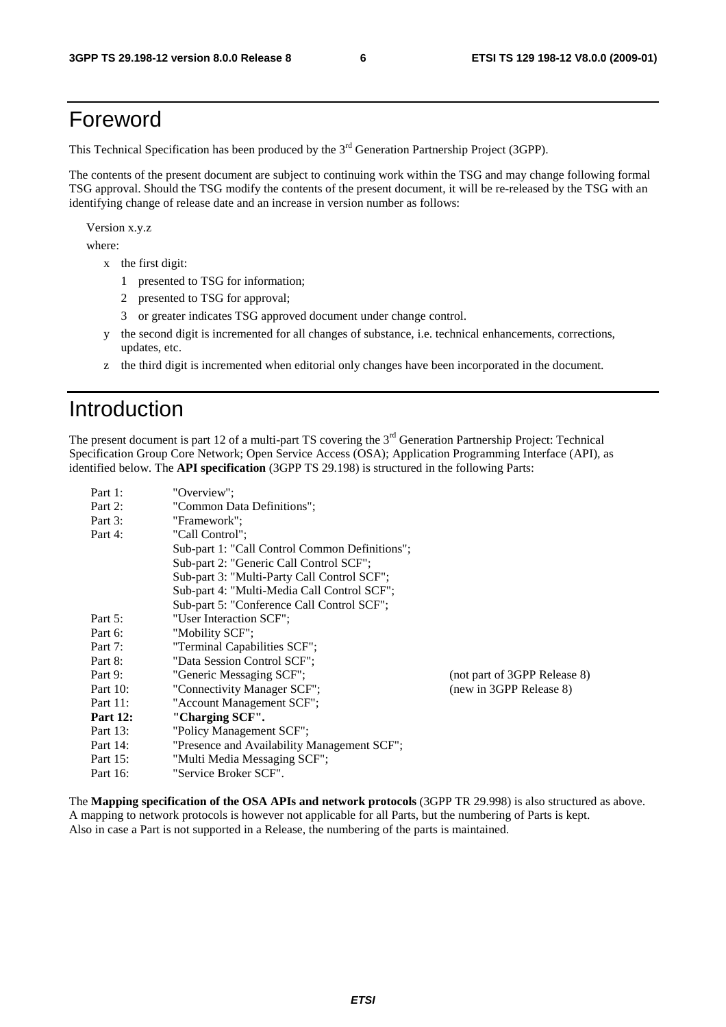# Foreword

This Technical Specification has been produced by the 3rd Generation Partnership Project (3GPP).

The contents of the present document are subject to continuing work within the TSG and may change following formal TSG approval. Should the TSG modify the contents of the present document, it will be re-released by the TSG with an identifying change of release date and an increase in version number as follows:

Version x.y.z

where:

- x the first digit:
  - 1 presented to TSG for information;
  - 2 presented to TSG for approval;
  - 3 or greater indicates TSG approved document under change control.
- y the second digit is incremented for all changes of substance, i.e. technical enhancements, corrections, updates, etc.
- z the third digit is incremented when editorial only changes have been incorporated in the document.

# Introduction

The present document is part 12 of a multi-part TS covering the 3rd Generation Partnership Project: Technical Specification Group Core Network; Open Service Access (OSA); Application Programming Interface (API), as identified below. The **API specification** (3GPP TS 29.198) is structured in the following Parts:

| | | |
|---|---|---|
| Part 1: | "Overview"; | |
| Part 2: | "Common Data Definitions"; | |
| Part 3: | "Framework"; | |
| Part 4: | "Call Control"; | |
| | Sub-part 1: "Call Control Common Definitions"; | |
| | Sub-part 2: "Generic Call Control SCF"; | |
| | Sub-part 3: "Multi-Party Call Control SCF"; | |
| | Sub-part 4: "Multi-Media Call Control SCF"; | |
| | Sub-part 5: "Conference Call Control SCF"; | |
| Part 5: | "User Interaction SCF"; | |
| Part 6: | "Mobility SCF"; | |
| Part 7: | "Terminal Capabilities SCF"; | |
| Part 8: | "Data Session Control SCF"; | |
| Part 9: | "Generic Messaging SCF"; | (not part of 3GPP Release 8) |
| Part 10: | "Connectivity Manager SCF"; | (new in 3GPP Release 8) |
| Part 11: | "Account Management SCF"; | |
| **Part 12:** | **"Charging SCF".** | |
| Part 13: | "Policy Management SCF"; | |
| Part 14: | "Presence and Availability Management SCF"; | |
| Part 15: | "Multi Media Messaging SCF"; | |
| Part 16: | "Service Broker SCF". | |

The **Mapping specification of the OSA APIs and network protocols** (3GPP TR 29.998) is also structured as above. A mapping to network protocols is however not applicable for all Parts, but the numbering of Parts is kept. Also in case a Part is not supported in a Release, the numbering of the parts is maintained.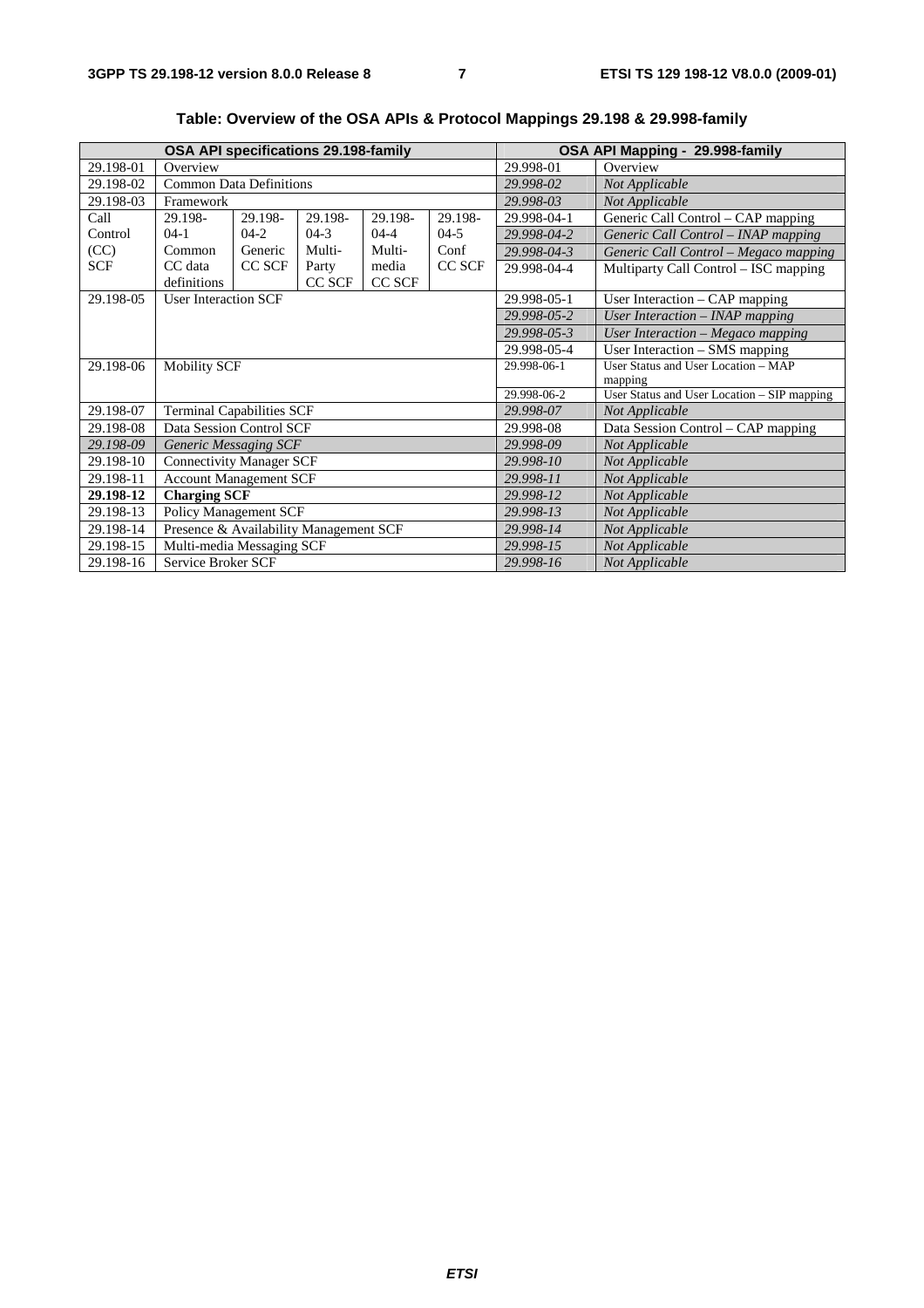**Table: Overview of the OSA APIs & Protocol Mappings 29.198 & 29.998-family**

| OSA API specifications 29.198-family | | | | | | OSA API Mapping - 29.998-family | |
|---|---|---|---|---|---|---|---|
| 29.198-01 | Overview | | | | | 29.998-01 | Overview |
| 29.198-02 | Common Data Definitions | | | | | *29.998-02* | *Not Applicable* |
| 29.198-03 | Framework | | | | | *29.998-03* | *Not Applicable* |
| Call Control (CC) SCF | 29.198-04-1 Common CC data definitions | 29.198-04-2 Generic CC SCF | 29.198-04-3 Multi-Party CC SCF | 29.198-04-4 Multi-media CC SCF | 29.198-04-5 Conf CC SCF | 29.998-04-1 | Generic Call Control – CAP mapping |
| | | | | | | *29.998-04-2* | *Generic Call Control – INAP mapping* |
| | | | | | | *29.998-04-3* | *Generic Call Control – Megaco mapping* |
| | | | | | | 29.998-04-4 | Multiparty Call Control – ISC mapping |
| 29.198-05 | User Interaction SCF | | | | | 29.998-05-1 | User Interaction – CAP mapping |
| | | | | | | *29.998-05-2* | *User Interaction – INAP mapping* |
| | | | | | | *29.998-05-3* | *User Interaction – Megaco mapping* |
| | | | | | | 29.998-05-4 | User Interaction – SMS mapping |
| 29.198-06 | Mobility SCF | | | | | 29.998-06-1 | User Status and User Location – MAP mapping |
| | | | | | | 29.998-06-2 | User Status and User Location – SIP mapping |
| 29.198-07 | Terminal Capabilities SCF | | | | | *29.998-07* | *Not Applicable* |
| 29.198-08 | Data Session Control SCF | | | | | 29.998-08 | Data Session Control – CAP mapping |
| *29.198-09* | *Generic Messaging SCF* | | | | | *29.998-09* | *Not Applicable* |
| 29.198-10 | Connectivity Manager SCF | | | | | *29.998-10* | *Not Applicable* |
| 29.198-11 | Account Management SCF | | | | | *29.998-11* | *Not Applicable* |
| **29.198-12** | **Charging SCF** | | | | | *29.998-12* | *Not Applicable* |
| 29.198-13 | Policy Management SCF | | | | | *29.998-13* | *Not Applicable* |
| 29.198-14 | Presence & Availability Management SCF | | | | | *29.998-14* | *Not Applicable* |
| 29.198-15 | Multi-media Messaging SCF | | | | | *29.998-15* | *Not Applicable* |
| 29.198-16 | Service Broker SCF | | | | | *29.998-16* | *Not Applicable* |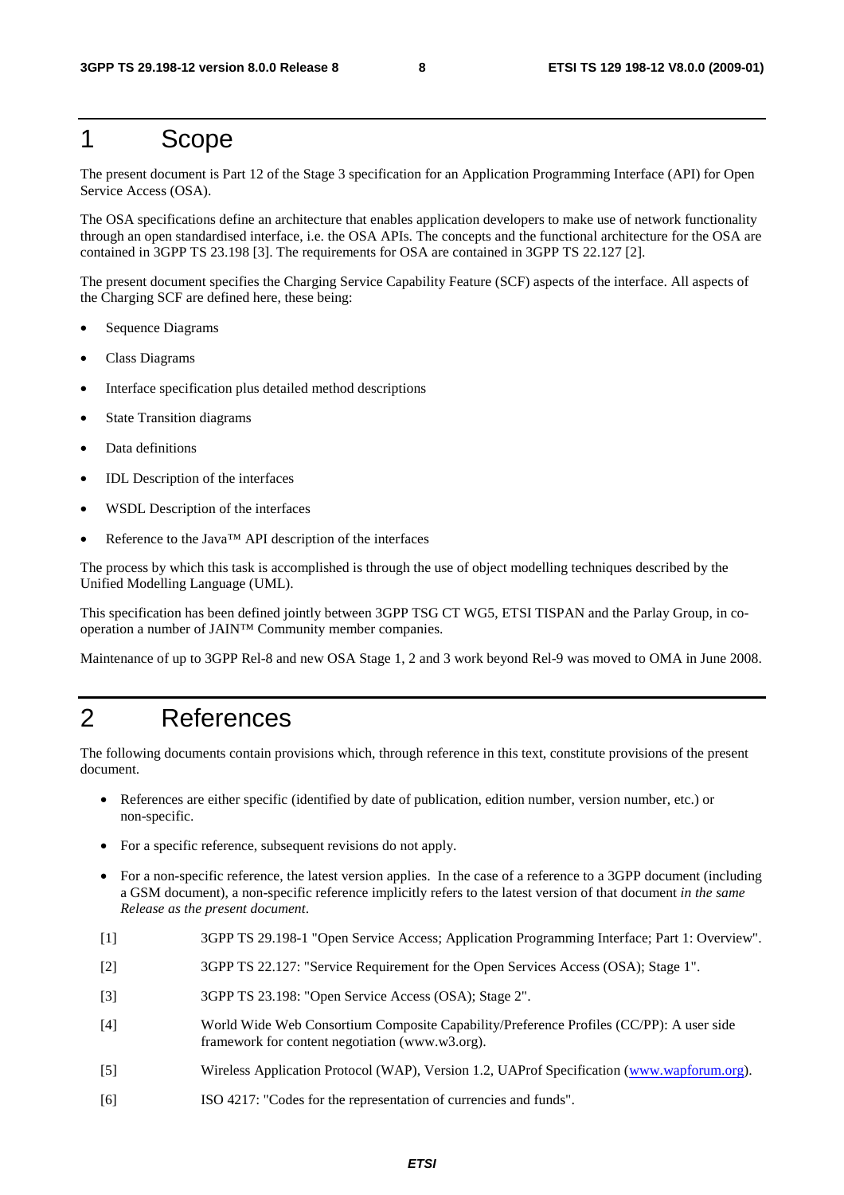# 1 Scope

The present document is Part 12 of the Stage 3 specification for an Application Programming Interface (API) for Open Service Access (OSA).

The OSA specifications define an architecture that enables application developers to make use of network functionality through an open standardised interface, i.e. the OSA APIs. The concepts and the functional architecture for the OSA are contained in 3GPP TS 23.198 [3]. The requirements for OSA are contained in 3GPP TS 22.127 [2].

The present document specifies the Charging Service Capability Feature (SCF) aspects of the interface. All aspects of the Charging SCF are defined here, these being:

- Sequence Diagrams
- Class Diagrams
- Interface specification plus detailed method descriptions
- State Transition diagrams
- Data definitions
- IDL Description of the interfaces
- WSDL Description of the interfaces
- Reference to the Java™ API description of the interfaces

The process by which this task is accomplished is through the use of object modelling techniques described by the Unified Modelling Language (UML).

This specification has been defined jointly between 3GPP TSG CT WG5, ETSI TISPAN and the Parlay Group, in co-operation a number of JAIN™ Community member companies.

Maintenance of up to 3GPP Rel-8 and new OSA Stage 1, 2 and 3 work beyond Rel-9 was moved to OMA in June 2008.

# 2 References

The following documents contain provisions which, through reference in this text, constitute provisions of the present document.

- References are either specific (identified by date of publication, edition number, version number, etc.) or non-specific.
- For a specific reference, subsequent revisions do not apply.
- For a non-specific reference, the latest version applies. In the case of a reference to a 3GPP document (including a GSM document), a non-specific reference implicitly refers to the latest version of that document *in the same Release as the present document*.

[1] 3GPP TS 29.198-1 "Open Service Access; Application Programming Interface; Part 1: Overview".

[2] 3GPP TS 22.127: "Service Requirement for the Open Services Access (OSA); Stage 1".

[3] 3GPP TS 23.198: "Open Service Access (OSA); Stage 2".

[4] World Wide Web Consortium Composite Capability/Preference Profiles (CC/PP): A user side framework for content negotiation (www.w3.org).

[5] Wireless Application Protocol (WAP), Version 1.2, UAProf Specification (www.wapforum.org).

[6] ISO 4217: "Codes for the representation of currencies and funds".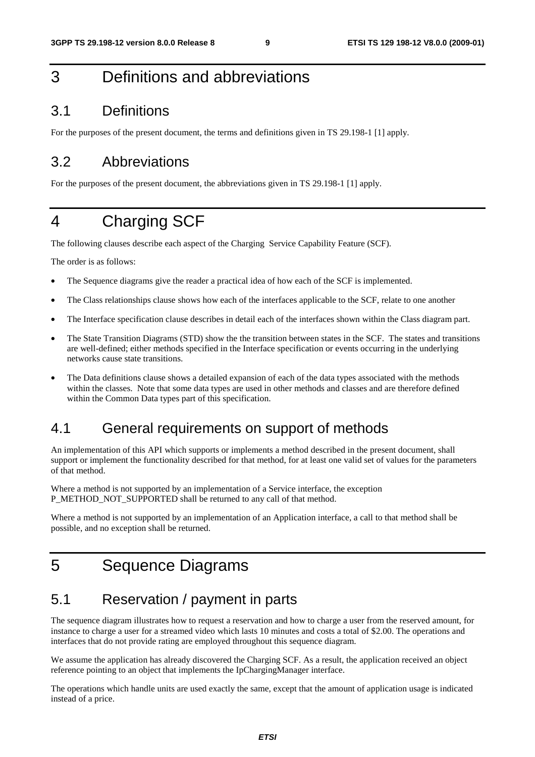# 3 Definitions and abbreviations

## 3.1 Definitions

For the purposes of the present document, the terms and definitions given in TS 29.198-1 [1] apply.

## 3.2 Abbreviations

For the purposes of the present document, the abbreviations given in TS 29.198-1 [1] apply.

# 4 Charging SCF

The following clauses describe each aspect of the Charging Service Capability Feature (SCF).

The order is as follows:

- The Sequence diagrams give the reader a practical idea of how each of the SCF is implemented.
- The Class relationships clause shows how each of the interfaces applicable to the SCF, relate to one another
- The Interface specification clause describes in detail each of the interfaces shown within the Class diagram part.
- The State Transition Diagrams (STD) show the the transition between states in the SCF. The states and transitions are well-defined; either methods specified in the Interface specification or events occurring in the underlying networks cause state transitions.
- The Data definitions clause shows a detailed expansion of each of the data types associated with the methods within the classes. Note that some data types are used in other methods and classes and are therefore defined within the Common Data types part of this specification.

## 4.1 General requirements on support of methods

An implementation of this API which supports or implements a method described in the present document, shall support or implement the functionality described for that method, for at least one valid set of values for the parameters of that method.

Where a method is not supported by an implementation of a Service interface, the exception P_METHOD_NOT_SUPPORTED shall be returned to any call of that method.

Where a method is not supported by an implementation of an Application interface, a call to that method shall be possible, and no exception shall be returned.

# 5 Sequence Diagrams

## 5.1 Reservation / payment in parts

The sequence diagram illustrates how to request a reservation and how to charge a user from the reserved amount, for instance to charge a user for a streamed video which lasts 10 minutes and costs a total of $2.00. The operations and interfaces that do not provide rating are employed throughout this sequence diagram.

We assume the application has already discovered the Charging SCF. As a result, the application received an object reference pointing to an object that implements the IpChargingManager interface.

The operations which handle units are used exactly the same, except that the amount of application usage is indicated instead of a price.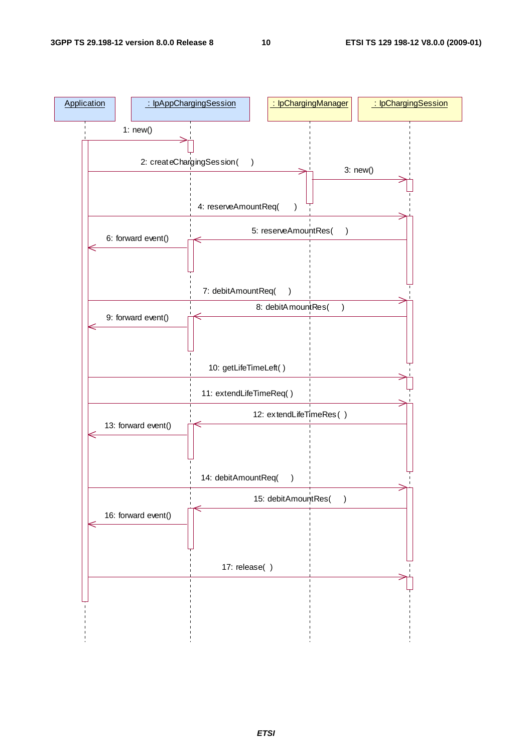Application

: IpAppChargingSession

: IpChargingManager

: IpChargingSession

1: new()

2: createChargingSession( )

3: new()

4: reserveAmountReq( )

5: reserveAmountRes( )

6: forward event()

7: debitAmountReq( )

8: debitAmountRes( )

9: forward event()

10: getLifeTimeLeft( )

11: extendLifeTimeReq( )

12: extendLifeTimeRes( )

13: forward event()

14: debitAmountReq( )

15: debitAmountRes( )

16: forward event()

17: release( )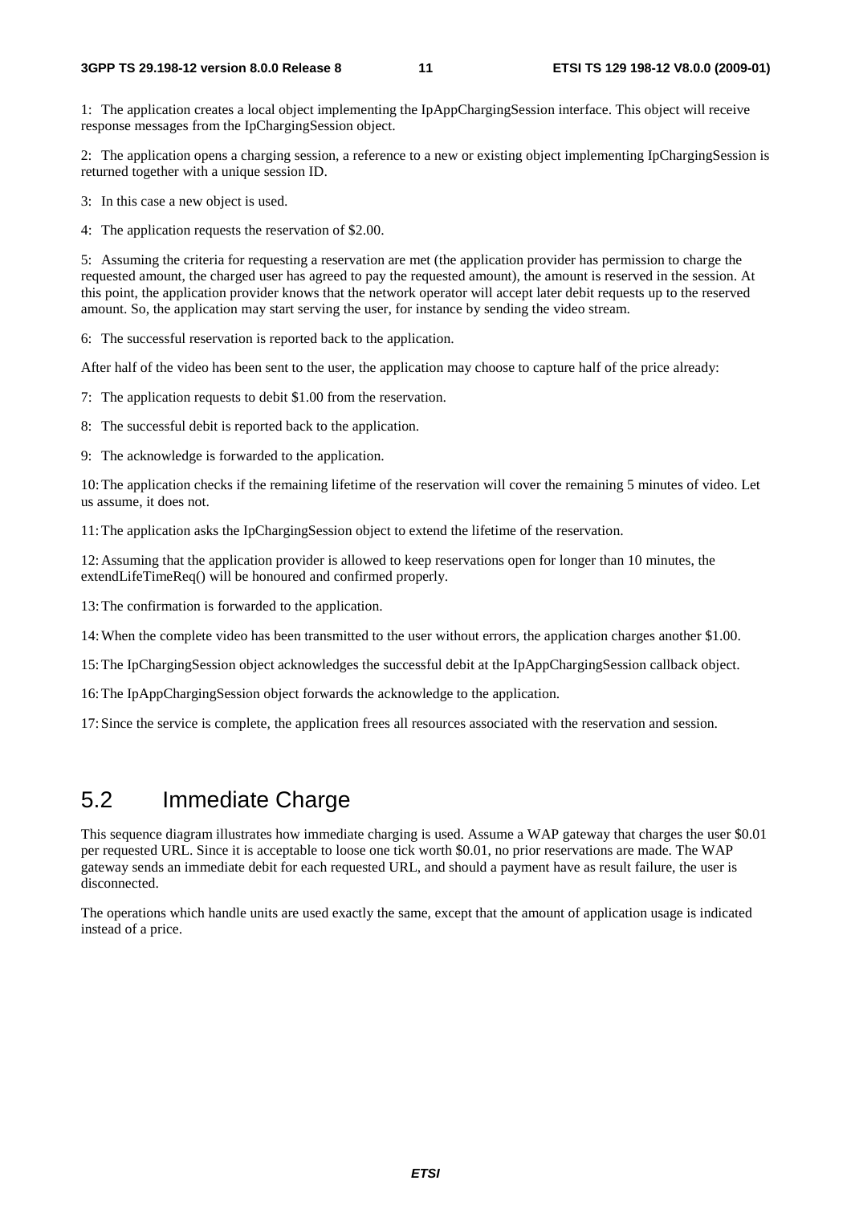1: The application creates a local object implementing the IpAppChargingSession interface. This object will receive response messages from the IpChargingSession object.

2: The application opens a charging session, a reference to a new or existing object implementing IpChargingSession is returned together with a unique session ID.

3: In this case a new object is used.

4: The application requests the reservation of $2.00.

5: Assuming the criteria for requesting a reservation are met (the application provider has permission to charge the requested amount, the charged user has agreed to pay the requested amount), the amount is reserved in the session. At this point, the application provider knows that the network operator will accept later debit requests up to the reserved amount. So, the application may start serving the user, for instance by sending the video stream.

6: The successful reservation is reported back to the application.

After half of the video has been sent to the user, the application may choose to capture half of the price already:

7: The application requests to debit $1.00 from the reservation.

8: The successful debit is reported back to the application.

9: The acknowledge is forwarded to the application.

10: The application checks if the remaining lifetime of the reservation will cover the remaining 5 minutes of video. Let us assume, it does not.

11: The application asks the IpChargingSession object to extend the lifetime of the reservation.

12: Assuming that the application provider is allowed to keep reservations open for longer than 10 minutes, the extendLifeTimeReq() will be honoured and confirmed properly.

13: The confirmation is forwarded to the application.

14: When the complete video has been transmitted to the user without errors, the application charges another $1.00.

15: The IpChargingSession object acknowledges the successful debit at the IpAppChargingSession callback object.

16: The IpAppChargingSession object forwards the acknowledge to the application.

17: Since the service is complete, the application frees all resources associated with the reservation and session.

## 5.2 Immediate Charge

This sequence diagram illustrates how immediate charging is used. Assume a WAP gateway that charges the user $0.01 per requested URL. Since it is acceptable to loose one tick worth $0.01, no prior reservations are made. The WAP gateway sends an immediate debit for each requested URL, and should a payment have as result failure, the user is disconnected.

The operations which handle units are used exactly the same, except that the amount of application usage is indicated instead of a price.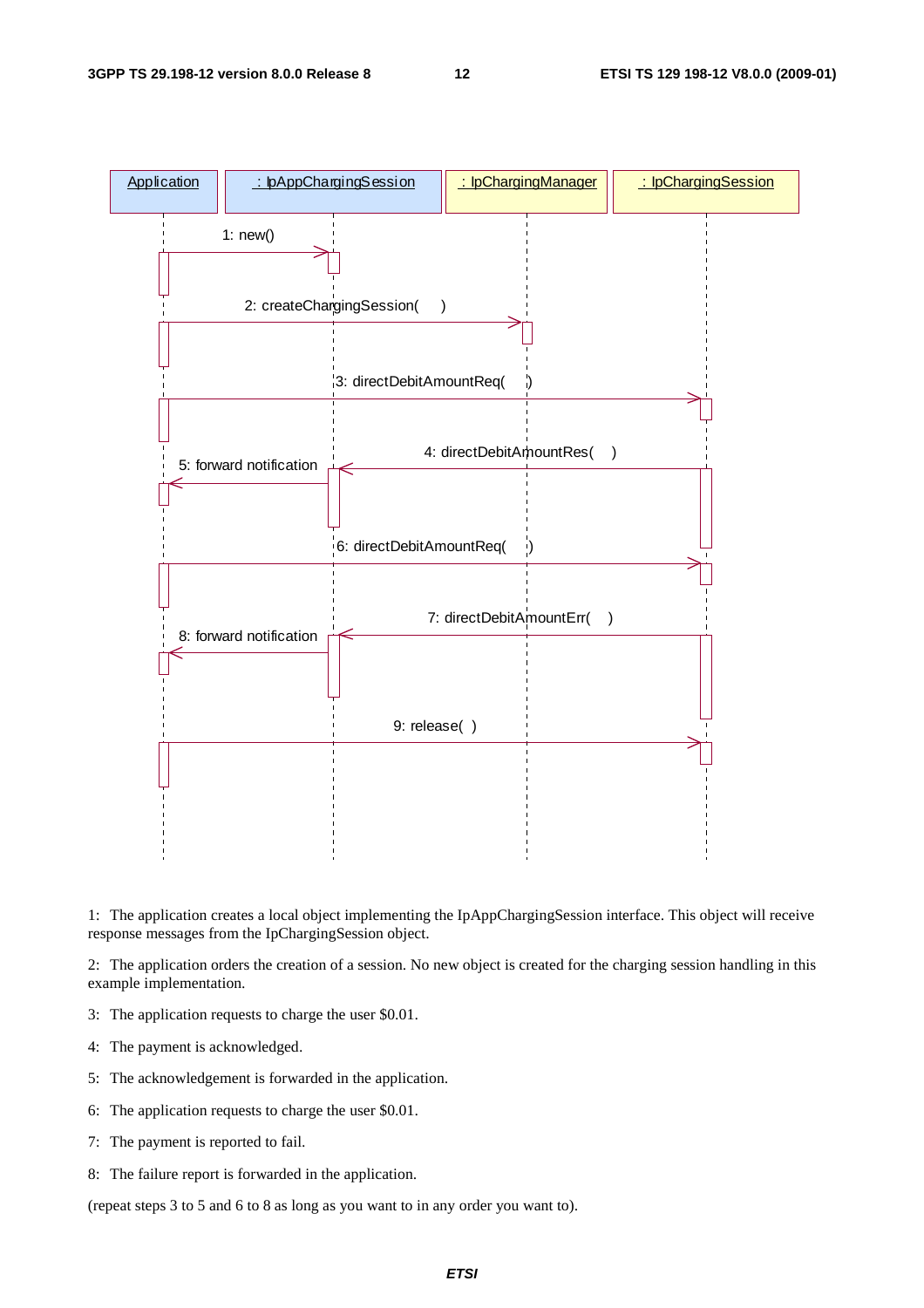1: The application creates a local object implementing the IpAppChargingSession interface. This object will receive response messages from the IpChargingSession object.

2: The application orders the creation of a session. No new object is created for the charging session handling in this example implementation.

3: The application requests to charge the user $0.01.

4: The payment is acknowledged.

5: The acknowledgement is forwarded in the application.

6: The application requests to charge the user $0.01.

7: The payment is reported to fail.

8: The failure report is forwarded in the application.

(repeat steps 3 to 5 and 6 to 8 as long as you want to in any order you want to).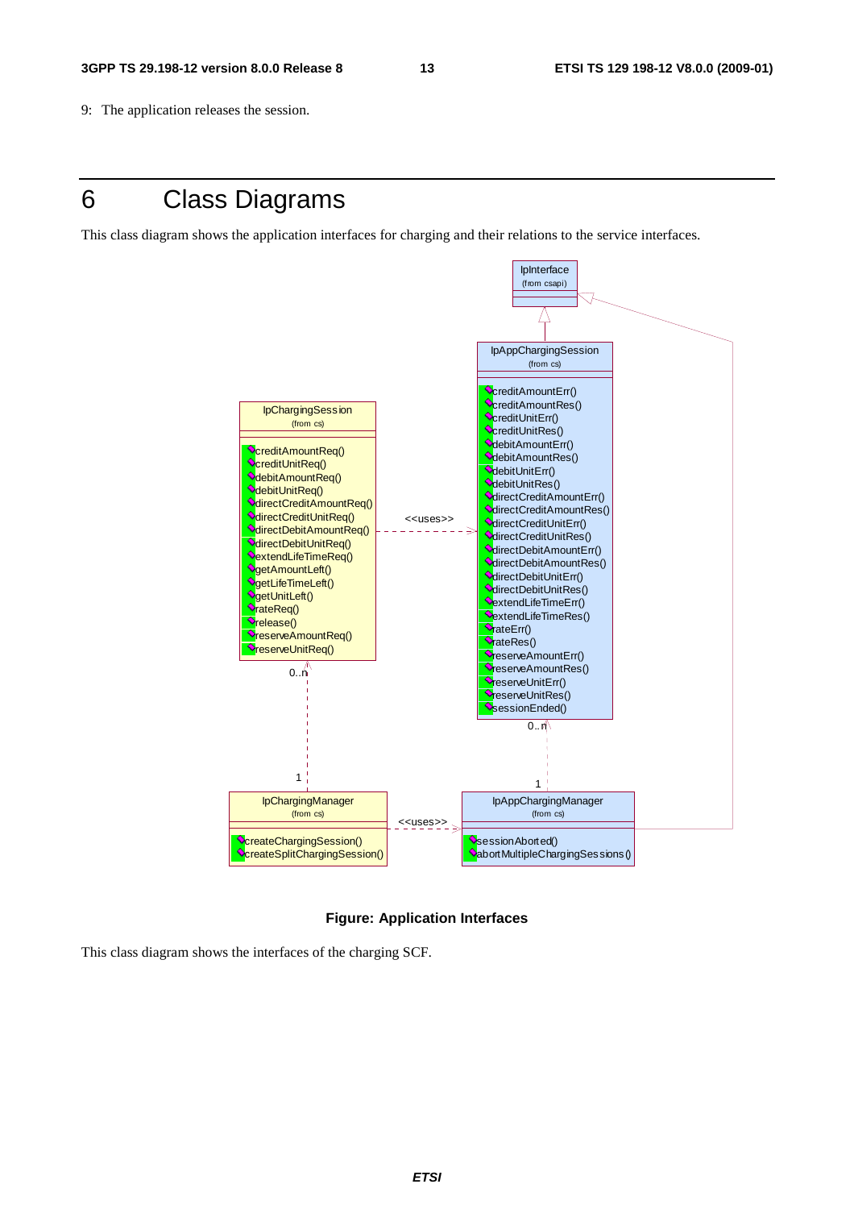9: The application releases the session.

# 6 Class Diagrams

This class diagram shows the application interfaces for charging and their relations to the service interfaces.

**Figure: Application Interfaces**

This class diagram shows the interfaces of the charging SCF.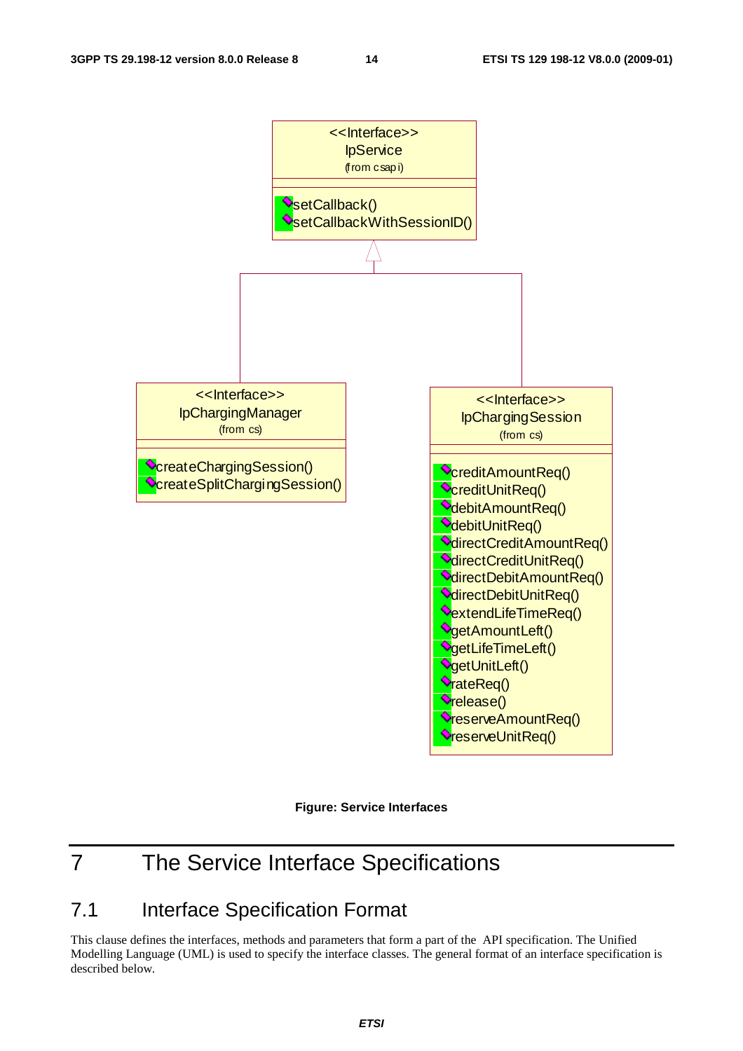<<Interface>>
IpService
(from csapi)

setCallback()
setCallbackWithSessionID()

<<Interface>>
IpChargingManager
(from cs)

createChargingSession()
createSplitChargingSession()

<<Interface>>
IpChargingSession
(from cs)

creditAmountReq()
creditUnitReq()
debitAmountReq()
debitUnitReq()
directCreditAmountReq()
directCreditUnitReq()
directDebitAmountReq()
directDebitUnitReq()
extendLifeTimeReq()
getAmountLeft()
getLifeTimeLeft()
getUnitLeft()
rateReq()
release()
reserveAmountReq()
reserveUnitReq()

**Figure: Service Interfaces**

# 7 The Service Interface Specifications

## 7.1 Interface Specification Format

This clause defines the interfaces, methods and parameters that form a part of the API specification. The Unified Modelling Language (UML) is used to specify the interface classes. The general format of an interface specification is described below.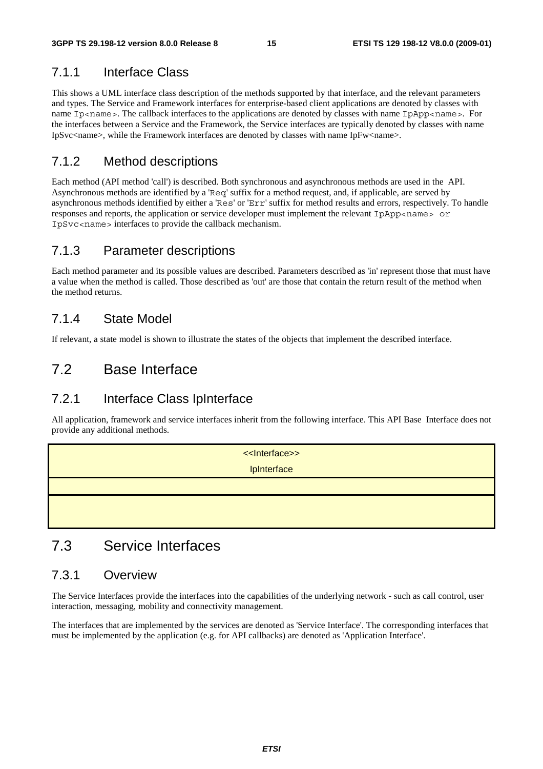### 7.1.1 Interface Class

This shows a UML interface class description of the methods supported by that interface, and the relevant parameters and types. The Service and Framework interfaces for enterprise-based client applications are denoted by classes with name `Ip<name>`. The callback interfaces to the applications are denoted by classes with name `IpApp<name>`. For the interfaces between a Service and the Framework, the Service interfaces are typically denoted by classes with name IpSvc<name>, while the Framework interfaces are denoted by classes with name IpFw<name>.

### 7.1.2 Method descriptions

Each method (API method 'call') is described. Both synchronous and asynchronous methods are used in the API. Asynchronous methods are identified by a '`Req`' suffix for a method request, and, if applicable, are served by asynchronous methods identified by either a '`Res`' or '`Err`' suffix for method results and errors, respectively. To handle responses and reports, the application or service developer must implement the relevant `IpApp<name>` or `IpSvc<name>` interfaces to provide the callback mechanism.

### 7.1.3 Parameter descriptions

Each method parameter and its possible values are described. Parameters described as 'in' represent those that must have a value when the method is called. Those described as 'out' are those that contain the return result of the method when the method returns.

### 7.1.4 State Model

If relevant, a state model is shown to illustrate the states of the objects that implement the described interface.

## 7.2 Base Interface

### 7.2.1 Interface Class IpInterface

All application, framework and service interfaces inherit from the following interface. This API Base Interface does not provide any additional methods.

| <<Interface>><br>IpInterface |
| --- |
| |
| |

## 7.3 Service Interfaces

### 7.3.1 Overview

The Service Interfaces provide the interfaces into the capabilities of the underlying network - such as call control, user interaction, messaging, mobility and connectivity management.

The interfaces that are implemented by the services are denoted as 'Service Interface'. The corresponding interfaces that must be implemented by the application (e.g. for API callbacks) are denoted as 'Application Interface'.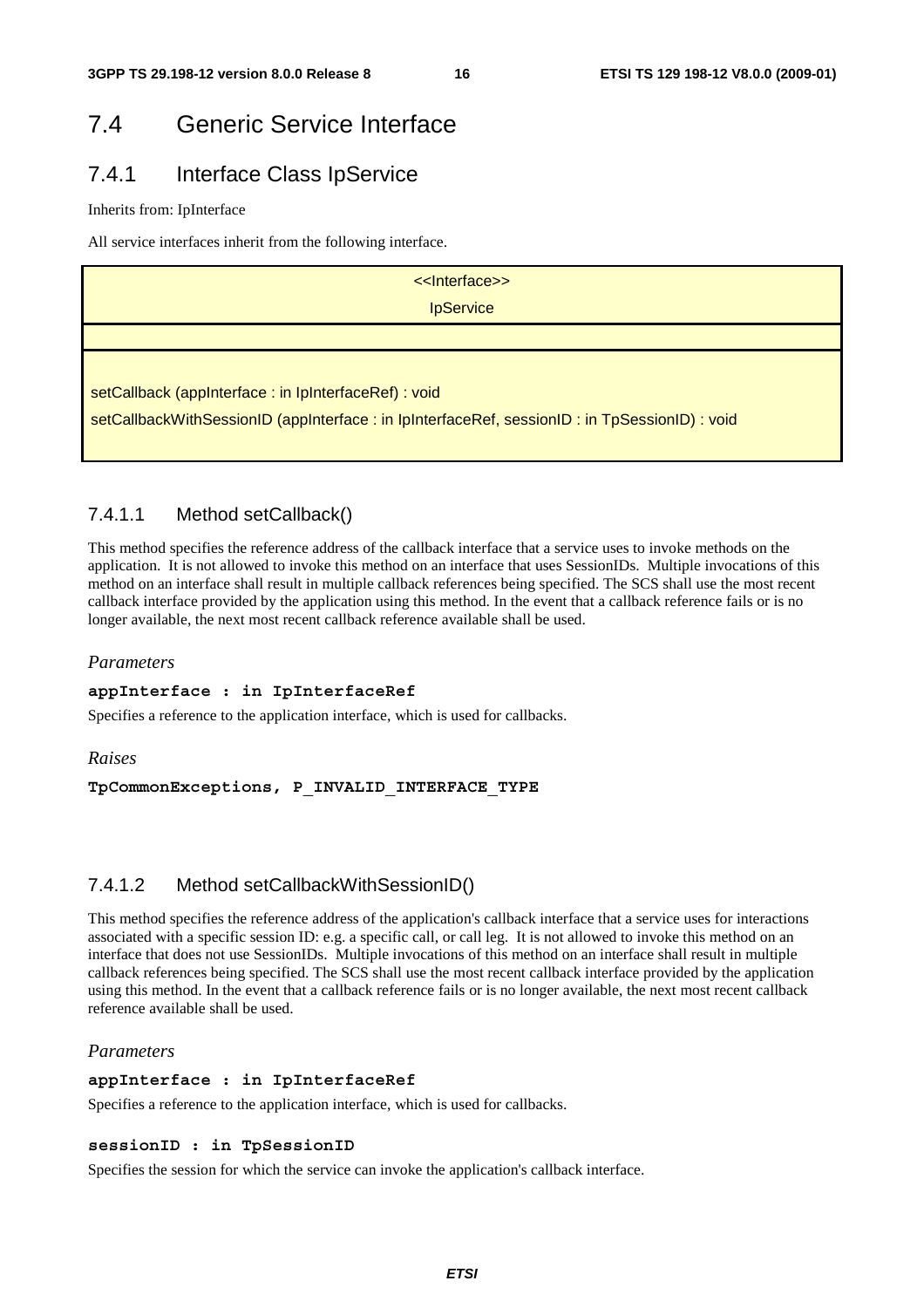## 7.4 Generic Service Interface

### 7.4.1 Interface Class IpService

Inherits from: IpInterface

All service interfaces inherit from the following interface.

| <<Interface>><br>IpService |
|---|
| |
| setCallback (appInterface : in IpInterfaceRef) : void<br>setCallbackWithSessionID (appInterface : in IpInterfaceRef, sessionID : in TpSessionID) : void |

#### 7.4.1.1 Method setCallback()

This method specifies the reference address of the callback interface that a service uses to invoke methods on the application. It is not allowed to invoke this method on an interface that uses SessionIDs. Multiple invocations of this method on an interface shall result in multiple callback references being specified. The SCS shall use the most recent callback interface provided by the application using this method. In the event that a callback reference fails or is no longer available, the next most recent callback reference available shall be used.

*Parameters*

**appInterface : in IpInterfaceRef**

Specifies a reference to the application interface, which is used for callbacks.

*Raises*

**TpCommonExceptions, P_INVALID_INTERFACE_TYPE**

#### 7.4.1.2 Method setCallbackWithSessionID()

This method specifies the reference address of the application's callback interface that a service uses for interactions associated with a specific session ID: e.g. a specific call, or call leg. It is not allowed to invoke this method on an interface that does not use SessionIDs. Multiple invocations of this method on an interface shall result in multiple callback references being specified. The SCS shall use the most recent callback interface provided by the application using this method. In the event that a callback reference fails or is no longer available, the next most recent callback reference available shall be used.

*Parameters*

**appInterface : in IpInterfaceRef**

Specifies a reference to the application interface, which is used for callbacks.

**sessionID : in TpSessionID**

Specifies the session for which the service can invoke the application's callback interface.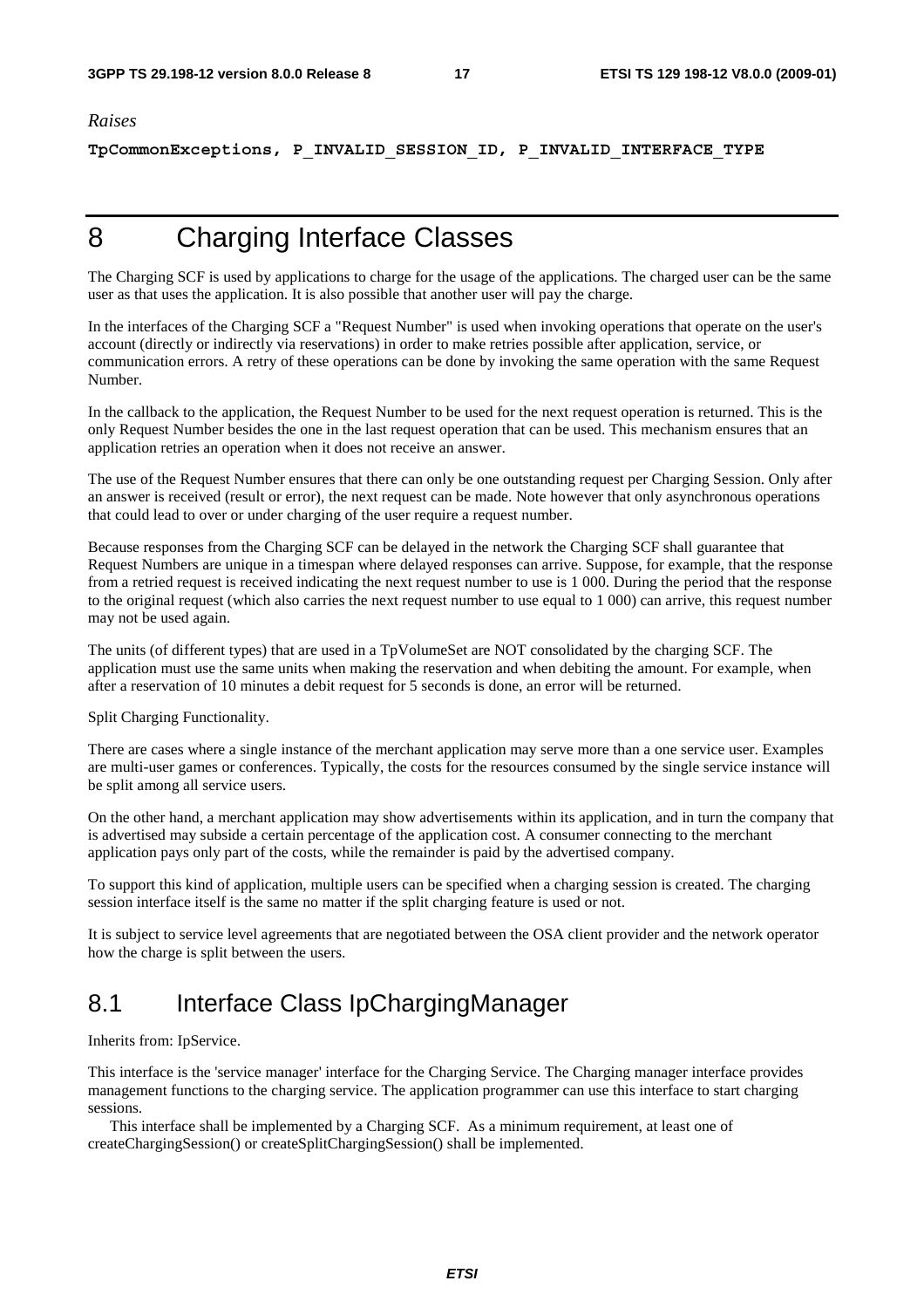*Raises*

**TpCommonExceptions, P_INVALID_SESSION_ID, P_INVALID_INTERFACE_TYPE**

# 8 Charging Interface Classes

The Charging SCF is used by applications to charge for the usage of the applications. The charged user can be the same user as that uses the application. It is also possible that another user will pay the charge.

In the interfaces of the Charging SCF a "Request Number" is used when invoking operations that operate on the user's account (directly or indirectly via reservations) in order to make retries possible after application, service, or communication errors. A retry of these operations can be done by invoking the same operation with the same Request Number.

In the callback to the application, the Request Number to be used for the next request operation is returned. This is the only Request Number besides the one in the last request operation that can be used. This mechanism ensures that an application retries an operation when it does not receive an answer.

The use of the Request Number ensures that there can only be one outstanding request per Charging Session. Only after an answer is received (result or error), the next request can be made. Note however that only asynchronous operations that could lead to over or under charging of the user require a request number.

Because responses from the Charging SCF can be delayed in the network the Charging SCF shall guarantee that Request Numbers are unique in a timespan where delayed responses can arrive. Suppose, for example, that the response from a retried request is received indicating the next request number to use is 1 000. During the period that the response to the original request (which also carries the next request number to use equal to 1 000) can arrive, this request number may not be used again.

The units (of different types) that are used in a TpVolumeSet are NOT consolidated by the charging SCF. The application must use the same units when making the reservation and when debiting the amount. For example, when after a reservation of 10 minutes a debit request for 5 seconds is done, an error will be returned.

Split Charging Functionality.

There are cases where a single instance of the merchant application may serve more than a one service user. Examples are multi-user games or conferences. Typically, the costs for the resources consumed by the single service instance will be split among all service users.

On the other hand, a merchant application may show advertisements within its application, and in turn the company that is advertised may subside a certain percentage of the application cost. A consumer connecting to the merchant application pays only part of the costs, while the remainder is paid by the advertised company.

To support this kind of application, multiple users can be specified when a charging session is created. The charging session interface itself is the same no matter if the split charging feature is used or not.

It is subject to service level agreements that are negotiated between the OSA client provider and the network operator how the charge is split between the users.

## 8.1 Interface Class IpChargingManager

Inherits from: IpService.

This interface is the 'service manager' interface for the Charging Service. The Charging manager interface provides management functions to the charging service. The application programmer can use this interface to start charging sessions.

This interface shall be implemented by a Charging SCF. As a minimum requirement, at least one of createChargingSession() or createSplitChargingSession() shall be implemented.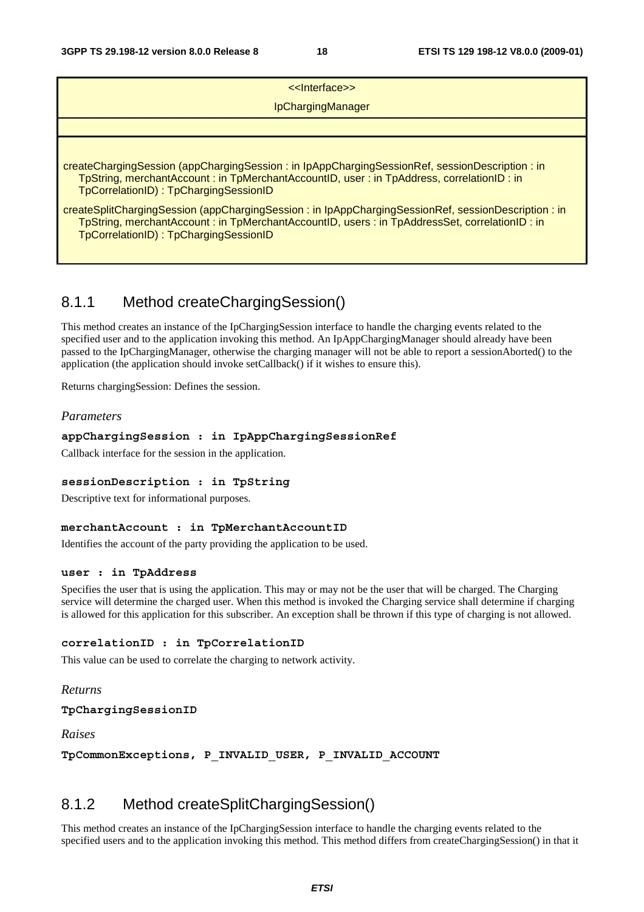| <<Interface>><br>IpChargingManager |
|---|
| |
| createChargingSession (appChargingSession : in IpAppChargingSessionRef, sessionDescription : in TpString, merchantAccount : in TpMerchantAccountID, user : in TpAddress, correlationID : in TpCorrelationID) : TpChargingSessionID<br><br>createSplitChargingSession (appChargingSession : in IpAppChargingSessionRef, sessionDescription : in TpString, merchantAccount : in TpMerchantAccountID, users : in TpAddressSet, correlationID : in TpCorrelationID) : TpChargingSessionID |

### 8.1.1 Method createChargingSession()

This method creates an instance of the IpChargingSession interface to handle the charging events related to the specified user and to the application invoking this method. An IpAppChargingManager should already have been passed to the IpChargingManager, otherwise the charging manager will not be able to report a sessionAborted() to the application (the application should invoke setCallback() if it wishes to ensure this).

Returns chargingSession: Defines the session.

*Parameters*

**appChargingSession : in IpAppChargingSessionRef**

Callback interface for the session in the application.

**sessionDescription : in TpString**

Descriptive text for informational purposes.

**merchantAccount : in TpMerchantAccountID**

Identifies the account of the party providing the application to be used.

**user : in TpAddress**

Specifies the user that is using the application. This may or may not be the user that will be charged. The Charging service will determine the charged user. When this method is invoked the Charging service shall determine if charging is allowed for this application for this subscriber. An exception shall be thrown if this type of charging is not allowed.

**correlationID : in TpCorrelationID**

This value can be used to correlate the charging to network activity.

*Returns*

**TpChargingSessionID**

*Raises*

**TpCommonExceptions, P_INVALID_USER, P_INVALID_ACCOUNT**

### 8.1.2 Method createSplitChargingSession()

This method creates an instance of the IpChargingSession interface to handle the charging events related to the specified users and to the application invoking this method. This method differs from createChargingSession() in that it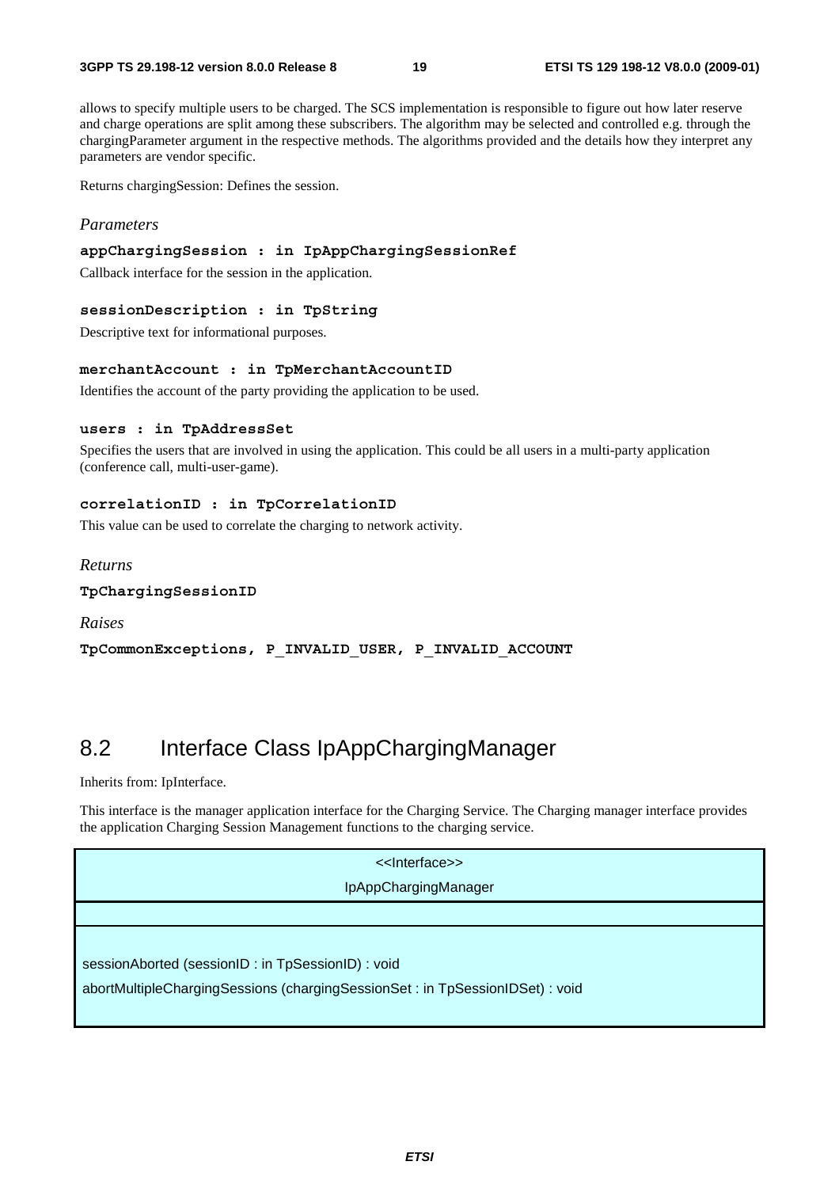allows to specify multiple users to be charged. The SCS implementation is responsible to figure out how later reserve and charge operations are split among these subscribers. The algorithm may be selected and controlled e.g. through the chargingParameter argument in the respective methods. The algorithms provided and the details how they interpret any parameters are vendor specific.

Returns chargingSession: Defines the session.

*Parameters*

**appChargingSession : in IpAppChargingSessionRef**

Callback interface for the session in the application.

**sessionDescription : in TpString**

Descriptive text for informational purposes.

**merchantAccount : in TpMerchantAccountID**

Identifies the account of the party providing the application to be used.

**users : in TpAddressSet**

Specifies the users that are involved in using the application. This could be all users in a multi-party application (conference call, multi-user-game).

**correlationID : in TpCorrelationID**

This value can be used to correlate the charging to network activity.

*Returns*

**TpChargingSessionID**

*Raises*

**TpCommonExceptions, P_INVALID_USER, P_INVALID_ACCOUNT**

## 8.2 Interface Class IpAppChargingManager

Inherits from: IpInterface.

This interface is the manager application interface for the Charging Service. The Charging manager interface provides the application Charging Session Management functions to the charging service.

| <<Interface>><br>IpAppChargingManager |
|---|
| |
| sessionAborted (sessionID : in TpSessionID) : void<br>abortMultipleChargingSessions (chargingSessionSet : in TpSessionIDSet) : void |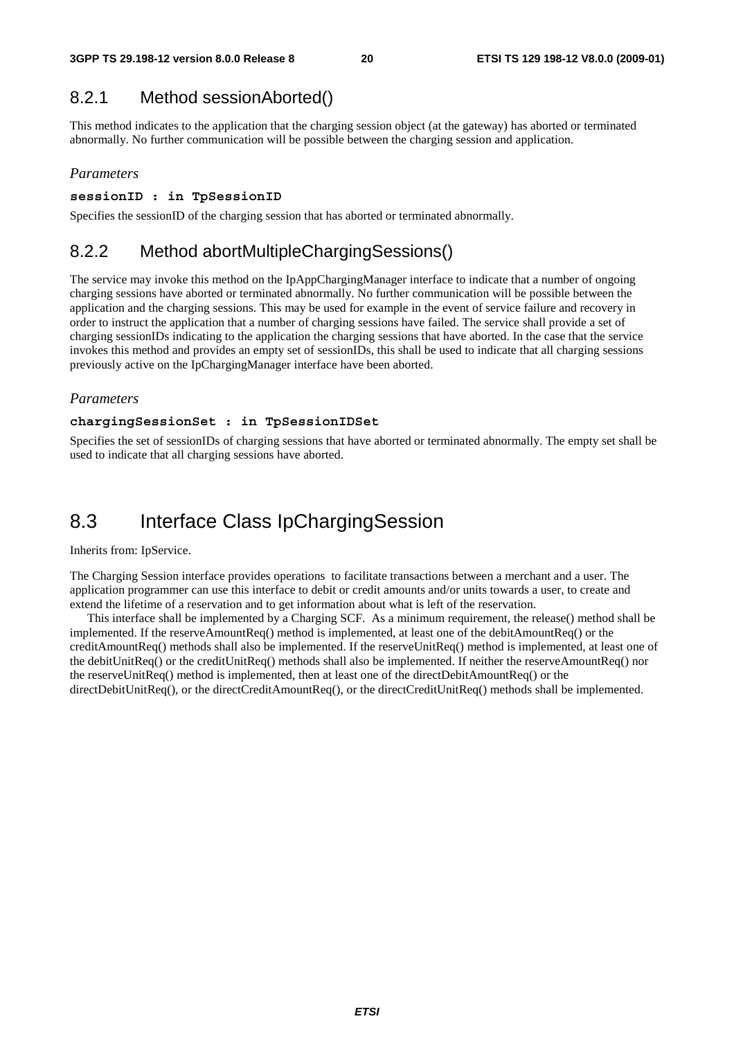### 8.2.1 Method sessionAborted()

This method indicates to the application that the charging session object (at the gateway) has aborted or terminated abnormally. No further communication will be possible between the charging session and application.

*Parameters*

**sessionID : in TpSessionID**

Specifies the sessionID of the charging session that has aborted or terminated abnormally.

### 8.2.2 Method abortMultipleChargingSessions()

The service may invoke this method on the IpAppChargingManager interface to indicate that a number of ongoing charging sessions have aborted or terminated abnormally. No further communication will be possible between the application and the charging sessions. This may be used for example in the event of service failure and recovery in order to instruct the application that a number of charging sessions have failed. The service shall provide a set of charging sessionIDs indicating to the application the charging sessions that have aborted. In the case that the service invokes this method and provides an empty set of sessionIDs, this shall be used to indicate that all charging sessions previously active on the IpChargingManager interface have been aborted.

*Parameters*

**chargingSessionSet : in TpSessionIDSet**

Specifies the set of sessionIDs of charging sessions that have aborted or terminated abnormally. The empty set shall be used to indicate that all charging sessions have aborted.

## 8.3 Interface Class IpChargingSession

Inherits from: IpService.

The Charging Session interface provides operations to facilitate transactions between a merchant and a user. The application programmer can use this interface to debit or credit amounts and/or units towards a user, to create and extend the lifetime of a reservation and to get information about what is left of the reservation.

This interface shall be implemented by a Charging SCF. As a minimum requirement, the release() method shall be implemented. If the reserveAmountReq() method is implemented, at least one of the debitAmountReq() or the creditAmountReq() methods shall also be implemented. If the reserveUnitReq() method is implemented, at least one of the debitUnitReq() or the creditUnitReq() methods shall also be implemented. If neither the reserveAmountReq() nor the reserveUnitReq() method is implemented, then at least one of the directDebitAmountReq() or the directDebitUnitReq(), or the directCreditAmountReq(), or the directCreditUnitReq() methods shall be implemented.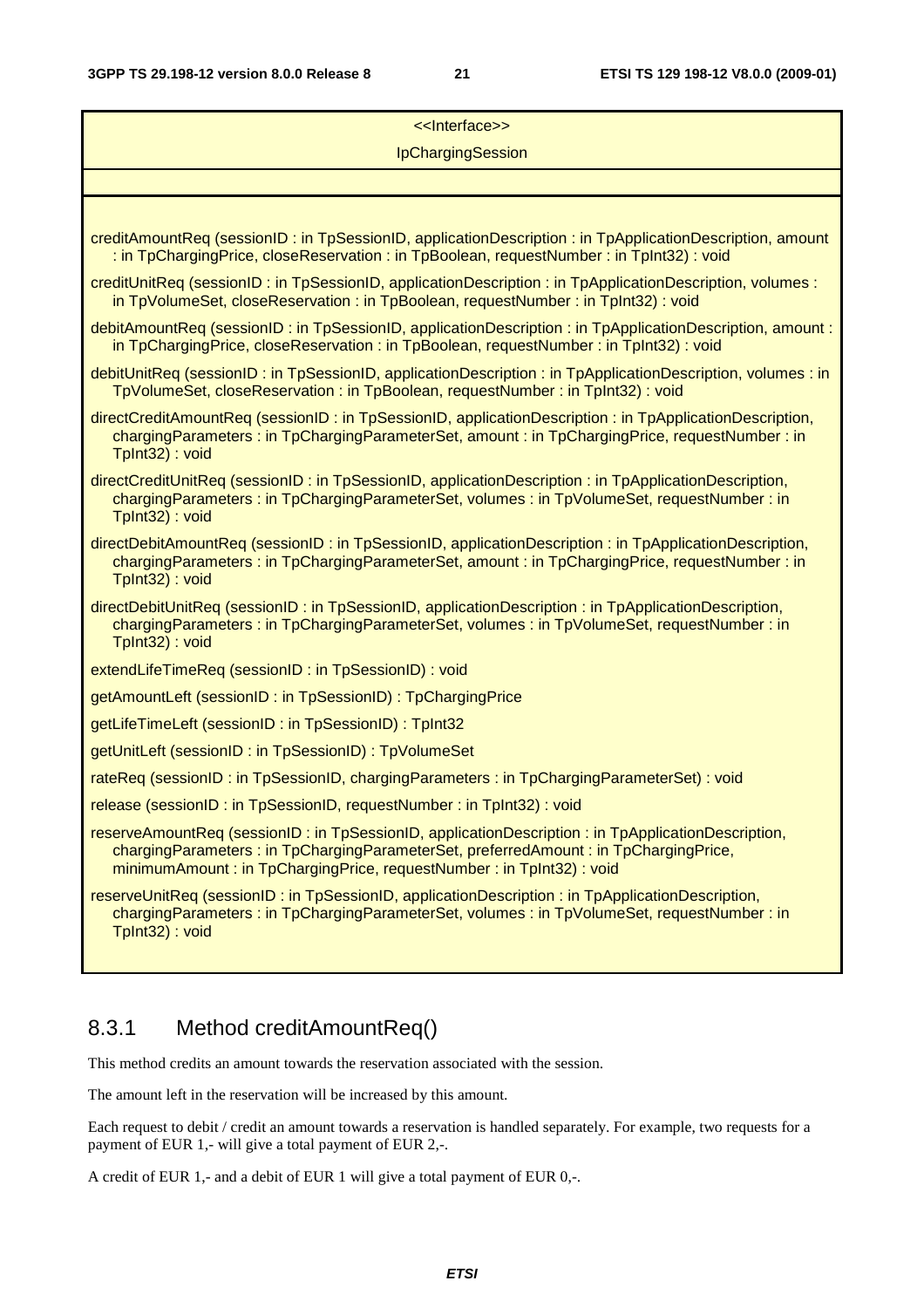<<Interface>>

IpChargingSession

creditAmountReq (sessionID : in TpSessionID, applicationDescription : in TpApplicationDescription, amount : in TpChargingPrice, closeReservation : in TpBoolean, requestNumber : in TpInt32) : void

creditUnitReq (sessionID : in TpSessionID, applicationDescription : in TpApplicationDescription, volumes : in TpVolumeSet, closeReservation : in TpBoolean, requestNumber : in TpInt32) : void

debitAmountReq (sessionID : in TpSessionID, applicationDescription : in TpApplicationDescription, amount : in TpChargingPrice, closeReservation : in TpBoolean, requestNumber : in TpInt32) : void

debitUnitReq (sessionID : in TpSessionID, applicationDescription : in TpApplicationDescription, volumes : in TpVolumeSet, closeReservation : in TpBoolean, requestNumber : in TpInt32) : void

directCreditAmountReq (sessionID : in TpSessionID, applicationDescription : in TpApplicationDescription, chargingParameters : in TpChargingParameterSet, amount : in TpChargingPrice, requestNumber : in TpInt32) : void

directCreditUnitReq (sessionID : in TpSessionID, applicationDescription : in TpApplicationDescription, chargingParameters : in TpChargingParameterSet, volumes : in TpVolumeSet, requestNumber : in TpInt32) : void

directDebitAmountReq (sessionID : in TpSessionID, applicationDescription : in TpApplicationDescription, chargingParameters : in TpChargingParameterSet, amount : in TpChargingPrice, requestNumber : in TpInt32) : void

directDebitUnitReq (sessionID : in TpSessionID, applicationDescription : in TpApplicationDescription, chargingParameters : in TpChargingParameterSet, volumes : in TpVolumeSet, requestNumber : in TpInt32) : void

extendLifeTimeReq (sessionID : in TpSessionID) : void

getAmountLeft (sessionID : in TpSessionID) : TpChargingPrice

getLifeTimeLeft (sessionID : in TpSessionID) : TpInt32

getUnitLeft (sessionID : in TpSessionID) : TpVolumeSet

rateReq (sessionID : in TpSessionID, chargingParameters : in TpChargingParameterSet) : void

release (sessionID : in TpSessionID, requestNumber : in TpInt32) : void

reserveAmountReq (sessionID : in TpSessionID, applicationDescription : in TpApplicationDescription, chargingParameters : in TpChargingParameterSet, preferredAmount : in TpChargingPrice, minimumAmount : in TpChargingPrice, requestNumber : in TpInt32) : void

reserveUnitReq (sessionID : in TpSessionID, applicationDescription : in TpApplicationDescription, chargingParameters : in TpChargingParameterSet, volumes : in TpVolumeSet, requestNumber : in TpInt32) : void

## 8.3.1 Method creditAmountReq()

This method credits an amount towards the reservation associated with the session.

The amount left in the reservation will be increased by this amount.

Each request to debit / credit an amount towards a reservation is handled separately. For example, two requests for a payment of EUR 1,- will give a total payment of EUR 2,-.

A credit of EUR 1,- and a debit of EUR 1 will give a total payment of EUR 0,-.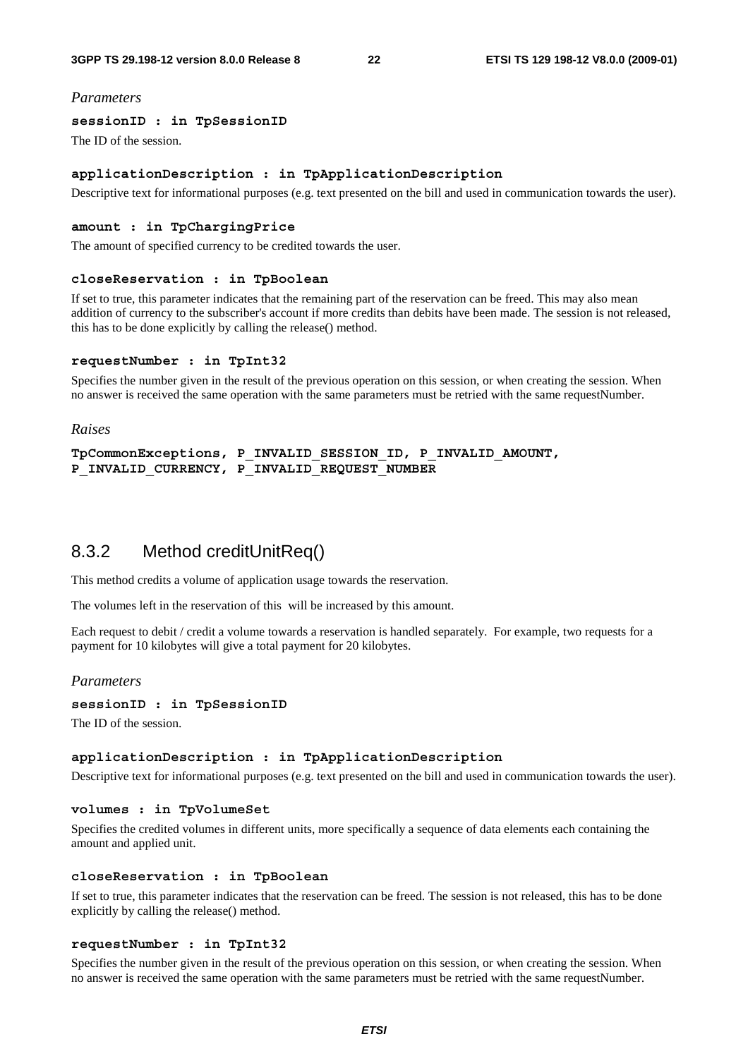*Parameters*

**sessionID : in TpSessionID**

The ID of the session.

**applicationDescription : in TpApplicationDescription**

Descriptive text for informational purposes (e.g. text presented on the bill and used in communication towards the user).

**amount : in TpChargingPrice**

The amount of specified currency to be credited towards the user.

**closeReservation : in TpBoolean**

If set to true, this parameter indicates that the remaining part of the reservation can be freed. This may also mean addition of currency to the subscriber's account if more credits than debits have been made. The session is not released, this has to be done explicitly by calling the release() method.

**requestNumber : in TpInt32**

Specifies the number given in the result of the previous operation on this session, or when creating the session. When no answer is received the same operation with the same parameters must be retried with the same requestNumber.

*Raises*

**TpCommonExceptions, P_INVALID_SESSION_ID, P_INVALID_AMOUNT, P_INVALID_CURRENCY, P_INVALID_REQUEST_NUMBER**

## 8.3.2 Method creditUnitReq()

This method credits a volume of application usage towards the reservation.

The volumes left in the reservation of this  will be increased by this amount.

Each request to debit / credit a volume towards a reservation is handled separately.  For example, two requests for a payment for 10 kilobytes will give a total payment for 20 kilobytes.

*Parameters*

**sessionID : in TpSessionID**

The ID of the session.

**applicationDescription : in TpApplicationDescription**

Descriptive text for informational purposes (e.g. text presented on the bill and used in communication towards the user).

**volumes : in TpVolumeSet**

Specifies the credited volumes in different units, more specifically a sequence of data elements each containing the amount and applied unit.

**closeReservation : in TpBoolean**

If set to true, this parameter indicates that the reservation can be freed. The session is not released, this has to be done explicitly by calling the release() method.

**requestNumber : in TpInt32**

Specifies the number given in the result of the previous operation on this session, or when creating the session. When no answer is received the same operation with the same parameters must be retried with the same requestNumber.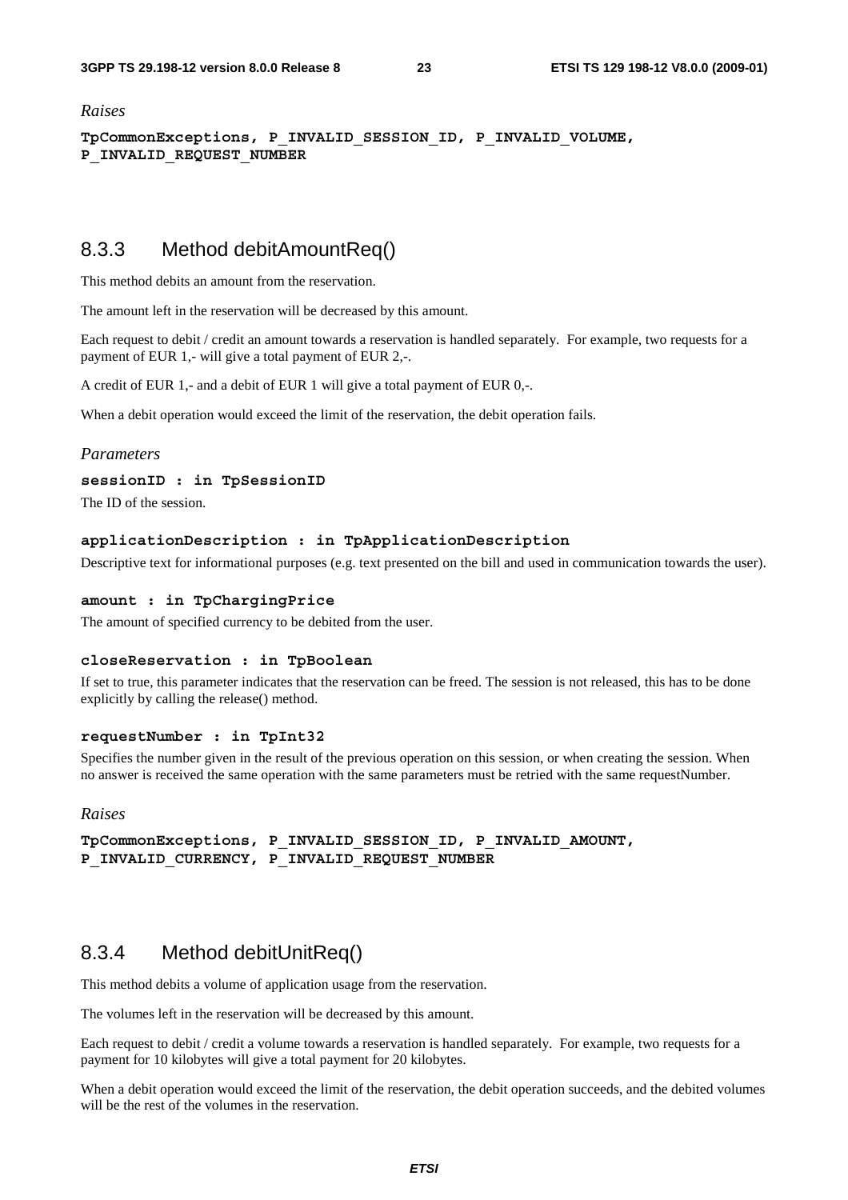*Raises*

**TpCommonExceptions, P_INVALID_SESSION_ID, P_INVALID_VOLUME, P_INVALID_REQUEST_NUMBER**

### 8.3.3 Method debitAmountReq()

This method debits an amount from the reservation.

The amount left in the reservation will be decreased by this amount.

Each request to debit / credit an amount towards a reservation is handled separately. For example, two requests for a payment of EUR 1,- will give a total payment of EUR 2,-.

A credit of EUR 1,- and a debit of EUR 1 will give a total payment of EUR 0,-.

When a debit operation would exceed the limit of the reservation, the debit operation fails.

*Parameters*

**sessionID : in TpSessionID**

The ID of the session.

**applicationDescription : in TpApplicationDescription**

Descriptive text for informational purposes (e.g. text presented on the bill and used in communication towards the user).

**amount : in TpChargingPrice**

The amount of specified currency to be debited from the user.

**closeReservation : in TpBoolean**

If set to true, this parameter indicates that the reservation can be freed. The session is not released, this has to be done explicitly by calling the release() method.

**requestNumber : in TpInt32**

Specifies the number given in the result of the previous operation on this session, or when creating the session. When no answer is received the same operation with the same parameters must be retried with the same requestNumber.

*Raises*

**TpCommonExceptions, P_INVALID_SESSION_ID, P_INVALID_AMOUNT, P_INVALID_CURRENCY, P_INVALID_REQUEST_NUMBER**

### 8.3.4 Method debitUnitReq()

This method debits a volume of application usage from the reservation.

The volumes left in the reservation will be decreased by this amount.

Each request to debit / credit a volume towards a reservation is handled separately. For example, two requests for a payment for 10 kilobytes will give a total payment for 20 kilobytes.

When a debit operation would exceed the limit of the reservation, the debit operation succeeds, and the debited volumes will be the rest of the volumes in the reservation.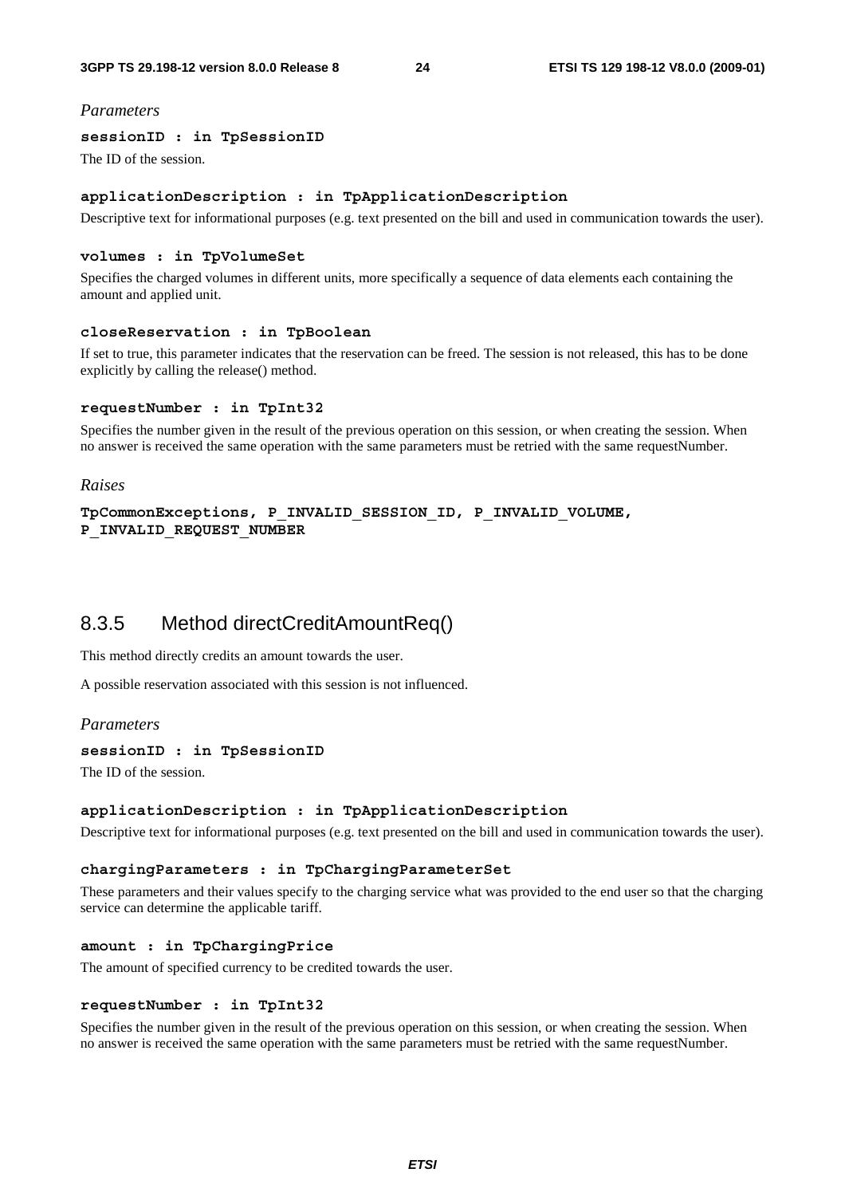*Parameters*

**sessionID : in TpSessionID**

The ID of the session.

**applicationDescription : in TpApplicationDescription**

Descriptive text for informational purposes (e.g. text presented on the bill and used in communication towards the user).

**volumes : in TpVolumeSet**

Specifies the charged volumes in different units, more specifically a sequence of data elements each containing the amount and applied unit.

**closeReservation : in TpBoolean**

If set to true, this parameter indicates that the reservation can be freed. The session is not released, this has to be done explicitly by calling the release() method.

**requestNumber : in TpInt32**

Specifies the number given in the result of the previous operation on this session, or when creating the session. When no answer is received the same operation with the same parameters must be retried with the same requestNumber.

*Raises*

**TpCommonExceptions, P_INVALID_SESSION_ID, P_INVALID_VOLUME, P_INVALID_REQUEST_NUMBER**

### 8.3.5 Method directCreditAmountReq()

This method directly credits an amount towards the user.

A possible reservation associated with this session is not influenced.

*Parameters*

**sessionID : in TpSessionID**

The ID of the session.

**applicationDescription : in TpApplicationDescription**

Descriptive text for informational purposes (e.g. text presented on the bill and used in communication towards the user).

**chargingParameters : in TpChargingParameterSet**

These parameters and their values specify to the charging service what was provided to the end user so that the charging service can determine the applicable tariff.

**amount : in TpChargingPrice**

The amount of specified currency to be credited towards the user.

**requestNumber : in TpInt32**

Specifies the number given in the result of the previous operation on this session, or when creating the session. When no answer is received the same operation with the same parameters must be retried with the same requestNumber.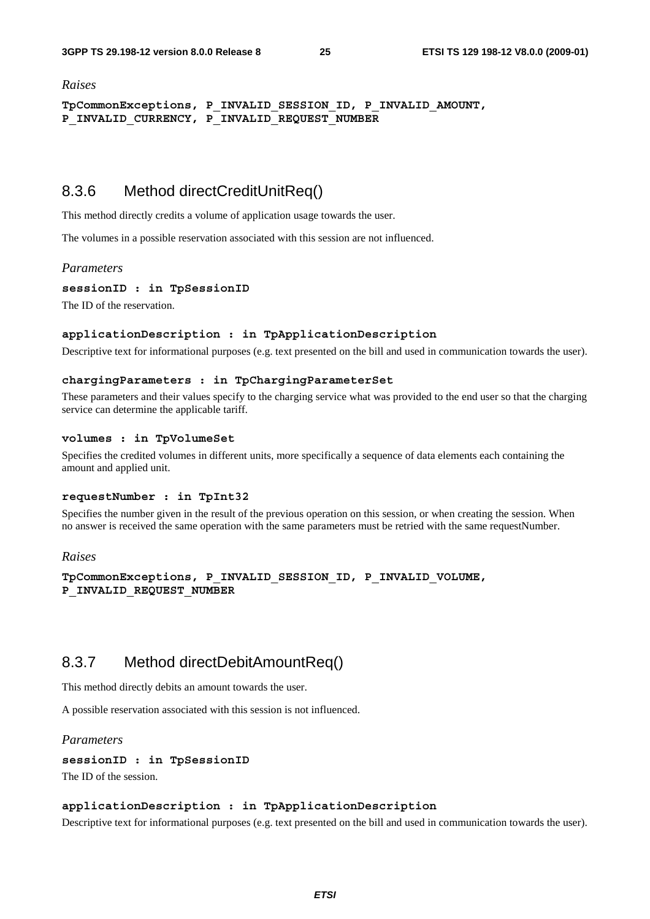*Raises*

**TpCommonExceptions, P_INVALID_SESSION_ID, P_INVALID_AMOUNT, P_INVALID_CURRENCY, P_INVALID_REQUEST_NUMBER**

### 8.3.6 Method directCreditUnitReq()

This method directly credits a volume of application usage towards the user.

The volumes in a possible reservation associated with this session are not influenced.

*Parameters*

**sessionID : in TpSessionID**

The ID of the reservation.

**applicationDescription : in TpApplicationDescription**

Descriptive text for informational purposes (e.g. text presented on the bill and used in communication towards the user).

**chargingParameters : in TpChargingParameterSet**

These parameters and their values specify to the charging service what was provided to the end user so that the charging service can determine the applicable tariff.

**volumes : in TpVolumeSet**

Specifies the credited volumes in different units, more specifically a sequence of data elements each containing the amount and applied unit.

**requestNumber : in TpInt32**

Specifies the number given in the result of the previous operation on this session, or when creating the session. When no answer is received the same operation with the same parameters must be retried with the same requestNumber.

*Raises*

**TpCommonExceptions, P_INVALID_SESSION_ID, P_INVALID_VOLUME, P_INVALID_REQUEST_NUMBER**

### 8.3.7 Method directDebitAmountReq()

This method directly debits an amount towards the user.

A possible reservation associated with this session is not influenced.

*Parameters*

**sessionID : in TpSessionID**

The ID of the session.

**applicationDescription : in TpApplicationDescription**

Descriptive text for informational purposes (e.g. text presented on the bill and used in communication towards the user).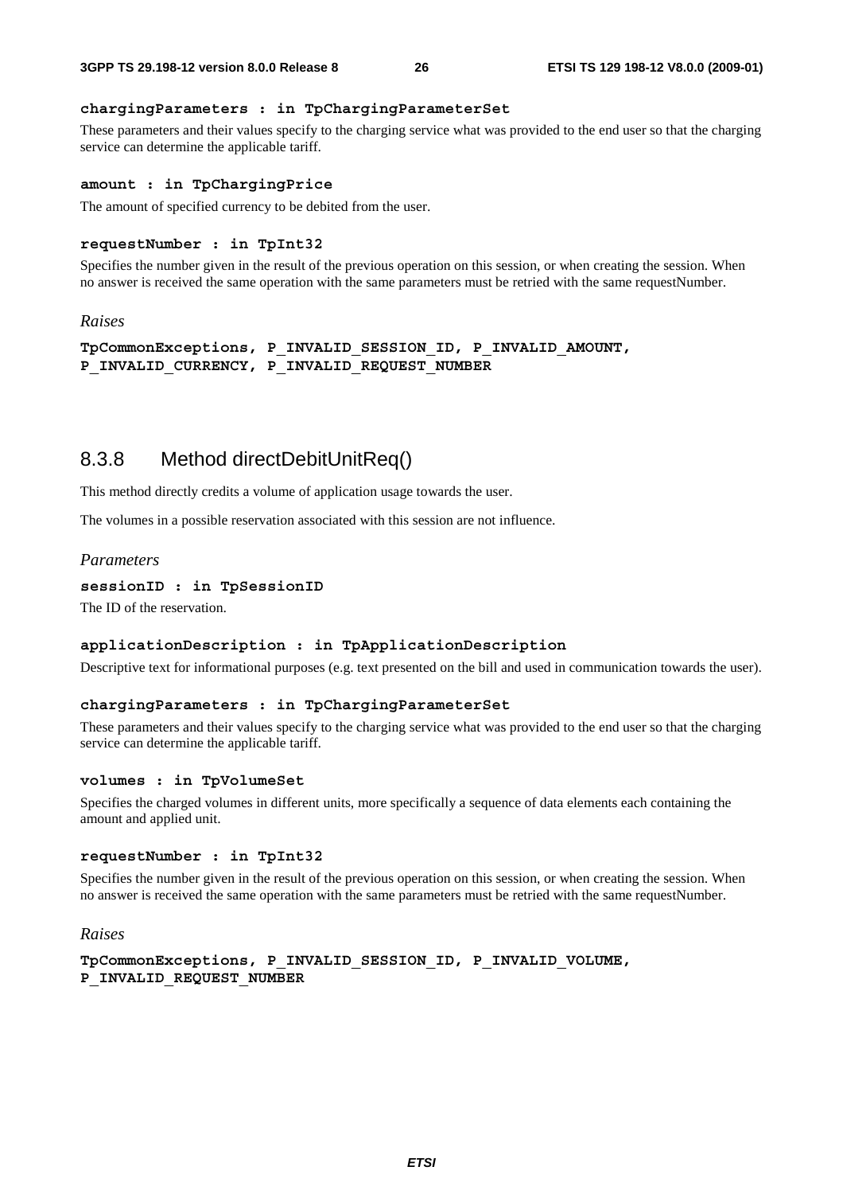**chargingParameters : in TpChargingParameterSet**

These parameters and their values specify to the charging service what was provided to the end user so that the charging service can determine the applicable tariff.

**amount : in TpChargingPrice**

The amount of specified currency to be debited from the user.

**requestNumber : in TpInt32**

Specifies the number given in the result of the previous operation on this session, or when creating the session. When no answer is received the same operation with the same parameters must be retried with the same requestNumber.

*Raises*

**TpCommonExceptions, P_INVALID_SESSION_ID, P_INVALID_AMOUNT, P_INVALID_CURRENCY, P_INVALID_REQUEST_NUMBER**

### 8.3.8 Method directDebitUnitReq()

This method directly credits a volume of application usage towards the user.

The volumes in a possible reservation associated with this session are not influence.

*Parameters*

**sessionID : in TpSessionID**

The ID of the reservation.

**applicationDescription : in TpApplicationDescription**

Descriptive text for informational purposes (e.g. text presented on the bill and used in communication towards the user).

**chargingParameters : in TpChargingParameterSet**

These parameters and their values specify to the charging service what was provided to the end user so that the charging service can determine the applicable tariff.

**volumes : in TpVolumeSet**

Specifies the charged volumes in different units, more specifically a sequence of data elements each containing the amount and applied unit.

**requestNumber : in TpInt32**

Specifies the number given in the result of the previous operation on this session, or when creating the session. When no answer is received the same operation with the same parameters must be retried with the same requestNumber.

*Raises*

**TpCommonExceptions, P_INVALID_SESSION_ID, P_INVALID_VOLUME, P_INVALID_REQUEST_NUMBER**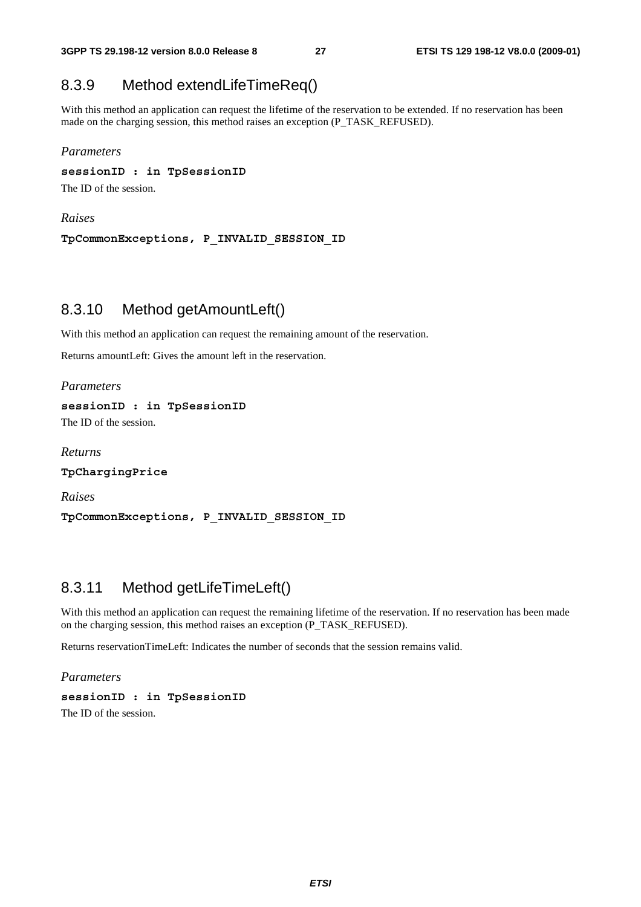### 8.3.9 Method extendLifeTimeReq()

With this method an application can request the lifetime of the reservation to be extended. If no reservation has been made on the charging session, this method raises an exception (P_TASK_REFUSED).

*Parameters*

**sessionID : in TpSessionID**

The ID of the session.

*Raises*

**TpCommonExceptions, P_INVALID_SESSION_ID**

### 8.3.10 Method getAmountLeft()

With this method an application can request the remaining amount of the reservation.

Returns amountLeft: Gives the amount left in the reservation.

*Parameters*

**sessionID : in TpSessionID**

The ID of the session.

*Returns*

**TpChargingPrice**

*Raises*

**TpCommonExceptions, P_INVALID_SESSION_ID**

### 8.3.11 Method getLifeTimeLeft()

With this method an application can request the remaining lifetime of the reservation. If no reservation has been made on the charging session, this method raises an exception (P_TASK_REFUSED).

Returns reservationTimeLeft: Indicates the number of seconds that the session remains valid.

*Parameters*

**sessionID : in TpSessionID**

The ID of the session.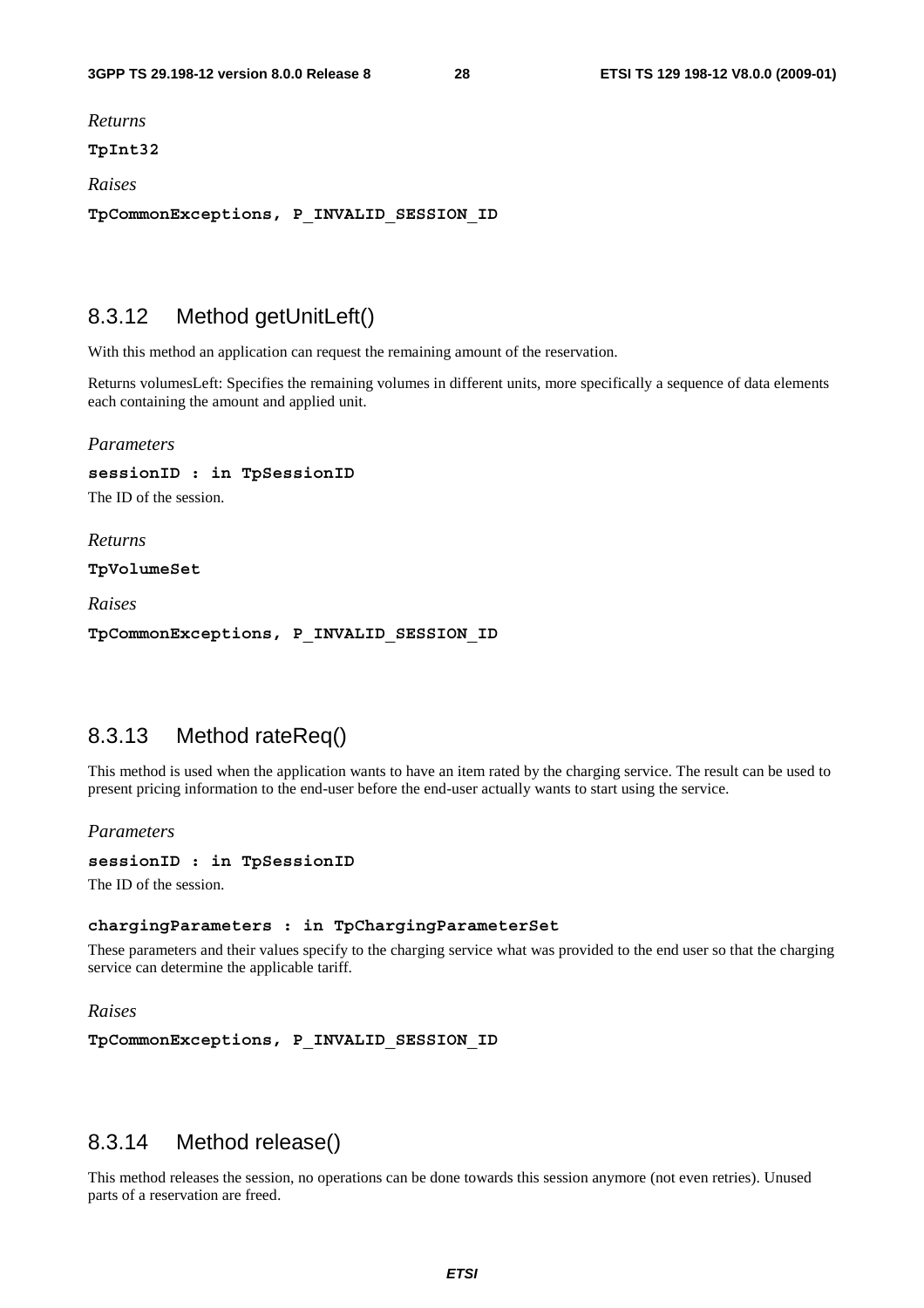*Returns*

**TpInt32**

*Raises*

**TpCommonExceptions, P_INVALID_SESSION_ID**

### 8.3.12 Method getUnitLeft()

With this method an application can request the remaining amount of the reservation.

Returns volumesLeft: Specifies the remaining volumes in different units, more specifically a sequence of data elements each containing the amount and applied unit.

*Parameters*

**sessionID : in TpSessionID**

The ID of the session.

*Returns*

**TpVolumeSet**

*Raises*

**TpCommonExceptions, P_INVALID_SESSION_ID**

### 8.3.13 Method rateReq()

This method is used when the application wants to have an item rated by the charging service. The result can be used to present pricing information to the end-user before the end-user actually wants to start using the service.

*Parameters*

**sessionID : in TpSessionID**

The ID of the session.

**chargingParameters : in TpChargingParameterSet**

These parameters and their values specify to the charging service what was provided to the end user so that the charging service can determine the applicable tariff.

*Raises*

**TpCommonExceptions, P_INVALID_SESSION_ID**

### 8.3.14 Method release()

This method releases the session, no operations can be done towards this session anymore (not even retries). Unused parts of a reservation are freed.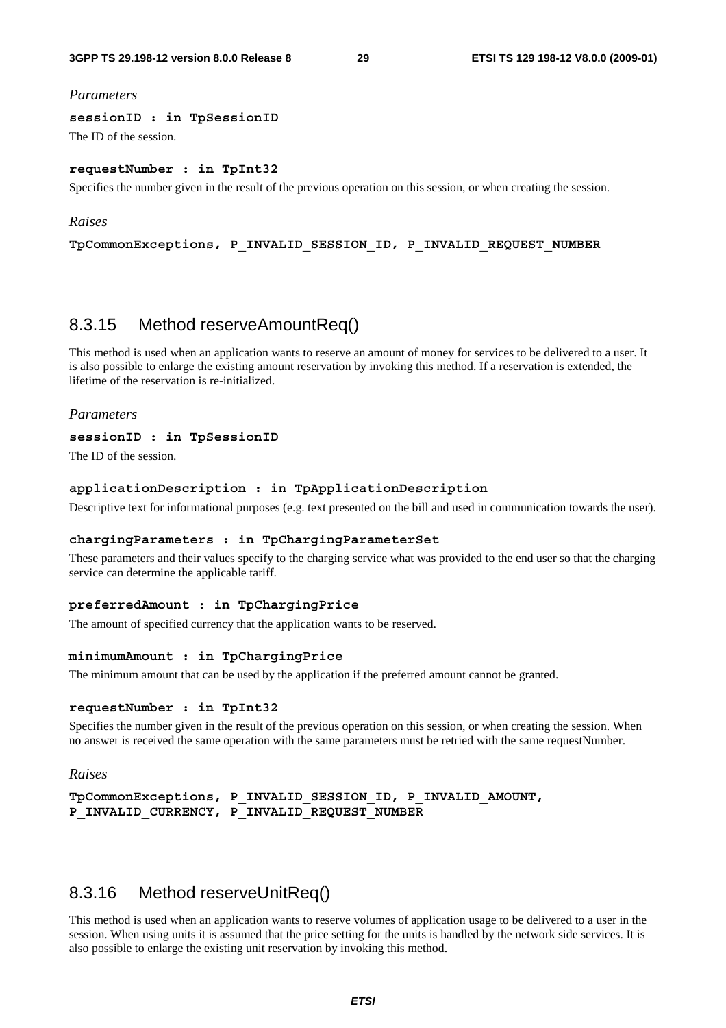*Parameters*

**sessionID : in TpSessionID**

The ID of the session.

**requestNumber : in TpInt32**

Specifies the number given in the result of the previous operation on this session, or when creating the session.

*Raises*

**TpCommonExceptions, P_INVALID_SESSION_ID, P_INVALID_REQUEST_NUMBER**

### 8.3.15 Method reserveAmountReq()

This method is used when an application wants to reserve an amount of money for services to be delivered to a user. It is also possible to enlarge the existing amount reservation by invoking this method. If a reservation is extended, the lifetime of the reservation is re-initialized.

*Parameters*

**sessionID : in TpSessionID**

The ID of the session.

**applicationDescription : in TpApplicationDescription**

Descriptive text for informational purposes (e.g. text presented on the bill and used in communication towards the user).

**chargingParameters : in TpChargingParameterSet**

These parameters and their values specify to the charging service what was provided to the end user so that the charging service can determine the applicable tariff.

**preferredAmount : in TpChargingPrice**

The amount of specified currency that the application wants to be reserved.

**minimumAmount : in TpChargingPrice**

The minimum amount that can be used by the application if the preferred amount cannot be granted.

**requestNumber : in TpInt32**

Specifies the number given in the result of the previous operation on this session, or when creating the session. When no answer is received the same operation with the same parameters must be retried with the same requestNumber.

*Raises*

**TpCommonExceptions, P_INVALID_SESSION_ID, P_INVALID_AMOUNT, P_INVALID_CURRENCY, P_INVALID_REQUEST_NUMBER**

### 8.3.16 Method reserveUnitReq()

This method is used when an application wants to reserve volumes of application usage to be delivered to a user in the session. When using units it is assumed that the price setting for the units is handled by the network side services. It is also possible to enlarge the existing unit reservation by invoking this method.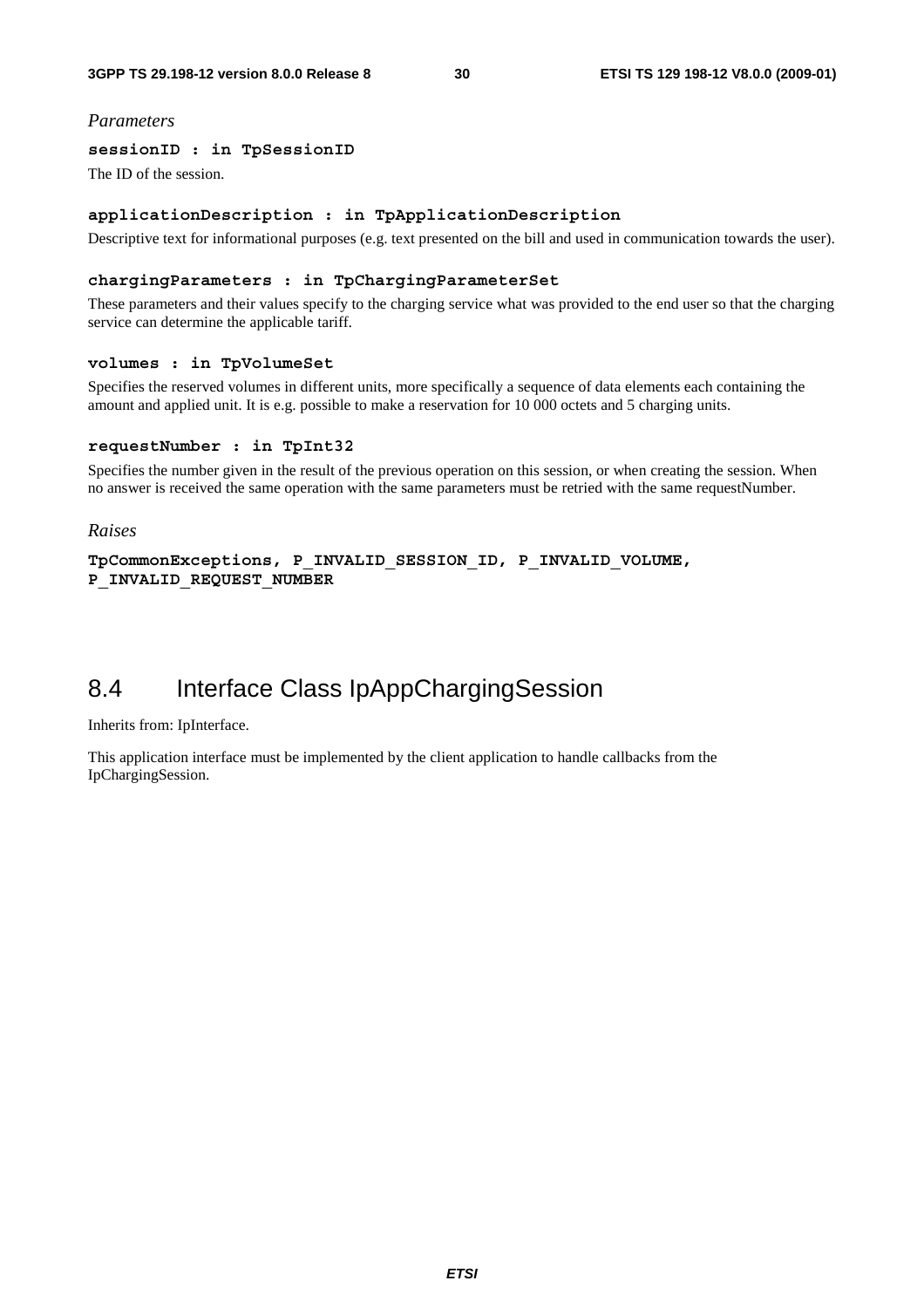*Parameters*

**sessionID : in TpSessionID**

The ID of the session.

**applicationDescription : in TpApplicationDescription**

Descriptive text for informational purposes (e.g. text presented on the bill and used in communication towards the user).

**chargingParameters : in TpChargingParameterSet**

These parameters and their values specify to the charging service what was provided to the end user so that the charging service can determine the applicable tariff.

**volumes : in TpVolumeSet**

Specifies the reserved volumes in different units, more specifically a sequence of data elements each containing the amount and applied unit. It is e.g. possible to make a reservation for 10 000 octets and 5 charging units.

**requestNumber : in TpInt32**

Specifies the number given in the result of the previous operation on this session, or when creating the session. When no answer is received the same operation with the same parameters must be retried with the same requestNumber.

*Raises*

**TpCommonExceptions, P_INVALID_SESSION_ID, P_INVALID_VOLUME, P_INVALID_REQUEST_NUMBER**

## 8.4 Interface Class IpAppChargingSession

Inherits from: IpInterface.

This application interface must be implemented by the client application to handle callbacks from the IpChargingSession.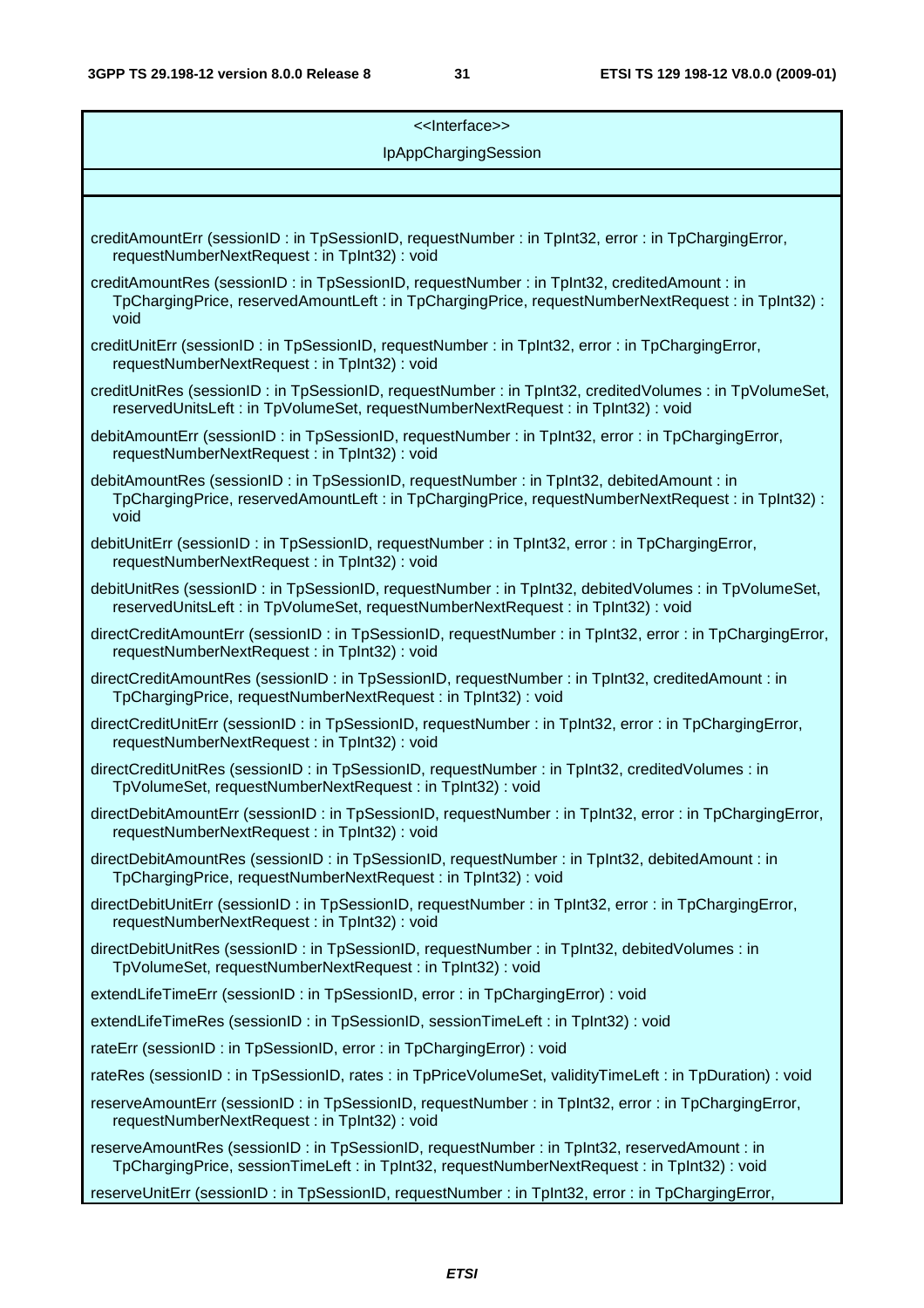| <<Interface>> |
|---|
| IpAppChargingSession |
| |
| creditAmountErr (sessionID : in TpSessionID, requestNumber : in TpInt32, error : in TpChargingError, requestNumberNextRequest : in TpInt32) : void<br><br>creditAmountRes (sessionID : in TpSessionID, requestNumber : in TpInt32, creditedAmount : in TpChargingPrice, reservedAmountLeft : in TpChargingPrice, requestNumberNextRequest : in TpInt32) : void<br><br>creditUnitErr (sessionID : in TpSessionID, requestNumber : in TpInt32, error : in TpChargingError, requestNumberNextRequest : in TpInt32) : void<br><br>creditUnitRes (sessionID : in TpSessionID, requestNumber : in TpInt32, creditedVolumes : in TpVolumeSet, reservedUnitsLeft : in TpVolumeSet, requestNumberNextRequest : in TpInt32) : void<br><br>debitAmountErr (sessionID : in TpSessionID, requestNumber : in TpInt32, error : in TpChargingError, requestNumberNextRequest : in TpInt32) : void<br><br>debitAmountRes (sessionID : in TpSessionID, requestNumber : in TpInt32, debitedAmount : in TpChargingPrice, reservedAmountLeft : in TpChargingPrice, requestNumberNextRequest : in TpInt32) : void<br><br>debitUnitErr (sessionID : in TpSessionID, requestNumber : in TpInt32, error : in TpChargingError, requestNumberNextRequest : in TpInt32) : void<br><br>debitUnitRes (sessionID : in TpSessionID, requestNumber : in TpInt32, debitedVolumes : in TpVolumeSet, reservedUnitsLeft : in TpVolumeSet, requestNumberNextRequest : in TpInt32) : void<br><br>directCreditAmountErr (sessionID : in TpSessionID, requestNumber : in TpInt32, error : in TpChargingError, requestNumberNextRequest : in TpInt32) : void<br><br>directCreditAmountRes (sessionID : in TpSessionID, requestNumber : in TpInt32, creditedAmount : in TpChargingPrice, requestNumberNextRequest : in TpInt32) : void<br><br>directCreditUnitErr (sessionID : in TpSessionID, requestNumber : in TpInt32, error : in TpChargingError, requestNumberNextRequest : in TpInt32) : void<br><br>directCreditUnitRes (sessionID : in TpSessionID, requestNumber : in TpInt32, creditedVolumes : in TpVolumeSet, requestNumberNextRequest : in TpInt32) : void<br><br>directDebitAmountErr (sessionID : in TpSessionID, requestNumber : in TpInt32, error : in TpChargingError, requestNumberNextRequest : in TpInt32) : void<br><br>directDebitAmountRes (sessionID : in TpSessionID, requestNumber : in TpInt32, debitedAmount : in TpChargingPrice, requestNumberNextRequest : in TpInt32) : void<br><br>directDebitUnitErr (sessionID : in TpSessionID, requestNumber : in TpInt32, error : in TpChargingError, requestNumberNextRequest : in TpInt32) : void<br><br>directDebitUnitRes (sessionID : in TpSessionID, requestNumber : in TpInt32, debitedVolumes : in TpVolumeSet, requestNumberNextRequest : in TpInt32) : void<br><br>extendLifeTimeErr (sessionID : in TpSessionID, error : in TpChargingError) : void<br><br>extendLifeTimeRes (sessionID : in TpSessionID, sessionTimeLeft : in TpInt32) : void<br><br>rateErr (sessionID : in TpSessionID, error : in TpChargingError) : void<br><br>rateRes (sessionID : in TpSessionID, rates : in TpPriceVolumeSet, validityTimeLeft : in TpDuration) : void<br><br>reserveAmountErr (sessionID : in TpSessionID, requestNumber : in TpInt32, error : in TpChargingError, requestNumberNextRequest : in TpInt32) : void<br><br>reserveAmountRes (sessionID : in TpSessionID, requestNumber : in TpInt32, reservedAmount : in TpChargingPrice, sessionTimeLeft : in TpInt32, requestNumberNextRequest : in TpInt32) : void<br><br>reserveUnitErr (sessionID : in TpSessionID, requestNumber : in TpInt32, error : in TpChargingError, |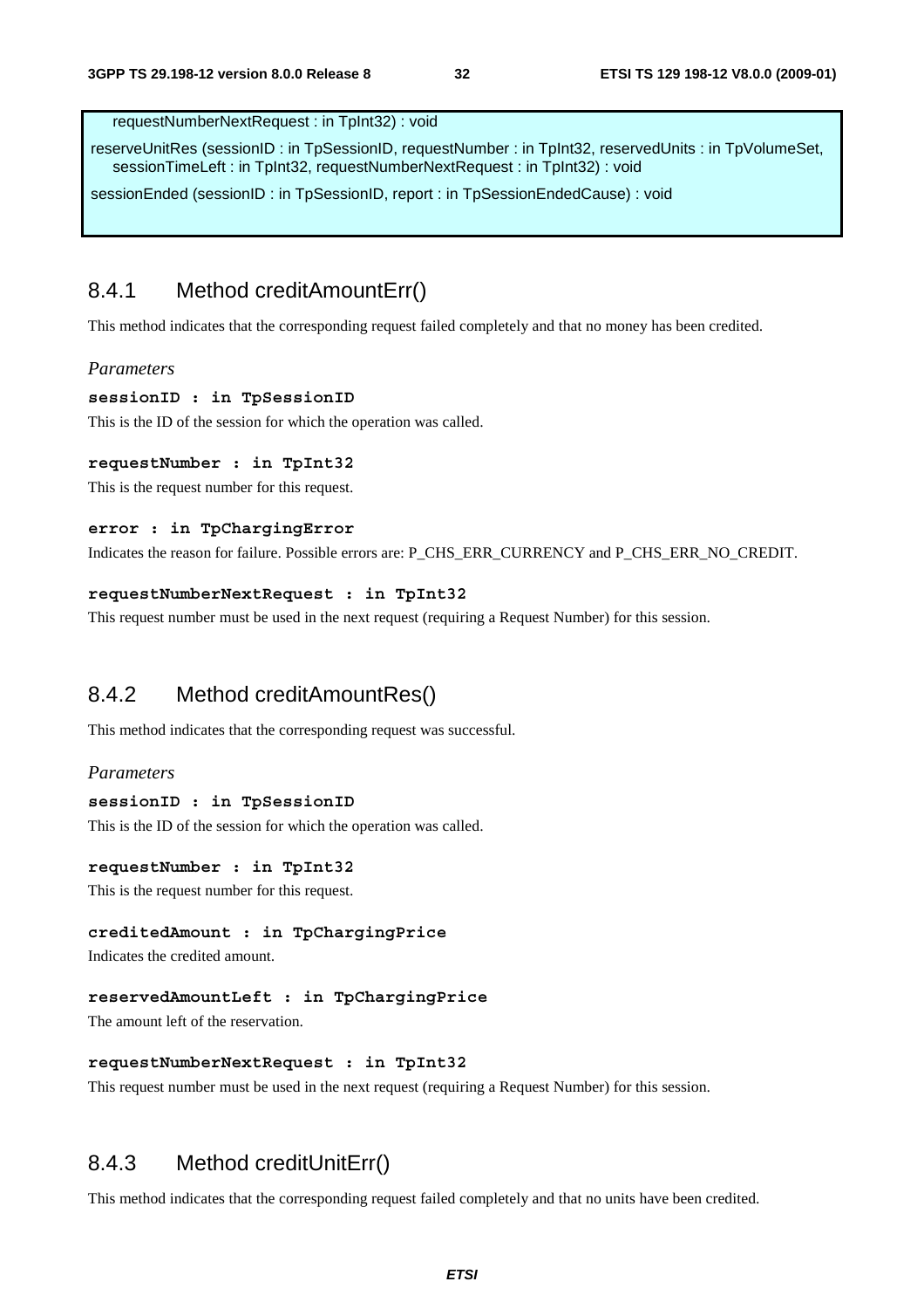requestNumberNextRequest : in TpInt32) : void

reserveUnitRes (sessionID : in TpSessionID, requestNumber : in TpInt32, reservedUnits : in TpVolumeSet, sessionTimeLeft : in TpInt32, requestNumberNextRequest : in TpInt32) : void

sessionEnded (sessionID : in TpSessionID, report : in TpSessionEndedCause) : void

## 8.4.1 Method creditAmountErr()

This method indicates that the corresponding request failed completely and that no money has been credited.

*Parameters*

**sessionID : in TpSessionID**

This is the ID of the session for which the operation was called.

**requestNumber : in TpInt32**

This is the request number for this request.

**error : in TpChargingError**

Indicates the reason for failure. Possible errors are: P_CHS_ERR_CURRENCY and P_CHS_ERR_NO_CREDIT.

**requestNumberNextRequest : in TpInt32**

This request number must be used in the next request (requiring a Request Number) for this session.

## 8.4.2 Method creditAmountRes()

This method indicates that the corresponding request was successful.

*Parameters*

**sessionID : in TpSessionID**

This is the ID of the session for which the operation was called.

**requestNumber : in TpInt32**

This is the request number for this request.

**creditedAmount : in TpChargingPrice**

Indicates the credited amount.

**reservedAmountLeft : in TpChargingPrice**

The amount left of the reservation.

**requestNumberNextRequest : in TpInt32**

This request number must be used in the next request (requiring a Request Number) for this session.

## 8.4.3 Method creditUnitErr()

This method indicates that the corresponding request failed completely and that no units have been credited.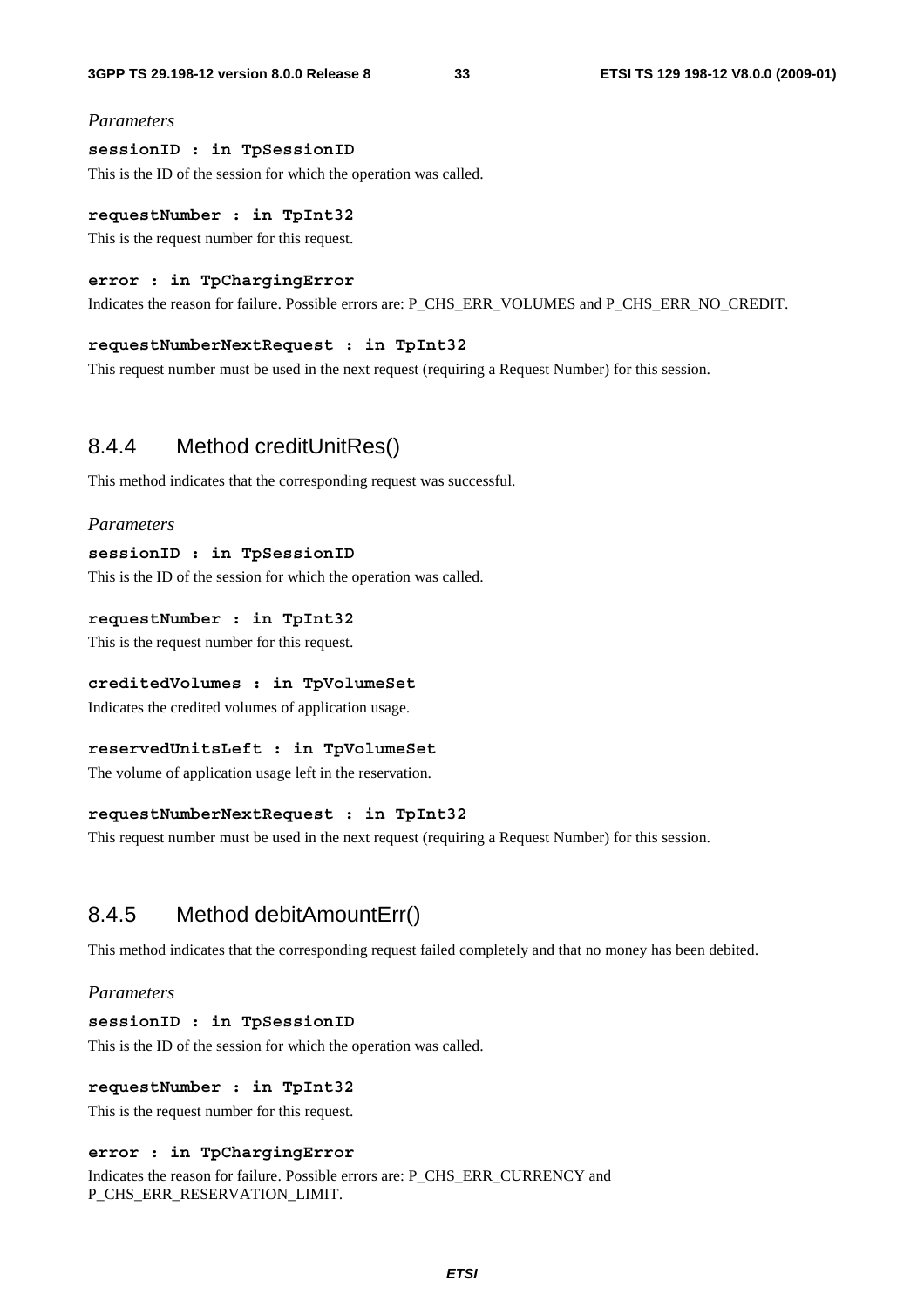*Parameters*

**sessionID : in TpSessionID**

This is the ID of the session for which the operation was called.

**requestNumber : in TpInt32**

This is the request number for this request.

**error : in TpChargingError**

Indicates the reason for failure. Possible errors are: P_CHS_ERR_VOLUMES and P_CHS_ERR_NO_CREDIT.

**requestNumberNextRequest : in TpInt32**

This request number must be used in the next request (requiring a Request Number) for this session.

### 8.4.4 Method creditUnitRes()

This method indicates that the corresponding request was successful.

*Parameters*

**sessionID : in TpSessionID**

This is the ID of the session for which the operation was called.

**requestNumber : in TpInt32**

This is the request number for this request.

**creditedVolumes : in TpVolumeSet**

Indicates the credited volumes of application usage.

**reservedUnitsLeft : in TpVolumeSet**

The volume of application usage left in the reservation.

**requestNumberNextRequest : in TpInt32**

This request number must be used in the next request (requiring a Request Number) for this session.

### 8.4.5 Method debitAmountErr()

This method indicates that the corresponding request failed completely and that no money has been debited.

*Parameters*

**sessionID : in TpSessionID**

This is the ID of the session for which the operation was called.

**requestNumber : in TpInt32**

This is the request number for this request.

**error : in TpChargingError**

Indicates the reason for failure. Possible errors are: P_CHS_ERR_CURRENCY and P_CHS_ERR_RESERVATION_LIMIT.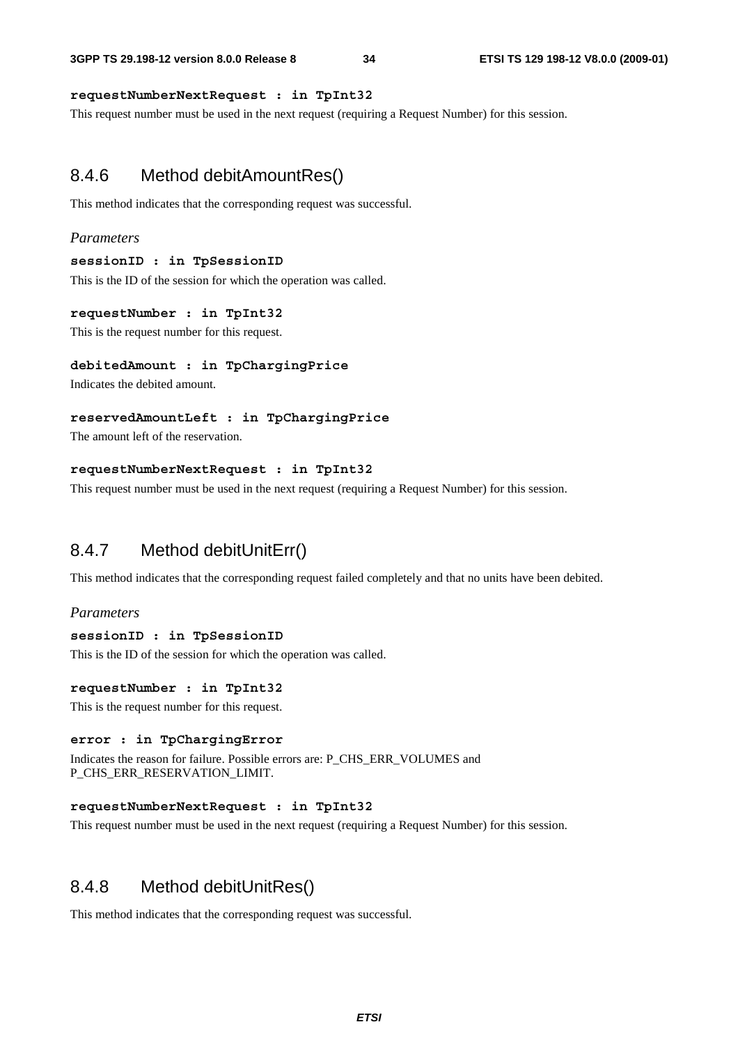**requestNumberNextRequest : in TpInt32**

This request number must be used in the next request (requiring a Request Number) for this session.

### 8.4.6 Method debitAmountRes()

This method indicates that the corresponding request was successful.

*Parameters*

**sessionID : in TpSessionID**

This is the ID of the session for which the operation was called.

**requestNumber : in TpInt32**

This is the request number for this request.

**debitedAmount : in TpChargingPrice**

Indicates the debited amount.

**reservedAmountLeft : in TpChargingPrice**

The amount left of the reservation.

**requestNumberNextRequest : in TpInt32**

This request number must be used in the next request (requiring a Request Number) for this session.

### 8.4.7 Method debitUnitErr()

This method indicates that the corresponding request failed completely and that no units have been debited.

*Parameters*

**sessionID : in TpSessionID**

This is the ID of the session for which the operation was called.

**requestNumber : in TpInt32**

This is the request number for this request.

**error : in TpChargingError**

Indicates the reason for failure. Possible errors are: P_CHS_ERR_VOLUMES and P_CHS_ERR_RESERVATION_LIMIT.

**requestNumberNextRequest : in TpInt32**

This request number must be used in the next request (requiring a Request Number) for this session.

### 8.4.8 Method debitUnitRes()

This method indicates that the corresponding request was successful.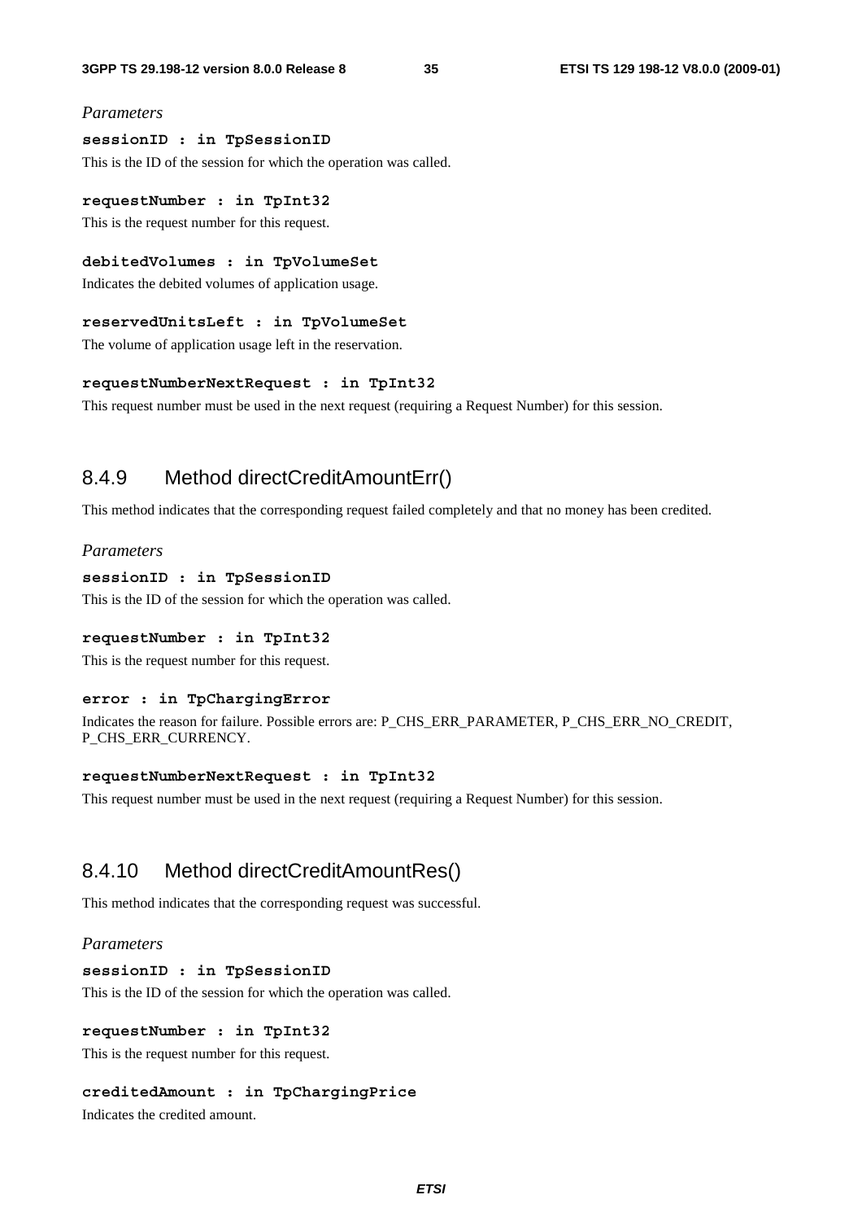*Parameters*

**sessionID : in TpSessionID**

This is the ID of the session for which the operation was called.

**requestNumber : in TpInt32**

This is the request number for this request.

**debitedVolumes : in TpVolumeSet**

Indicates the debited volumes of application usage.

**reservedUnitsLeft : in TpVolumeSet**

The volume of application usage left in the reservation.

**requestNumberNextRequest : in TpInt32**

This request number must be used in the next request (requiring a Request Number) for this session.

### 8.4.9 Method directCreditAmountErr()

This method indicates that the corresponding request failed completely and that no money has been credited.

*Parameters*

**sessionID : in TpSessionID**

This is the ID of the session for which the operation was called.

**requestNumber : in TpInt32**

This is the request number for this request.

**error : in TpChargingError**

Indicates the reason for failure. Possible errors are: P_CHS_ERR_PARAMETER, P_CHS_ERR_NO_CREDIT, P_CHS_ERR_CURRENCY.

**requestNumberNextRequest : in TpInt32**

This request number must be used in the next request (requiring a Request Number) for this session.

### 8.4.10 Method directCreditAmountRes()

This method indicates that the corresponding request was successful.

*Parameters*

**sessionID : in TpSessionID**

This is the ID of the session for which the operation was called.

**requestNumber : in TpInt32**

This is the request number for this request.

**creditedAmount : in TpChargingPrice**

Indicates the credited amount.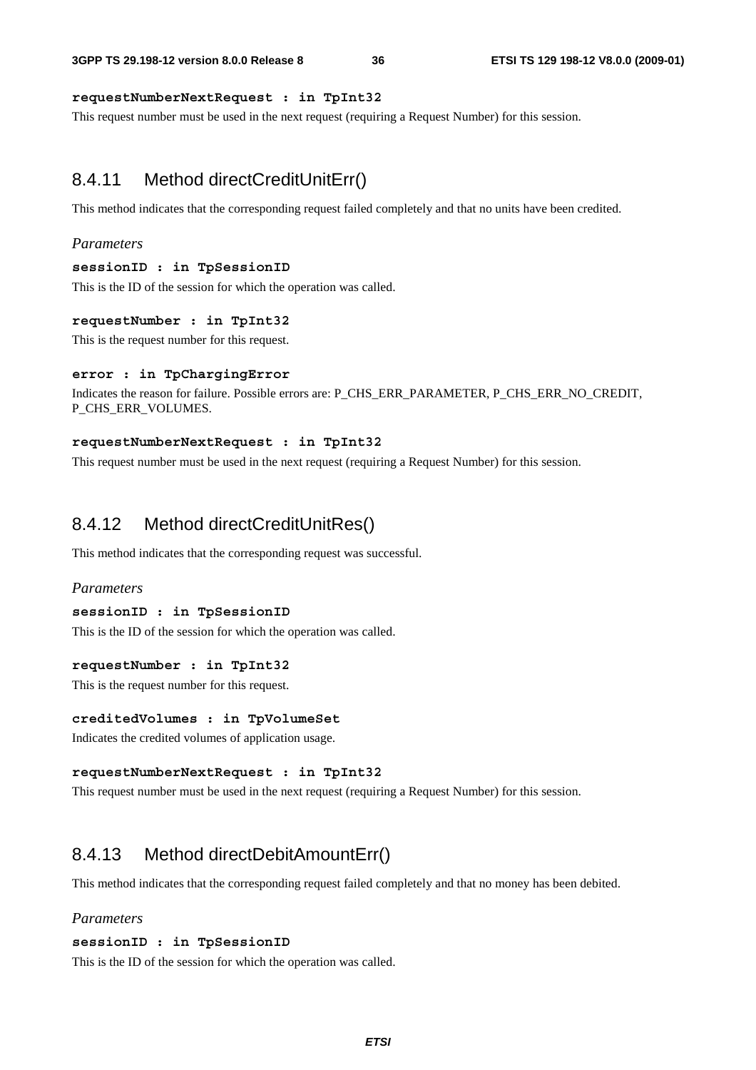**requestNumberNextRequest : in TpInt32**

This request number must be used in the next request (requiring a Request Number) for this session.

## 8.4.11 Method directCreditUnitErr()

This method indicates that the corresponding request failed completely and that no units have been credited.

*Parameters*

**sessionID : in TpSessionID**

This is the ID of the session for which the operation was called.

**requestNumber : in TpInt32**

This is the request number for this request.

**error : in TpChargingError**

Indicates the reason for failure. Possible errors are: P_CHS_ERR_PARAMETER, P_CHS_ERR_NO_CREDIT, P_CHS_ERR_VOLUMES.

**requestNumberNextRequest : in TpInt32**

This request number must be used in the next request (requiring a Request Number) for this session.

## 8.4.12 Method directCreditUnitRes()

This method indicates that the corresponding request was successful.

*Parameters*

**sessionID : in TpSessionID**

This is the ID of the session for which the operation was called.

**requestNumber : in TpInt32**

This is the request number for this request.

**creditedVolumes : in TpVolumeSet**

Indicates the credited volumes of application usage.

**requestNumberNextRequest : in TpInt32**

This request number must be used in the next request (requiring a Request Number) for this session.

## 8.4.13 Method directDebitAmountErr()

This method indicates that the corresponding request failed completely and that no money has been debited.

*Parameters*

**sessionID : in TpSessionID**

This is the ID of the session for which the operation was called.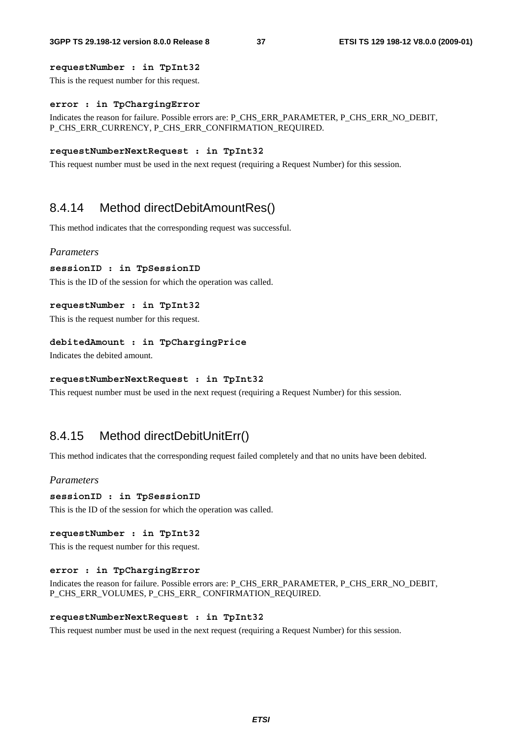**requestNumber : in TpInt32**

This is the request number for this request.

**error : in TpChargingError**

Indicates the reason for failure. Possible errors are: P_CHS_ERR_PARAMETER, P_CHS_ERR_NO_DEBIT, P_CHS_ERR_CURRENCY, P_CHS_ERR_CONFIRMATION_REQUIRED.

**requestNumberNextRequest : in TpInt32**

This request number must be used in the next request (requiring a Request Number) for this session.

### 8.4.14 Method directDebitAmountRes()

This method indicates that the corresponding request was successful.

*Parameters*

**sessionID : in TpSessionID**

This is the ID of the session for which the operation was called.

**requestNumber : in TpInt32**

This is the request number for this request.

**debitedAmount : in TpChargingPrice**

Indicates the debited amount.

**requestNumberNextRequest : in TpInt32**

This request number must be used in the next request (requiring a Request Number) for this session.

### 8.4.15 Method directDebitUnitErr()

This method indicates that the corresponding request failed completely and that no units have been debited.

*Parameters*

**sessionID : in TpSessionID**

This is the ID of the session for which the operation was called.

**requestNumber : in TpInt32**

This is the request number for this request.

**error : in TpChargingError**

Indicates the reason for failure. Possible errors are: P_CHS_ERR_PARAMETER, P_CHS_ERR_NO_DEBIT, P_CHS_ERR_VOLUMES, P_CHS_ERR_ CONFIRMATION_REQUIRED.

**requestNumberNextRequest : in TpInt32**

This request number must be used in the next request (requiring a Request Number) for this session.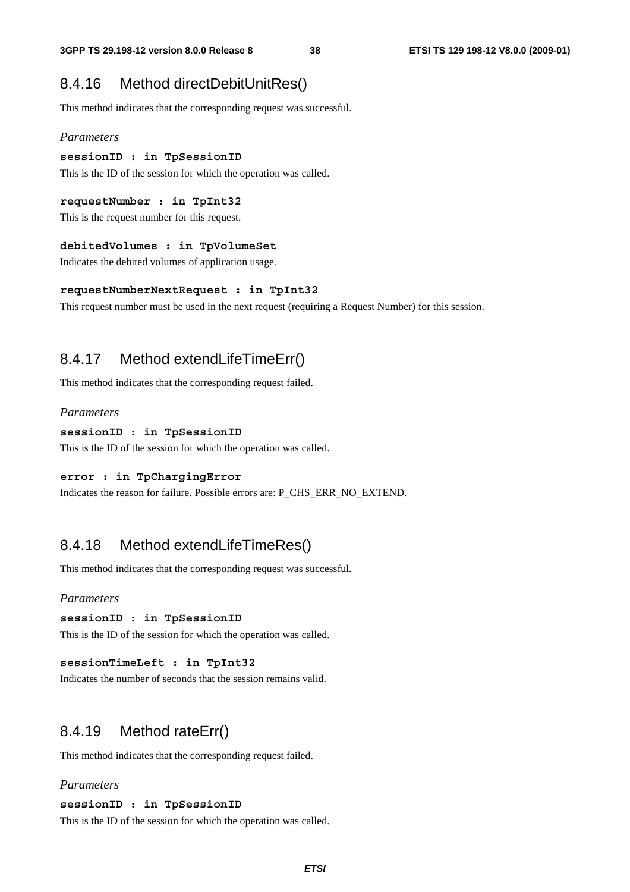## 8.4.16 Method directDebitUnitRes()

This method indicates that the corresponding request was successful.

*Parameters*

**sessionID : in TpSessionID**

This is the ID of the session for which the operation was called.

**requestNumber : in TpInt32**

This is the request number for this request.

**debitedVolumes : in TpVolumeSet**

Indicates the debited volumes of application usage.

**requestNumberNextRequest : in TpInt32**

This request number must be used in the next request (requiring a Request Number) for this session.

## 8.4.17 Method extendLifeTimeErr()

This method indicates that the corresponding request failed.

*Parameters*

**sessionID : in TpSessionID**

This is the ID of the session for which the operation was called.

**error : in TpChargingError**

Indicates the reason for failure. Possible errors are: P_CHS_ERR_NO_EXTEND.

## 8.4.18 Method extendLifeTimeRes()

This method indicates that the corresponding request was successful.

*Parameters*

**sessionID : in TpSessionID**

This is the ID of the session for which the operation was called.

**sessionTimeLeft : in TpInt32**

Indicates the number of seconds that the session remains valid.

## 8.4.19 Method rateErr()

This method indicates that the corresponding request failed.

*Parameters*

**sessionID : in TpSessionID**

This is the ID of the session for which the operation was called.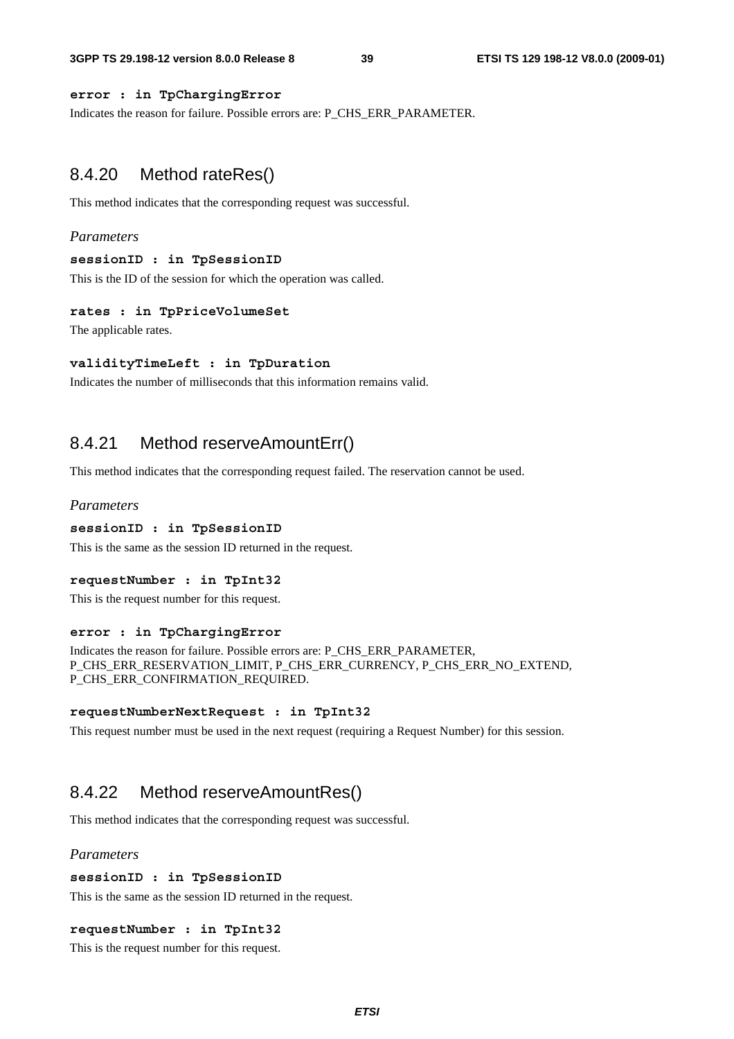**error : in TpChargingError**

Indicates the reason for failure. Possible errors are: P_CHS_ERR_PARAMETER.

### 8.4.20 Method rateRes()

This method indicates that the corresponding request was successful.

*Parameters*

**sessionID : in TpSessionID**

This is the ID of the session for which the operation was called.

**rates : in TpPriceVolumeSet**

The applicable rates.

**validityTimeLeft : in TpDuration**

Indicates the number of milliseconds that this information remains valid.

### 8.4.21 Method reserveAmountErr()

This method indicates that the corresponding request failed. The reservation cannot be used.

*Parameters*

**sessionID : in TpSessionID**

This is the same as the session ID returned in the request.

**requestNumber : in TpInt32**

This is the request number for this request.

**error : in TpChargingError**

Indicates the reason for failure. Possible errors are: P_CHS_ERR_PARAMETER, P_CHS_ERR_RESERVATION_LIMIT, P_CHS_ERR_CURRENCY, P_CHS_ERR_NO_EXTEND, P_CHS_ERR_CONFIRMATION_REQUIRED.

**requestNumberNextRequest : in TpInt32**

This request number must be used in the next request (requiring a Request Number) for this session.

### 8.4.22 Method reserveAmountRes()

This method indicates that the corresponding request was successful.

*Parameters*

**sessionID : in TpSessionID**

This is the same as the session ID returned in the request.

**requestNumber : in TpInt32**

This is the request number for this request.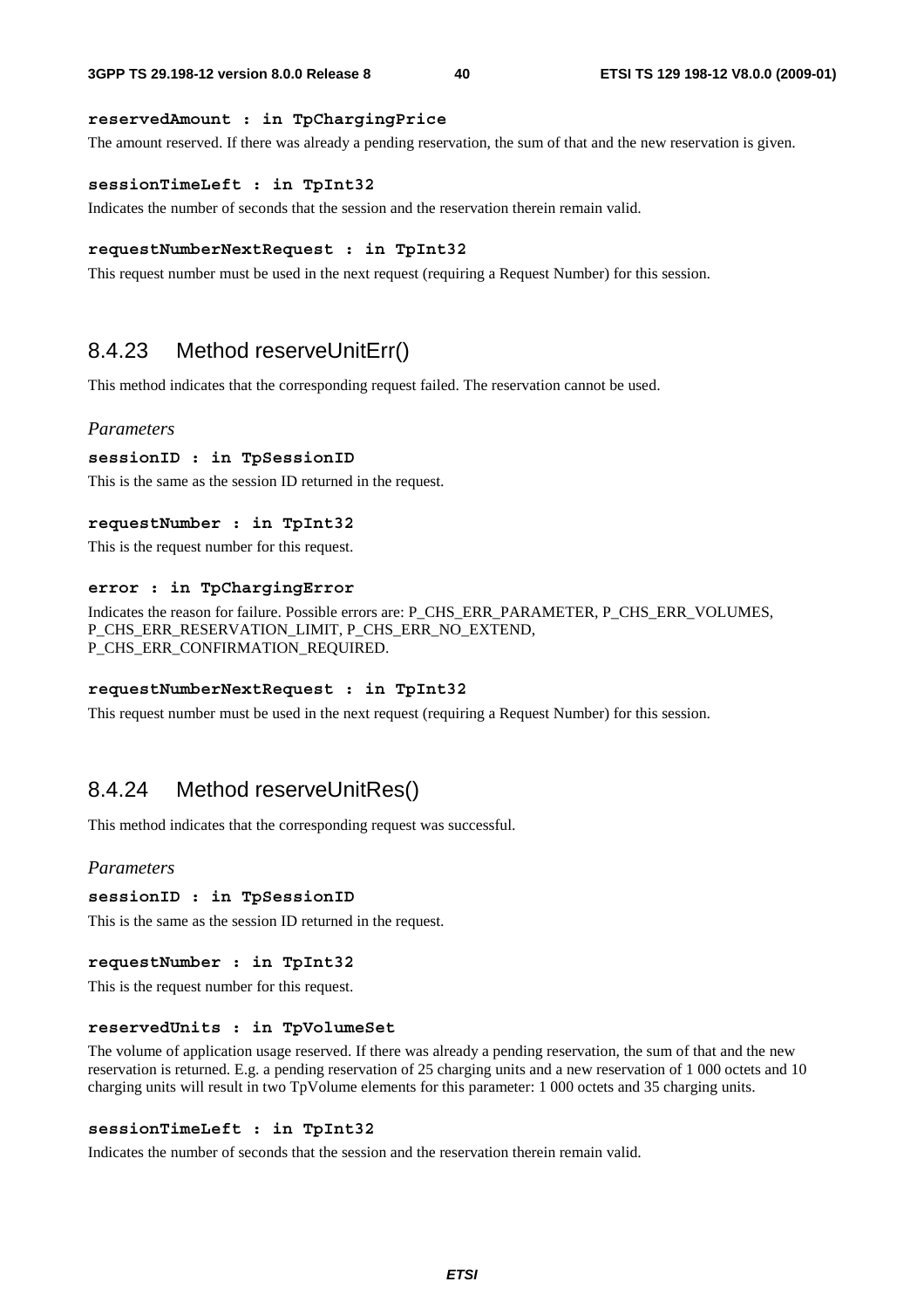**reservedAmount : in TpChargingPrice**

The amount reserved. If there was already a pending reservation, the sum of that and the new reservation is given.

**sessionTimeLeft : in TpInt32**

Indicates the number of seconds that the session and the reservation therein remain valid.

**requestNumberNextRequest : in TpInt32**

This request number must be used in the next request (requiring a Request Number) for this session.

## 8.4.23 Method reserveUnitErr()

This method indicates that the corresponding request failed. The reservation cannot be used.

*Parameters*

**sessionID : in TpSessionID**

This is the same as the session ID returned in the request.

**requestNumber : in TpInt32**

This is the request number for this request.

**error : in TpChargingError**

Indicates the reason for failure. Possible errors are: P_CHS_ERR_PARAMETER, P_CHS_ERR_VOLUMES, P_CHS_ERR_RESERVATION_LIMIT, P_CHS_ERR_NO_EXTEND, P_CHS_ERR_CONFIRMATION_REQUIRED.

**requestNumberNextRequest : in TpInt32**

This request number must be used in the next request (requiring a Request Number) for this session.

## 8.4.24 Method reserveUnitRes()

This method indicates that the corresponding request was successful.

*Parameters*

**sessionID : in TpSessionID**

This is the same as the session ID returned in the request.

**requestNumber : in TpInt32**

This is the request number for this request.

**reservedUnits : in TpVolumeSet**

The volume of application usage reserved. If there was already a pending reservation, the sum of that and the new reservation is returned. E.g. a pending reservation of 25 charging units and a new reservation of 1 000 octets and 10 charging units will result in two TpVolume elements for this parameter: 1 000 octets and 35 charging units.

**sessionTimeLeft : in TpInt32**

Indicates the number of seconds that the session and the reservation therein remain valid.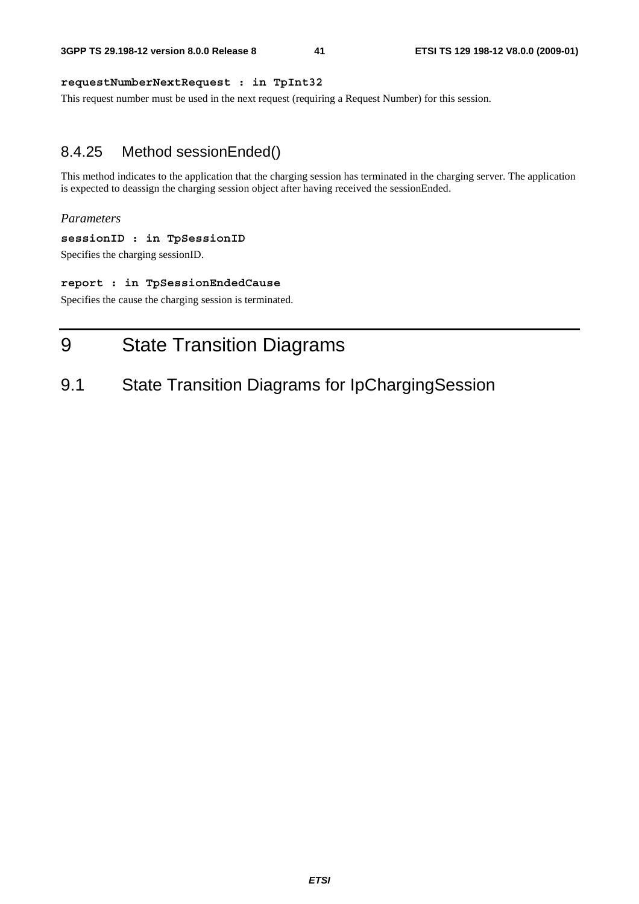**requestNumberNextRequest : in TpInt32**

This request number must be used in the next request (requiring a Request Number) for this session.

### 8.4.25 Method sessionEnded()

This method indicates to the application that the charging session has terminated in the charging server. The application is expected to deassign the charging session object after having received the sessionEnded.

*Parameters*

**sessionID : in TpSessionID**

Specifies the charging sessionID.

**report : in TpSessionEndedCause**

Specifies the cause the charging session is terminated.

# 9 State Transition Diagrams

## 9.1 State Transition Diagrams for IpChargingSession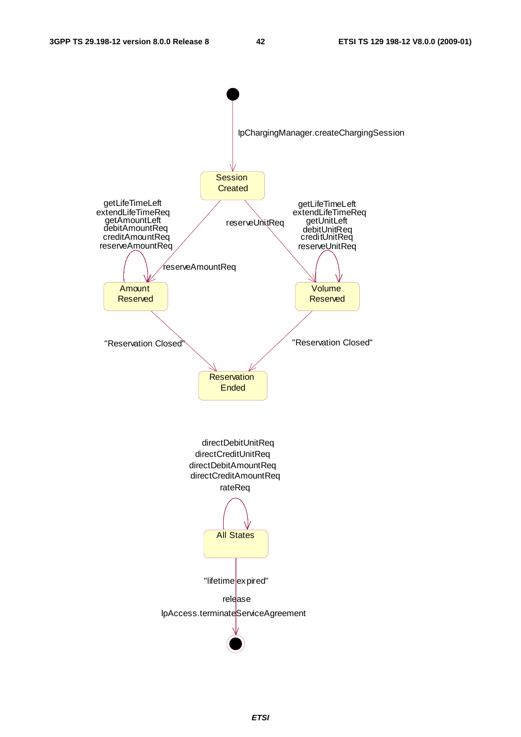IpChargingManager.createChargingSession

Session Created

getLifeTimeLeft
extendLifeTimeReq
getAmountLeft
debitAmountReq
creditAmountReq
reserveAmountReq

reserveUnitReq

getLifeTimeLeft
extendLifeTimeReq
getUnitLeft
debitUnitReq
creditUnitReq
reserveUnitReq

reserveAmountReq

Amount Reserved

Volume Reserved

"Reservation Closed"

"Reservation Closed"

Reservation Ended

directDebitUnitReq
directCreditUnitReq
directDebitAmountReq
directCreditAmountReq
rateReq

All States

"lifetime expired"

release

IpAccess.terminateServiceAgreement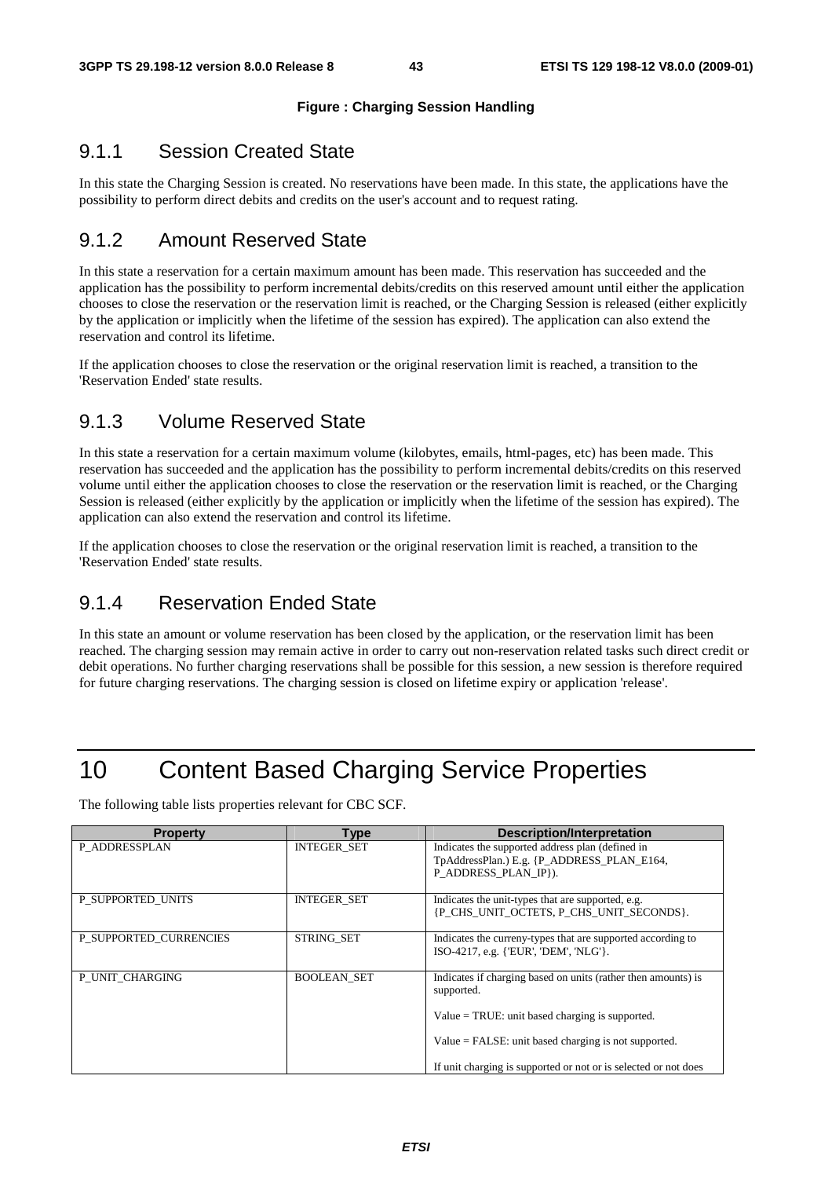**Figure : Charging Session Handling**

### 9.1.1 Session Created State

In this state the Charging Session is created. No reservations have been made. In this state, the applications have the possibility to perform direct debits and credits on the user's account and to request rating.

### 9.1.2 Amount Reserved State

In this state a reservation for a certain maximum amount has been made. This reservation has succeeded and the application has the possibility to perform incremental debits/credits on this reserved amount until either the application chooses to close the reservation or the reservation limit is reached, or the Charging Session is released (either explicitly by the application or implicitly when the lifetime of the session has expired). The application can also extend the reservation and control its lifetime.

If the application chooses to close the reservation or the original reservation limit is reached, a transition to the 'Reservation Ended' state results.

### 9.1.3 Volume Reserved State

In this state a reservation for a certain maximum volume (kilobytes, emails, html-pages, etc) has been made. This reservation has succeeded and the application has the possibility to perform incremental debits/credits on this reserved volume until either the application chooses to close the reservation or the reservation limit is reached, or the Charging Session is released (either explicitly by the application or implicitly when the lifetime of the session has expired). The application can also extend the reservation and control its lifetime.

If the application chooses to close the reservation or the original reservation limit is reached, a transition to the 'Reservation Ended' state results.

### 9.1.4 Reservation Ended State

In this state an amount or volume reservation has been closed by the application, or the reservation limit has been reached. The charging session may remain active in order to carry out non-reservation related tasks such direct credit or debit operations. No further charging reservations shall be possible for this session, a new session is therefore required for future charging reservations. The charging session is closed on lifetime expiry or application 'release'.

# 10 Content Based Charging Service Properties

The following table lists properties relevant for CBC SCF.

| Property | Type | Description/Interpretation |
|---|---|---|
| P_ADDRESSPLAN | INTEGER_SET | Indicates the supported address plan (defined in TpAddressPlan.) E.g. {P_ADDRESS_PLAN_E164, P_ADDRESS_PLAN_IP}). |
| P_SUPPORTED_UNITS | INTEGER_SET | Indicates the unit-types that are supported, e.g. {P_CHS_UNIT_OCTETS, P_CHS_UNIT_SECONDS}. |
| P_SUPPORTED_CURRENCIES | STRING_SET | Indicates the curreny-types that are supported according to ISO-4217, e.g. {'EUR', 'DEM', 'NLG'}. |
| P_UNIT_CHARGING | BOOLEAN_SET | Indicates if charging based on units (rather then amounts) is supported.<br><br>Value = TRUE: unit based charging is supported.<br><br>Value = FALSE: unit based charging is not supported.<br><br>If unit charging is supported or not or is selected or not does |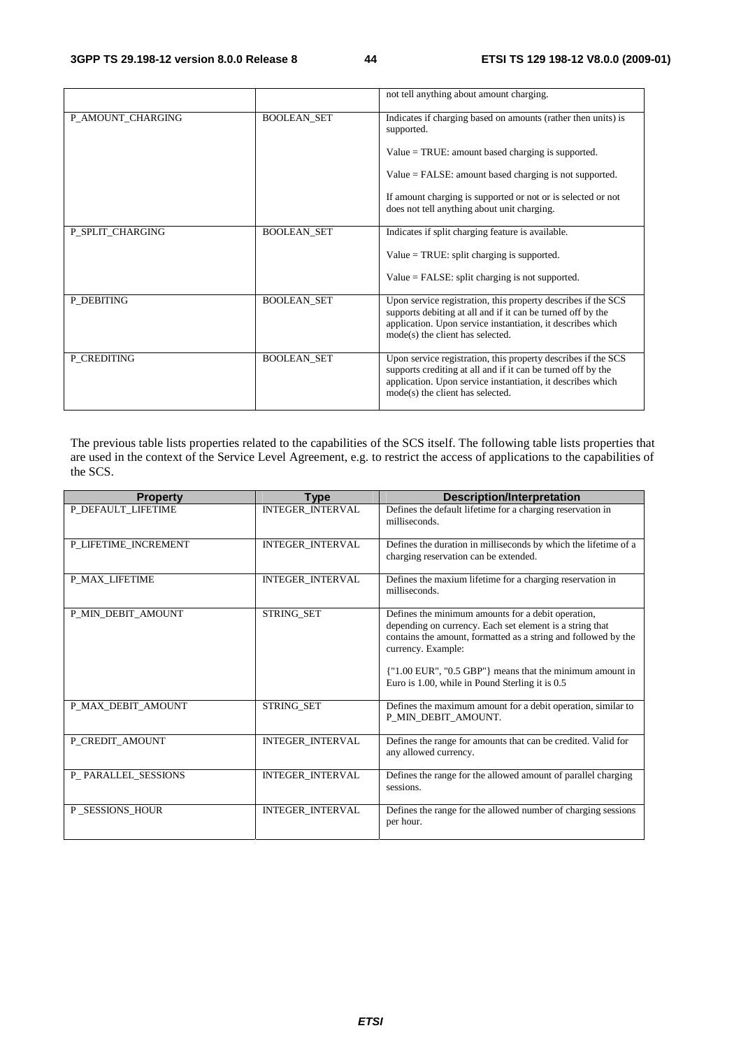| | | not tell anything about amount charging. |
|---|---|---|
| P_AMOUNT_CHARGING | BOOLEAN_SET | Indicates if charging based on amounts (rather then units) is supported.<br><br>Value = TRUE: amount based charging is supported.<br><br>Value = FALSE: amount based charging is not supported.<br><br>If amount charging is supported or not or is selected or not does not tell anything about unit charging. |
| P_SPLIT_CHARGING | BOOLEAN_SET | Indicates if split charging feature is available.<br><br>Value = TRUE: split charging is supported.<br><br>Value = FALSE: split charging is not supported. |
| P_DEBITING | BOOLEAN_SET | Upon service registration, this property describes if the SCS supports debiting at all and if it can be turned off by the application. Upon service instantiation, it describes which mode(s) the client has selected. |
| P_CREDITING | BOOLEAN_SET | Upon service registration, this property describes if the SCS supports crediting at all and if it can be turned off by the application. Upon service instantiation, it describes which mode(s) the client has selected. |

The previous table lists properties related to the capabilities of the SCS itself. The following table lists properties that are used in the context of the Service Level Agreement, e.g. to restrict the access of applications to the capabilities of the SCS.

| Property | Type | Description/Interpretation |
|---|---|---|
| P_DEFAULT_LIFETIME | INTEGER_INTERVAL | Defines the default lifetime for a charging reservation in milliseconds. |
| P_LIFETIME_INCREMENT | INTEGER_INTERVAL | Defines the duration in milliseconds by which the lifetime of a charging reservation can be extended. |
| P_MAX_LIFETIME | INTEGER_INTERVAL | Defines the maxium lifetime for a charging reservation in milliseconds. |
| P_MIN_DEBIT_AMOUNT | STRING_SET | Defines the minimum amounts for a debit operation, depending on currency. Each set element is a string that contains the amount, formatted as a string and followed by the currency. Example:<br><br>{"1.00 EUR", "0.5 GBP"} means that the minimum amount in Euro is 1.00, while in Pound Sterling it is 0.5 |
| P_MAX_DEBIT_AMOUNT | STRING_SET | Defines the maximum amount for a debit operation, similar to P_MIN_DEBIT_AMOUNT. |
| P_CREDIT_AMOUNT | INTEGER_INTERVAL | Defines the range for amounts that can be credited. Valid for any allowed currency. |
| P_ PARALLEL_SESSIONS | INTEGER_INTERVAL | Defines the range for the allowed amount of parallel charging sessions. |
| P _SESSIONS_HOUR | INTEGER_INTERVAL | Defines the range for the allowed number of charging sessions per hour. |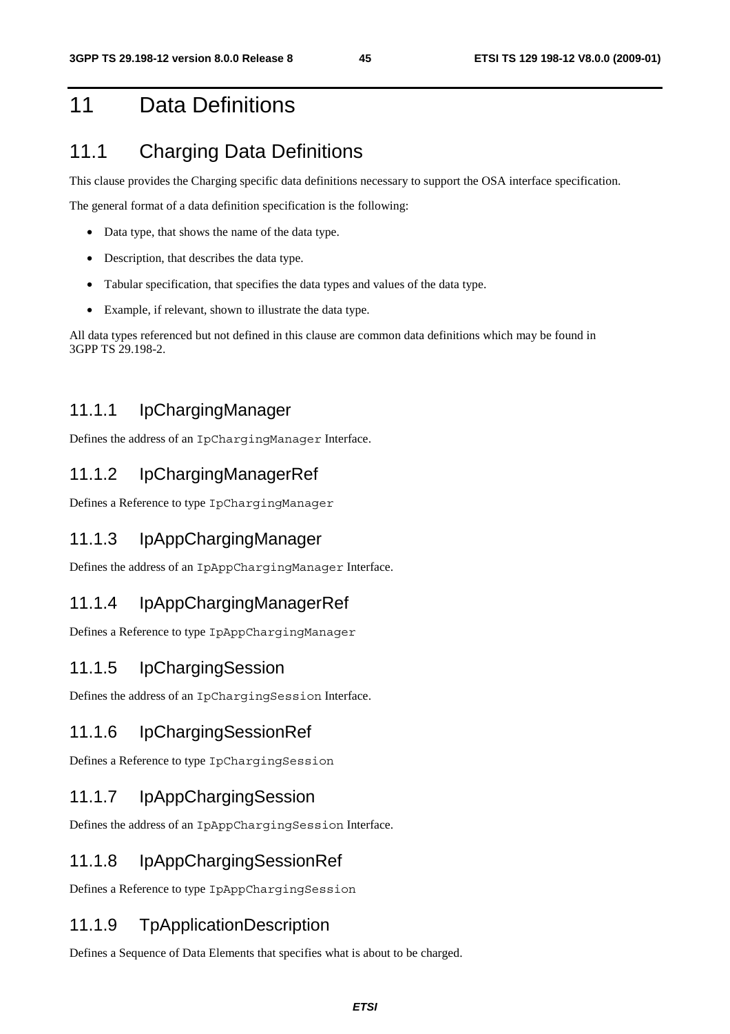# 11 Data Definitions

## 11.1 Charging Data Definitions

This clause provides the Charging specific data definitions necessary to support the OSA interface specification.

The general format of a data definition specification is the following:

- Data type, that shows the name of the data type.
- Description, that describes the data type.
- Tabular specification, that specifies the data types and values of the data type.
- Example, if relevant, shown to illustrate the data type.

All data types referenced but not defined in this clause are common data definitions which may be found in 3GPP TS 29.198-2.

### 11.1.1 IpChargingManager

Defines the address of an `IpChargingManager` Interface.

### 11.1.2 IpChargingManagerRef

Defines a Reference to type `IpChargingManager`

### 11.1.3 IpAppChargingManager

Defines the address of an `IpAppChargingManager` Interface.

### 11.1.4 IpAppChargingManagerRef

Defines a Reference to type `IpAppChargingManager`

### 11.1.5 IpChargingSession

Defines the address of an `IpChargingSession` Interface.

### 11.1.6 IpChargingSessionRef

Defines a Reference to type `IpChargingSession`

### 11.1.7 IpAppChargingSession

Defines the address of an `IpAppChargingSession` Interface.

### 11.1.8 IpAppChargingSessionRef

Defines a Reference to type `IpAppChargingSession`

### 11.1.9 TpApplicationDescription

Defines a Sequence of Data Elements that specifies what is about to be charged.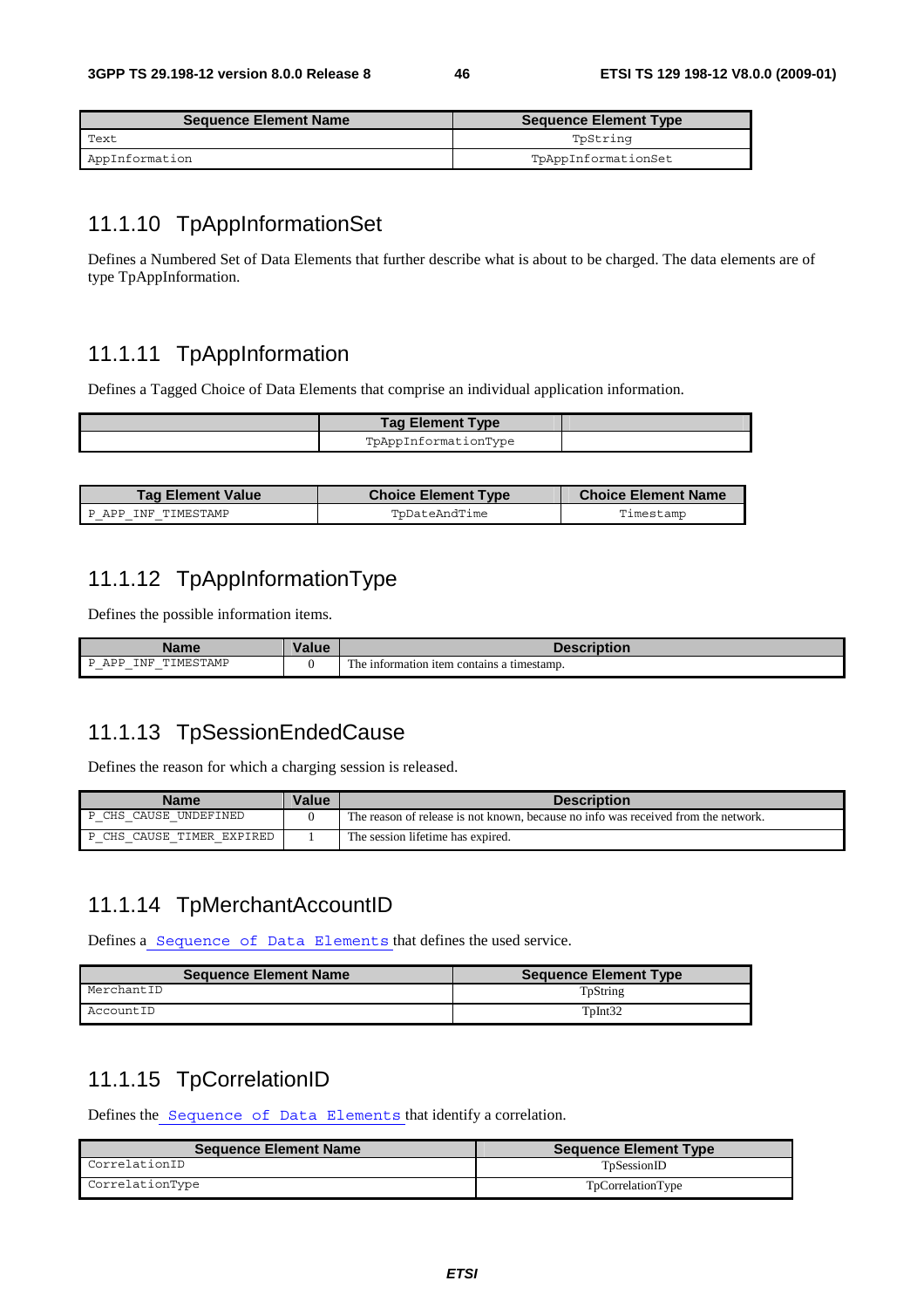| Sequence Element Name | Sequence Element Type |
| --- | --- |
| Text | TpString |
| AppInformation | TpAppInformationSet |

## 11.1.10 TpAppInformationSet

Defines a Numbered Set of Data Elements that further describe what is about to be charged. The data elements are of type TpAppInformation.

## 11.1.11 TpAppInformation

Defines a Tagged Choice of Data Elements that comprise an individual application information.

| | Tag Element Type | |
| --- | --- | --- |
| | TpAppInformationType | |

| Tag Element Value | Choice Element Type | Choice Element Name |
| --- | --- | --- |
| P_APP_INF_TIMESTAMP | TpDateAndTime | Timestamp |

## 11.1.12 TpAppInformationType

Defines the possible information items.

| Name | Value | Description |
| --- | --- | --- |
| P_APP_INF_TIMESTAMP | 0 | The information item contains a timestamp. |

## 11.1.13 TpSessionEndedCause

Defines the reason for which a charging session is released.

| Name | Value | Description |
| --- | --- | --- |
| P_CHS_CAUSE_UNDEFINED | 0 | The reason of release is not known, because no info was received from the network. |
| P_CHS_CAUSE_TIMER_EXPIRED | 1 | The session lifetime has expired. |

## 11.1.14 TpMerchantAccountID

Defines a Sequence of Data Elements that defines the used service.

| Sequence Element Name | Sequence Element Type |
| --- | --- |
| MerchantID | TpString |
| AccountID | TpInt32 |

## 11.1.15 TpCorrelationID

Defines the Sequence of Data Elements that identify a correlation.

| Sequence Element Name | Sequence Element Type |
| --- | --- |
| CorrelationID | TpSessionID |
| CorrelationType | TpCorrelationType |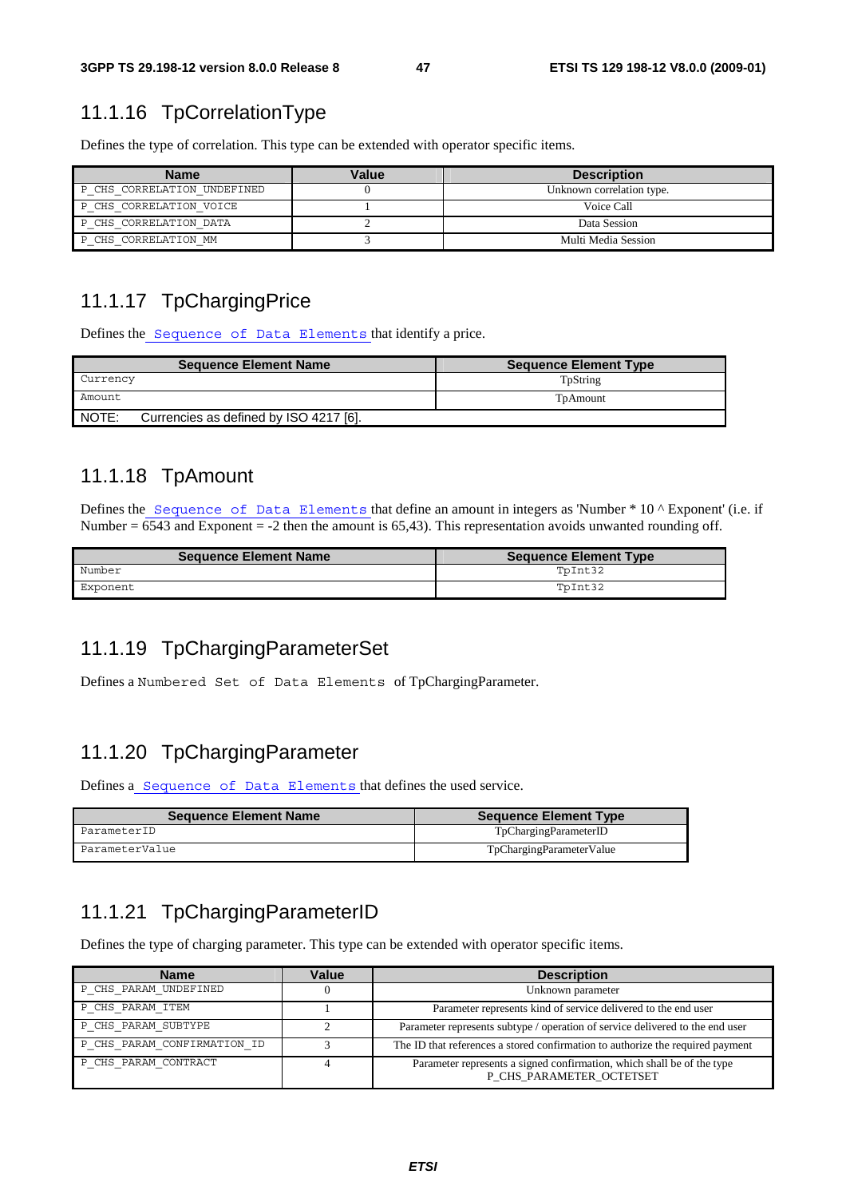## 11.1.16 TpCorrelationType

Defines the type of correlation. This type can be extended with operator specific items.

| Name | Value | Description |
|---|---|---|
| P_CHS_CORRELATION_UNDEFINED | 0 | Unknown correlation type. |
| P_CHS_CORRELATION_VOICE | 1 | Voice Call |
| P_CHS_CORRELATION_DATA | 2 | Data Session |
| P_CHS_CORRELATION_MM | 3 | Multi Media Session |

## 11.1.17 TpChargingPrice

Defines the Sequence of Data Elements that identify a price.

| Sequence Element Name | Sequence Element Type |
|---|---|
| Currency | TpString |
| Amount | TpAmount |
| NOTE: Currencies as defined by ISO 4217 [6]. | |

## 11.1.18 TpAmount

Defines the Sequence of Data Elements that define an amount in integers as 'Number * 10 ^ Exponent' (i.e. if Number = 6543 and Exponent = -2 then the amount is 65,43). This representation avoids unwanted rounding off.

| Sequence Element Name | Sequence Element Type |
|---|---|
| Number | TpInt32 |
| Exponent | TpInt32 |

## 11.1.19 TpChargingParameterSet

Defines a Numbered Set of Data Elements of TpChargingParameter.

## 11.1.20 TpChargingParameter

Defines a Sequence of Data Elements that defines the used service.

| Sequence Element Name | Sequence Element Type |
|---|---|
| ParameterID | TpChargingParameterID |
| ParameterValue | TpChargingParameterValue |

## 11.1.21 TpChargingParameterID

Defines the type of charging parameter. This type can be extended with operator specific items.

| Name | Value | Description |
|---|---|---|
| P_CHS_PARAM_UNDEFINED | 0 | Unknown parameter |
| P_CHS_PARAM_ITEM | 1 | Parameter represents kind of service delivered to the end user |
| P_CHS_PARAM_SUBTYPE | 2 | Parameter represents subtype / operation of service delivered to the end user |
| P_CHS_PARAM_CONFIRMATION_ID | 3 | The ID that references a stored confirmation to authorize the required payment |
| P_CHS_PARAM_CONTRACT | 4 | Parameter represents a signed confirmation, which shall be of the type P_CHS_PARAMETER_OCTETSET |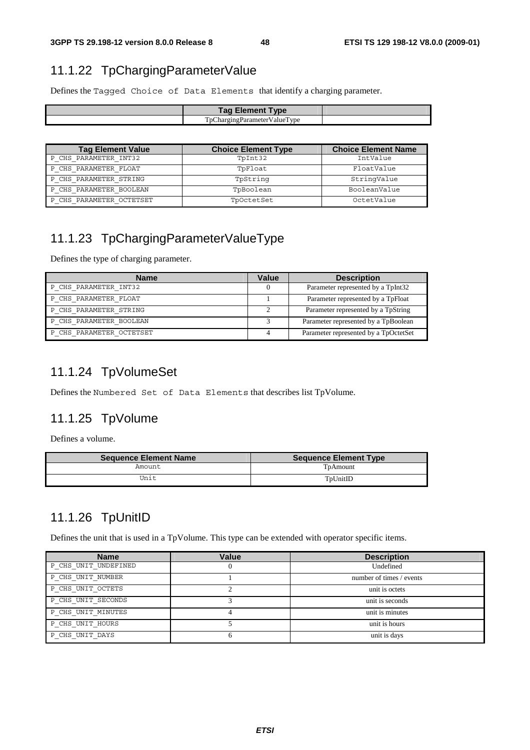### 11.1.22 TpChargingParameterValue

Defines the Tagged Choice of Data Elements that identify a charging parameter.

| | Tag Element Type | |
|---|---|---|
| | TpChargingParameterValueType | |

| Tag Element Value | Choice Element Type | Choice Element Name |
|---|---|---|
| P_CHS_PARAMETER_INT32 | TpInt32 | IntValue |
| P_CHS_PARAMETER_FLOAT | TpFloat | FloatValue |
| P_CHS_PARAMETER_STRING | TpString | StringValue |
| P_CHS_PARAMETER_BOOLEAN | TpBoolean | BooleanValue |
| P_CHS_PARAMETER_OCTETSET | TpOctetSet | OctetValue |

### 11.1.23 TpChargingParameterValueType

Defines the type of charging parameter.

| Name | Value | Description |
|---|---|---|
| P_CHS_PARAMETER_INT32 | 0 | Parameter represented by a TpInt32 |
| P_CHS_PARAMETER_FLOAT | 1 | Parameter represented by a TpFloat |
| P_CHS_PARAMETER_STRING | 2 | Parameter represented by a TpString |
| P_CHS_PARAMETER_BOOLEAN | 3 | Parameter represented by a TpBoolean |
| P_CHS_PARAMETER_OCTETSET | 4 | Parameter represented by a TpOctetSet |

### 11.1.24 TpVolumeSet

Defines the Numbered Set of Data Elements that describes list TpVolume.

### 11.1.25 TpVolume

Defines a volume.

| Sequence Element Name | Sequence Element Type |
|---|---|
| Amount | TpAmount |
| Unit | TpUnitID |

### 11.1.26 TpUnitID

Defines the unit that is used in a TpVolume. This type can be extended with operator specific items.

| Name | Value | Description |
|---|---|---|
| P_CHS_UNIT_UNDEFINED | 0 | Undefined |
| P_CHS_UNIT_NUMBER | 1 | number of times / events |
| P_CHS_UNIT_OCTETS | 2 | unit is octets |
| P_CHS_UNIT_SECONDS | 3 | unit is seconds |
| P_CHS_UNIT_MINUTES | 4 | unit is minutes |
| P_CHS_UNIT_HOURS | 5 | unit is hours |
| P_CHS_UNIT_DAYS | 6 | unit is days |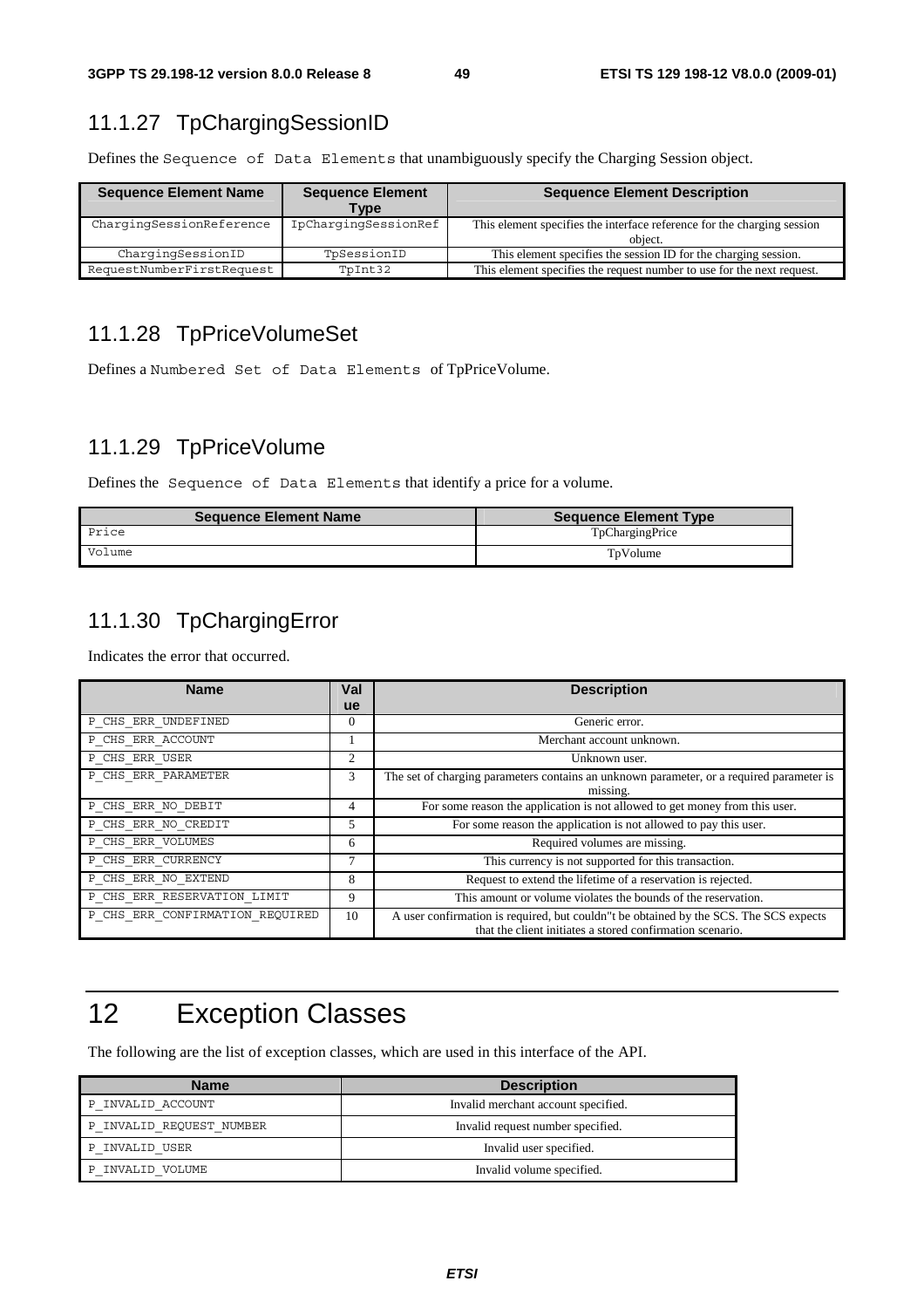### 11.1.27 TpChargingSessionID

Defines the `Sequence of Data Elements` that unambiguously specify the Charging Session object.

| Sequence Element Name | Sequence Element Type | Sequence Element Description |
| --- | --- | --- |
| ChargingSessionReference | IpChargingSessionRef | This element specifies the interface reference for the charging session object. |
| ChargingSessionID | TpSessionID | This element specifies the session ID for the charging session. |
| RequestNumberFirstRequest | TpInt32 | This element specifies the request number to use for the next request. |

### 11.1.28 TpPriceVolumeSet

Defines a `Numbered Set of Data Elements` of TpPriceVolume.

### 11.1.29 TpPriceVolume

Defines the `Sequence of Data Elements` that identify a price for a volume.

| Sequence Element Name | Sequence Element Type |
| --- | --- |
| Price | TpChargingPrice |
| Volume | TpVolume |

### 11.1.30 TpChargingError

Indicates the error that occurred.

| Name | Value | Description |
| --- | --- | --- |
| P_CHS_ERR_UNDEFINED | 0 | Generic error. |
| P_CHS_ERR_ACCOUNT | 1 | Merchant account unknown. |
| P_CHS_ERR_USER | 2 | Unknown user. |
| P_CHS_ERR_PARAMETER | 3 | The set of charging parameters contains an unknown parameter, or a required parameter is missing. |
| P_CHS_ERR_NO_DEBIT | 4 | For some reason the application is not allowed to get money from this user. |
| P_CHS_ERR_NO_CREDIT | 5 | For some reason the application is not allowed to pay this user. |
| P_CHS_ERR_VOLUMES | 6 | Required volumes are missing. |
| P_CHS_ERR_CURRENCY | 7 | This currency is not supported for this transaction. |
| P_CHS_ERR_NO_EXTEND | 8 | Request to extend the lifetime of a reservation is rejected. |
| P_CHS_ERR_RESERVATION_LIMIT | 9 | This amount or volume violates the bounds of the reservation. |
| P_CHS_ERR_CONFIRMATION_REQUIRED | 10 | A user confirmation is required, but couldn"t be obtained by the SCS. The SCS expects that the client initiates a stored confirmation scenario. |

# 12 Exception Classes

The following are the list of exception classes, which are used in this interface of the API.

| Name | Description |
| --- | --- |
| P_INVALID_ACCOUNT | Invalid merchant account specified. |
| P_INVALID_REQUEST_NUMBER | Invalid request number specified. |
| P_INVALID_USER | Invalid user specified. |
| P_INVALID_VOLUME | Invalid volume specified. |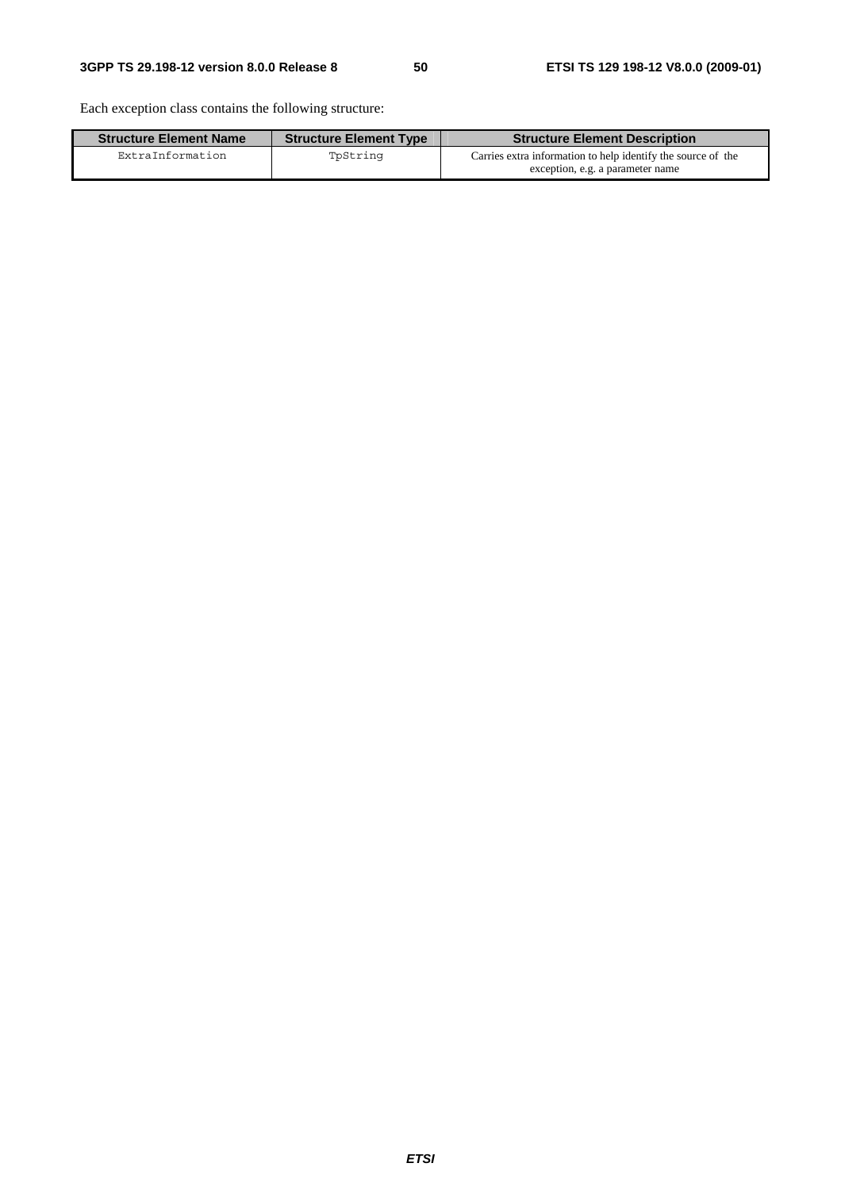Each exception class contains the following structure:

| Structure Element Name | Structure Element Type | Structure Element Description |
| --- | --- | --- |
| ExtraInformation | TpString | Carries extra information to help identify the source of the exception, e.g. a parameter name |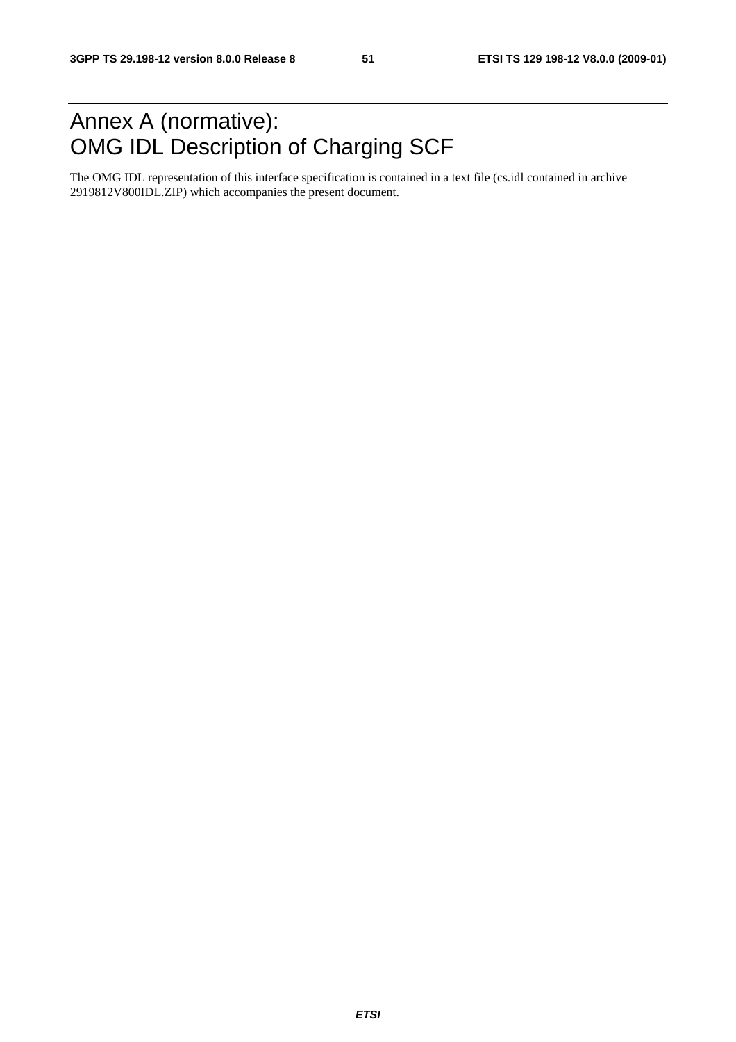# Annex A (normative): OMG IDL Description of Charging SCF

The OMG IDL representation of this interface specification is contained in a text file (cs.idl contained in archive 2919812V800IDL.ZIP) which accompanies the present document.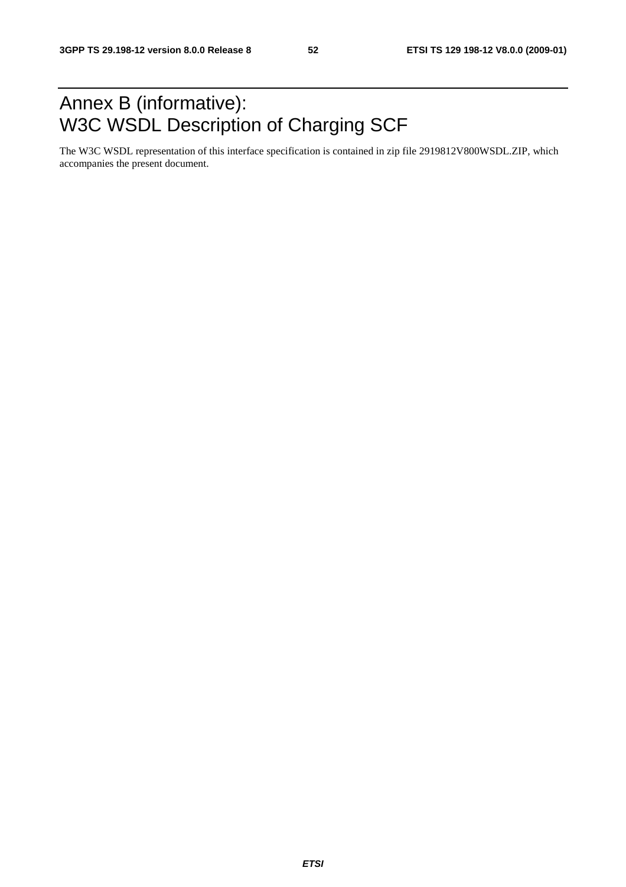# Annex B (informative): W3C WSDL Description of Charging SCF

The W3C WSDL representation of this interface specification is contained in zip file 2919812V800WSDL.ZIP, which accompanies the present document.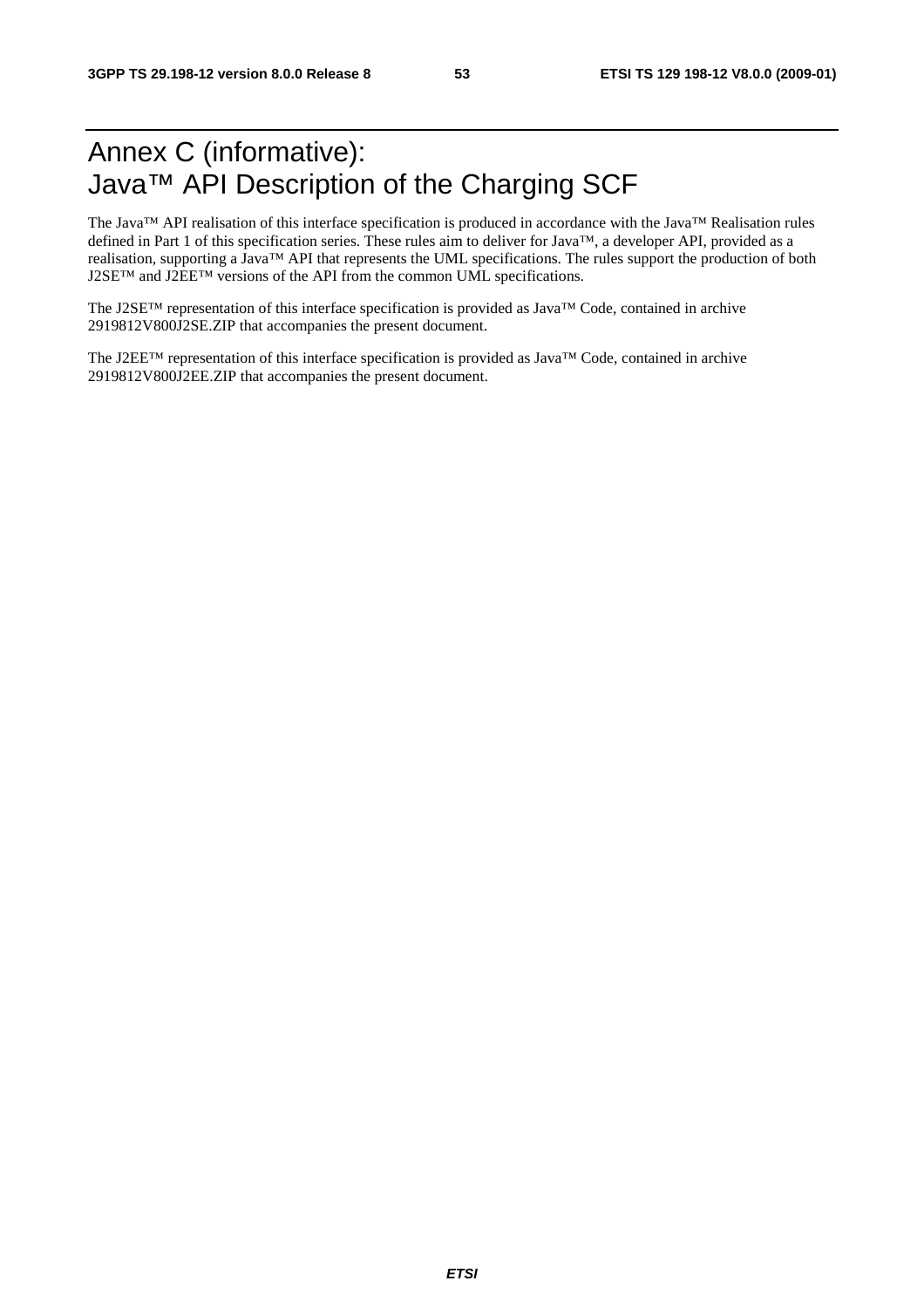# Annex C (informative): Java™ API Description of the Charging SCF

The Java™ API realisation of this interface specification is produced in accordance with the Java™ Realisation rules defined in Part 1 of this specification series. These rules aim to deliver for Java™, a developer API, provided as a realisation, supporting a Java™ API that represents the UML specifications. The rules support the production of both J2SE™ and J2EE™ versions of the API from the common UML specifications.

The J2SE™ representation of this interface specification is provided as Java™ Code, contained in archive 2919812V800J2SE.ZIP that accompanies the present document.

The J2EE™ representation of this interface specification is provided as Java™ Code, contained in archive 2919812V800J2EE.ZIP that accompanies the present document.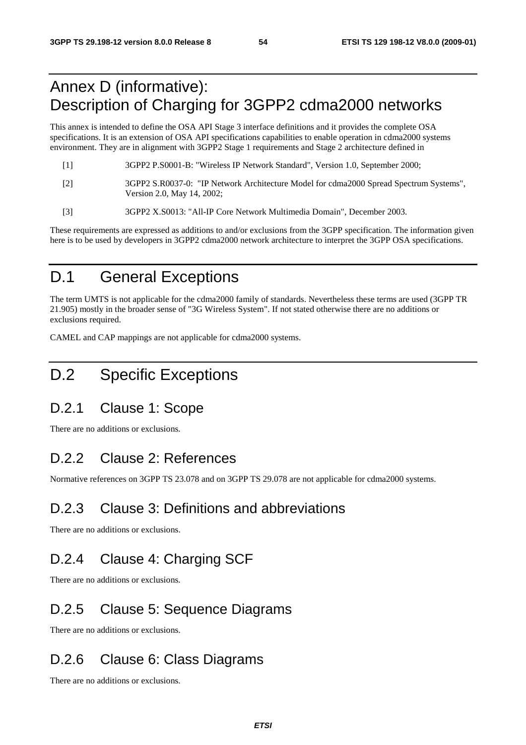# Annex D (informative): Description of Charging for 3GPP2 cdma2000 networks

This annex is intended to define the OSA API Stage 3 interface definitions and it provides the complete OSA specifications. It is an extension of OSA API specifications capabilities to enable operation in cdma2000 systems environment. They are in alignment with 3GPP2 Stage 1 requirements and Stage 2 architecture defined in

[1] 3GPP2 P.S0001-B: "Wireless IP Network Standard", Version 1.0, September 2000;

[2] 3GPP2 S.R0037-0: "IP Network Architecture Model for cdma2000 Spread Spectrum Systems", Version 2.0, May 14, 2002;

[3] 3GPP2 X.S0013: "All-IP Core Network Multimedia Domain", December 2003.

These requirements are expressed as additions to and/or exclusions from the 3GPP specification. The information given here is to be used by developers in 3GPP2 cdma2000 network architecture to interpret the 3GPP OSA specifications.

# D.1 General Exceptions

The term UMTS is not applicable for the cdma2000 family of standards. Nevertheless these terms are used (3GPP TR 21.905) mostly in the broader sense of "3G Wireless System". If not stated otherwise there are no additions or exclusions required.

CAMEL and CAP mappings are not applicable for cdma2000 systems.

# D.2 Specific Exceptions

## D.2.1 Clause 1: Scope

There are no additions or exclusions.

## D.2.2 Clause 2: References

Normative references on 3GPP TS 23.078 and on 3GPP TS 29.078 are not applicable for cdma2000 systems.

## D.2.3 Clause 3: Definitions and abbreviations

There are no additions or exclusions.

## D.2.4 Clause 4: Charging SCF

There are no additions or exclusions.

## D.2.5 Clause 5: Sequence Diagrams

There are no additions or exclusions.

## D.2.6 Clause 6: Class Diagrams

There are no additions or exclusions.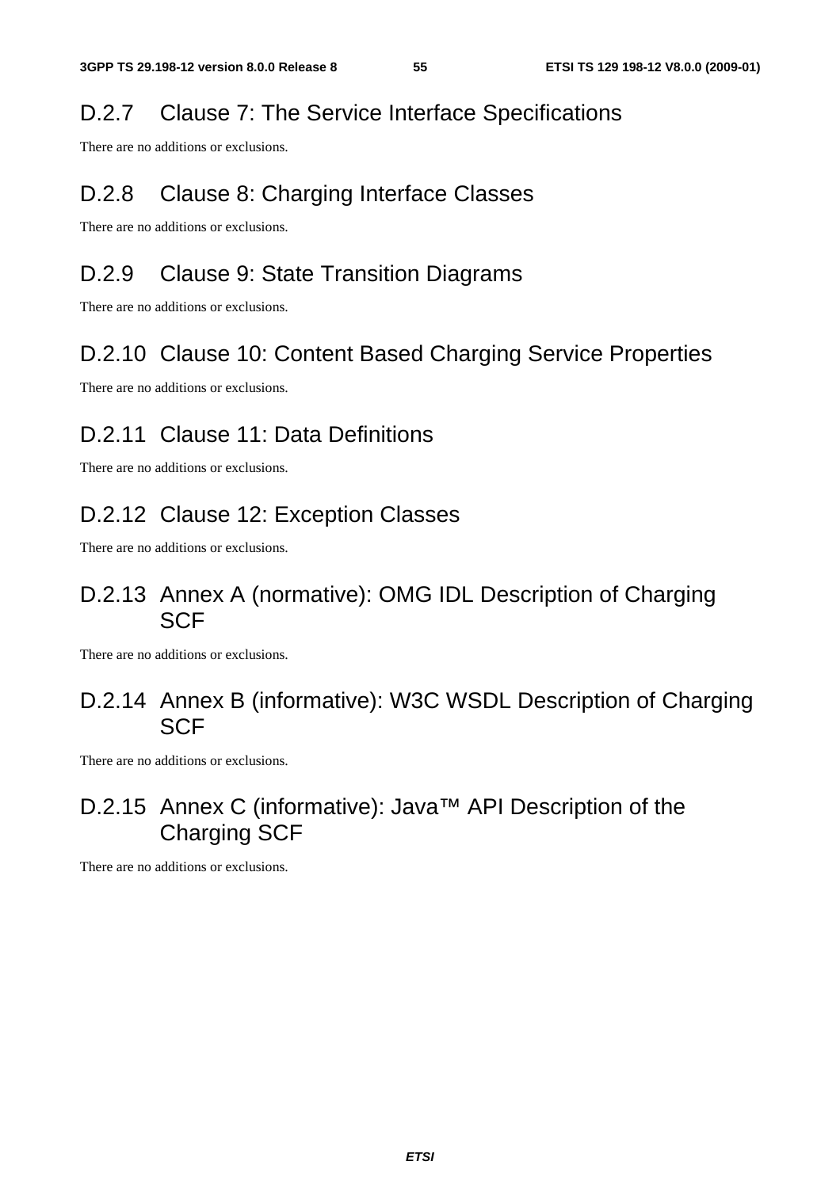## D.2.7 Clause 7: The Service Interface Specifications

There are no additions or exclusions.

## D.2.8 Clause 8: Charging Interface Classes

There are no additions or exclusions.

## D.2.9 Clause 9: State Transition Diagrams

There are no additions or exclusions.

## D.2.10 Clause 10: Content Based Charging Service Properties

There are no additions or exclusions.

## D.2.11 Clause 11: Data Definitions

There are no additions or exclusions.

## D.2.12 Clause 12: Exception Classes

There are no additions or exclusions.

## D.2.13 Annex A (normative): OMG IDL Description of Charging SCF

There are no additions or exclusions.

## D.2.14 Annex B (informative): W3C WSDL Description of Charging SCF

There are no additions or exclusions.

## D.2.15 Annex C (informative): Java™ API Description of the Charging SCF

There are no additions or exclusions.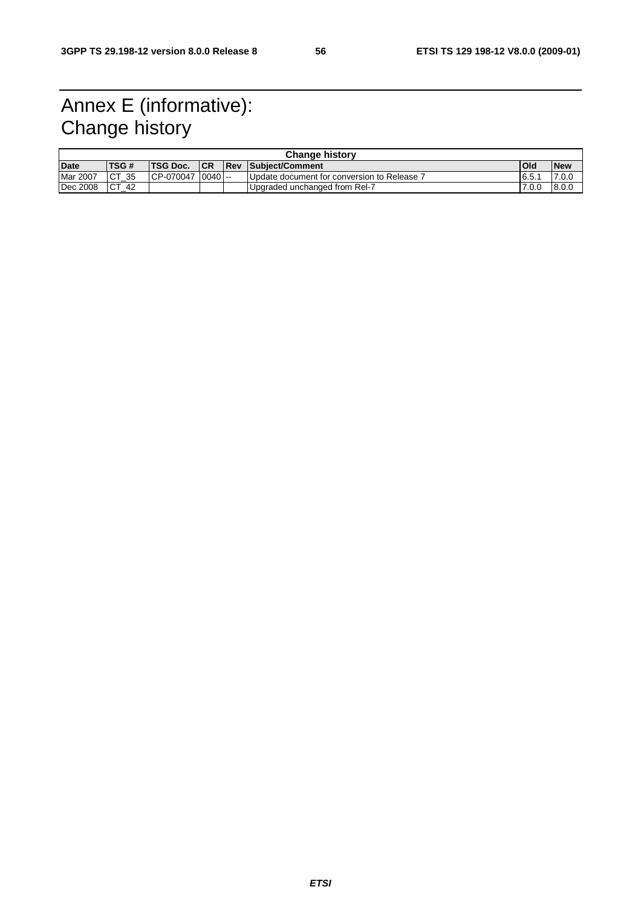# Annex E (informative): Change history

| Change history | | | | | | | |
|---|---|---|---|---|---|---|---|
| **Date** | **TSG #** | **TSG Doc.** | **CR** | **Rev** | **Subject/Comment** | **Old** | **New** |
| Mar 2007 | CT_35 | CP-070047 | 0040 | -- | Update document for conversion to Release 7 | 6.5.1 | 7.0.0 |
| Dec 2008 | CT_42 | | | | Upgraded unchanged from Rel-7 | 7.0.0 | 8.0.0 |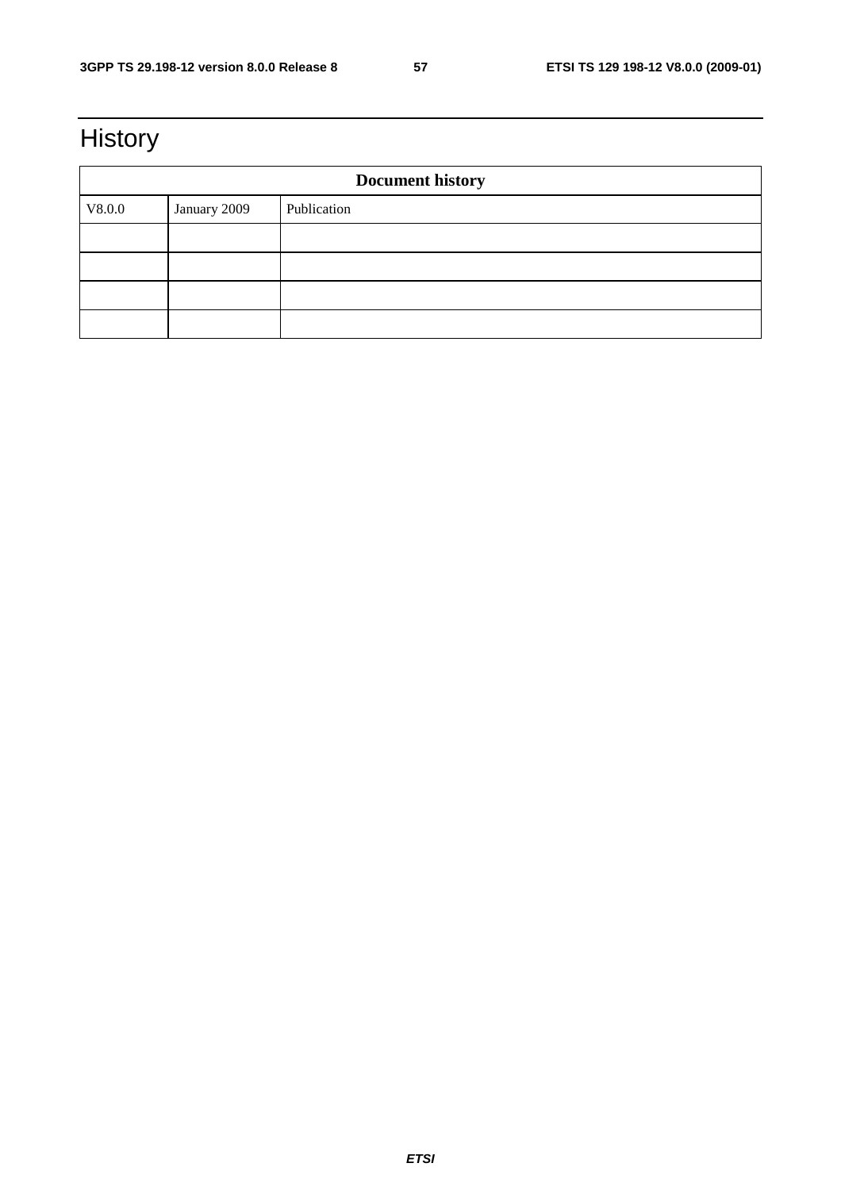# History

| Document history | | |
|---|---|---|
| V8.0.0 | January 2009 | Publication |
| | | |
| | | |
| | | |
| | | |